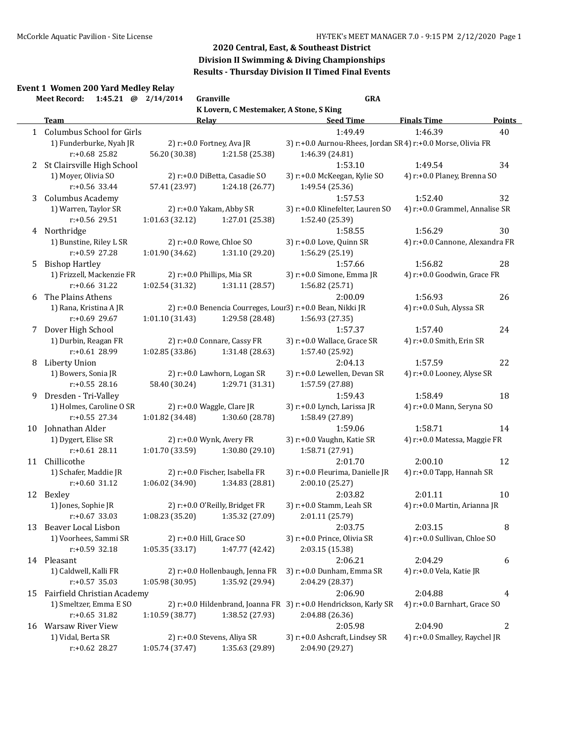## 2020 Central, East, & Southeast District
## Division II Swimming & Diving Championships
## Results - Thursday Division II Timed Final Events

### Event 1 Women 200 Yard Medley Relay

**Meet Record: 1:45.21 @ 2/14/2014 Granville GRA**
K Lovern, C Mestemaker, A Stone, S King

| | Team | Relay | Seed Time | Finals Time | Points |
|---|---|---|---|---|---|
| 1 | Columbus School for Girls | | 1:49.49 | 1:46.39 | 40 |
| | 1) Funderburke, Nyah JR | 2) r:+0.0 Fortney, Ava JR | 3) r:+0.0 Aurnou-Rhees, Jordan SR | 4) r:+0.0 Morse, Olivia FR | |
| | r:+0.68 25.82 | 56.20 (30.38) | 1:21.58 (25.38) | 1:46.39 (24.81) | |
| 2 | St Clairsville High School | | 1:53.10 | 1:49.54 | 34 |
| | 1) Moyer, Olivia SO | 2) r:+0.0 DiBetta, Casadie SO | 3) r:+0.0 McKeegan, Kylie SO | 4) r:+0.0 Planey, Brenna SO | |
| | r:+0.56 33.44 | 57.41 (23.97) | 1:24.18 (26.77) | 1:49.54 (25.36) | |
| 3 | Columbus Academy | | 1:57.53 | 1:52.40 | 32 |
| | 1) Warren, Taylor SR | 2) r:+0.0 Yakam, Abby SR | 3) r:+0.0 Klinefelter, Lauren SO | 4) r:+0.0 Grammel, Annalise SR | |
| | r:+0.56 29.51 | 1:01.63 (32.12) | 1:27.01 (25.38) | 1:52.40 (25.39) | |
| 4 | Northridge | | 1:58.55 | 1:56.29 | 30 |
| | 1) Bunstine, Riley L SR | 2) r:+0.0 Rowe, Chloe SO | 3) r:+0.0 Love, Quinn SR | 4) r:+0.0 Cannone, Alexandra FR | |
| | r:+0.59 27.28 | 1:01.90 (34.62) | 1:31.10 (29.20) | 1:56.29 (25.19) | |
| 5 | Bishop Hartley | | 1:57.66 | 1:56.82 | 28 |
| | 1) Frizzell, Mackenzie FR | 2) r:+0.0 Phillips, Mia SR | 3) r:+0.0 Simone, Emma JR | 4) r:+0.0 Goodwin, Grace FR | |
| | r:+0.66 31.22 | 1:02.54 (31.32) | 1:31.11 (28.57) | 1:56.82 (25.71) | |
| 6 | The Plains Athens | | 2:00.09 | 1:56.93 | 26 |
| | 1) Rana, Kristina A JR | 2) r:+0.0 Benencia Courreges, Lour | 3) r:+0.0 Bean, Nikki JR | 4) r:+0.0 Suh, Alyssa SR | |
| | r:+0.69 29.67 | 1:01.10 (31.43) | 1:29.58 (28.48) | 1:56.93 (27.35) | |
| 7 | Dover High School | | 1:57.37 | 1:57.40 | 24 |
| | 1) Durbin, Reagan FR | 2) r:+0.0 Connare, Cassy FR | 3) r:+0.0 Wallace, Grace SR | 4) r:+0.0 Smith, Erin SR | |
| | r:+0.61 28.99 | 1:02.85 (33.86) | 1:31.48 (28.63) | 1:57.40 (25.92) | |
| 8 | Liberty Union | | 2:04.13 | 1:57.59 | 22 |
| | 1) Bowers, Sonia JR | 2) r:+0.0 Lawhorn, Logan SR | 3) r:+0.0 Lewellen, Devan SR | 4) r:+0.0 Looney, Alyse SR | |
| | r:+0.55 28.16 | 58.40 (30.24) | 1:29.71 (31.31) | 1:57.59 (27.88) | |
| 9 | Dresden - Tri-Valley | | 1:59.43 | 1:58.49 | 18 |
| | 1) Holmes, Caroline O SR | 2) r:+0.0 Waggle, Clare JR | 3) r:+0.0 Lynch, Larissa JR | 4) r:+0.0 Mann, Seryna SO | |
| | r:+0.55 27.34 | 1:01.82 (34.48) | 1:30.60 (28.78) | 1:58.49 (27.89) | |
| 10 | Johnathan Alder | | 1:59.06 | 1:58.71 | 14 |
| | 1) Dygert, Elise SR | 2) r:+0.0 Wynk, Avery FR | 3) r:+0.0 Vaughn, Katie SR | 4) r:+0.0 Matessa, Maggie FR | |
| | r:+0.61 28.11 | 1:01.70 (33.59) | 1:30.80 (29.10) | 1:58.71 (27.91) | |
| 11 | Chillicothe | | 2:01.70 | 2:00.10 | 12 |
| | 1) Schafer, Maddie JR | 2) r:+0.0 Fischer, Isabella FR | 3) r:+0.0 Fleurima, Danielle JR | 4) r:+0.0 Tapp, Hannah SR | |
| | r:+0.60 31.12 | 1:06.02 (34.90) | 1:34.83 (28.81) | 2:00.10 (25.27) | |
| 12 | Bexley | | 2:03.82 | 2:01.11 | 10 |
| | 1) Jones, Sophie JR | 2) r:+0.0 O'Reilly, Bridget FR | 3) r:+0.0 Stamm, Leah SR | 4) r:+0.0 Martin, Arianna JR | |
| | r:+0.67 33.03 | 1:08.23 (35.20) | 1:35.32 (27.09) | 2:01.11 (25.79) | |
| 13 | Beaver Local Lisbon | | 2:03.75 | 2:03.15 | 8 |
| | 1) Voorhees, Sammi SR | 2) r:+0.0 Hill, Grace SO | 3) r:+0.0 Prince, Olivia SR | 4) r:+0.0 Sullivan, Chloe SO | |
| | r:+0.59 32.18 | 1:05.35 (33.17) | 1:47.77 (42.42) | 2:03.15 (15.38) | |
| 14 | Pleasant | | 2:06.21 | 2:04.29 | 6 |
| | 1) Caldwell, Kalli FR | 2) r:+0.0 Hollenbaugh, Jenna FR | 3) r:+0.0 Dunham, Emma SR | 4) r:+0.0 Vela, Katie JR | |
| | r:+0.57 35.03 | 1:05.98 (30.95) | 1:35.92 (29.94) | 2:04.29 (28.37) | |
| 15 | Fairfield Christian Academy | | 2:06.90 | 2:04.88 | 4 |
| | 1) Smeltzer, Emma E SO | 2) r:+0.0 Hildenbrand, Joanna FR | 3) r:+0.0 Hendrickson, Karly SR | 4) r:+0.0 Barnhart, Grace SO | |
| | r:+0.65 31.82 | 1:10.59 (38.77) | 1:38.52 (27.93) | 2:04.88 (26.36) | |
| 16 | Warsaw River View | | 2:05.98 | 2:04.90 | 2 |
| | 1) Vidal, Berta SR | 2) r:+0.0 Stevens, Aliya SR | 3) r:+0.0 Ashcraft, Lindsey SR | 4) r:+0.0 Smalley, Raychel JR | |
| | r:+0.62 28.27 | 1:05.74 (37.47) | 1:35.63 (29.89) | 2:04.90 (29.27) | |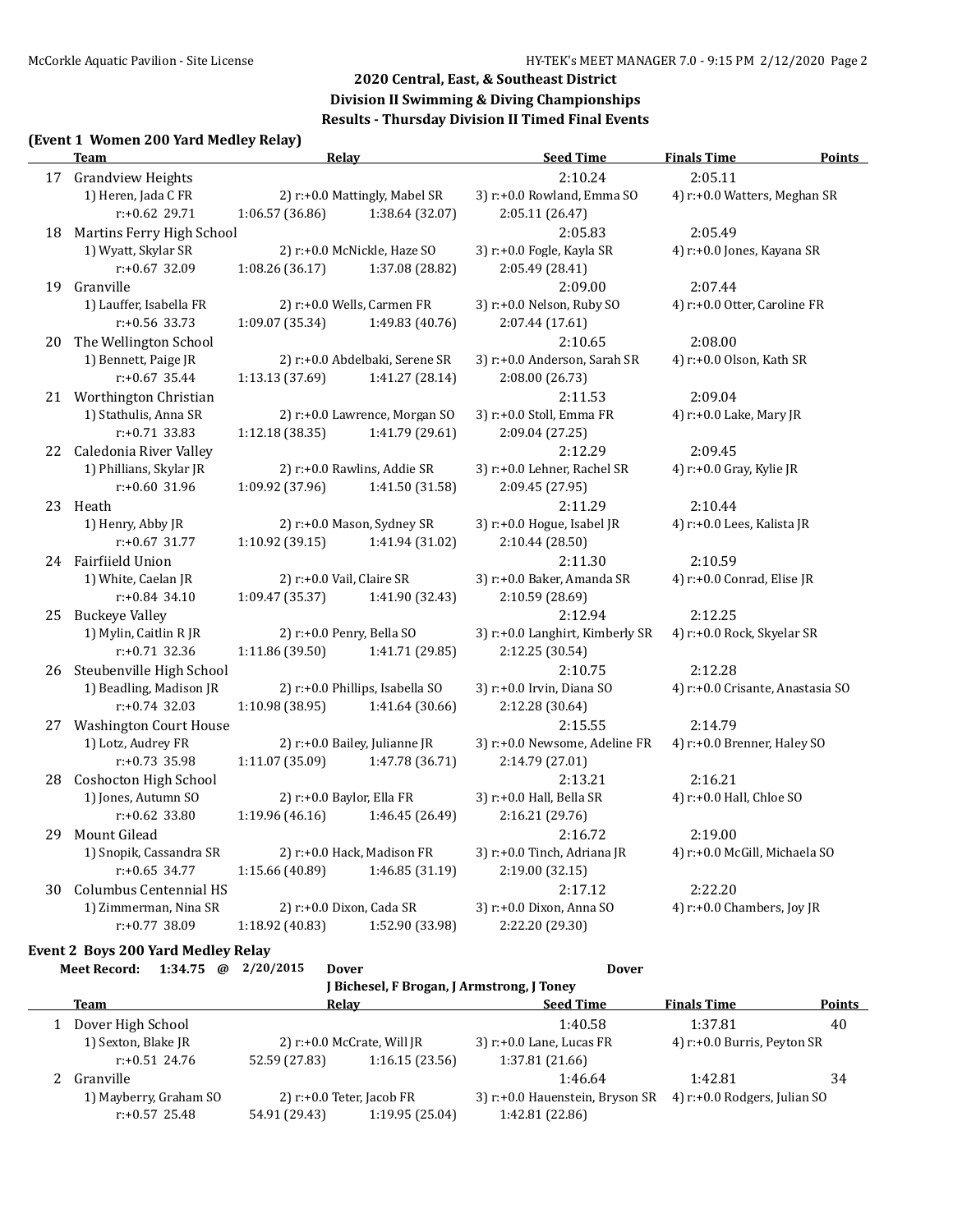## 2020 Central, East, & Southeast District
## Division II Swimming & Diving Championships
## Results - Thursday Division II Timed Final Events

**(Event 1 Women 200 Yard Medley Relay)**

| | Team | Relay | Seed Time | Finals Time | Points |
|---|---|---|---|---|---|
| 17 | Grandview Heights | | 2:10.24 | 2:05.11 | |
| | 1) Heren, Jada C FR | 2) r:+0.0 Mattingly, Mabel SR | 3) r:+0.0 Rowland, Emma SO | 4) r:+0.0 Watters, Meghan SR | |
| | r:+0.62 29.71 | 1:06.57 (36.86) 1:38.64 (32.07) | 2:05.11 (26.47) | | |
| 18 | Martins Ferry High School | | 2:05.83 | 2:05.49 | |
| | 1) Wyatt, Skylar SR | 2) r:+0.0 McNickle, Haze SO | 3) r:+0.0 Fogle, Kayla SR | 4) r:+0.0 Jones, Kayana SR | |
| | r:+0.67 32.09 | 1:08.26 (36.17) 1:37.08 (28.82) | 2:05.49 (28.41) | | |
| 19 | Granville | | 2:09.00 | 2:07.44 | |
| | 1) Lauffer, Isabella FR | 2) r:+0.0 Wells, Carmen FR | 3) r:+0.0 Nelson, Ruby SO | 4) r:+0.0 Otter, Caroline FR | |
| | r:+0.56 33.73 | 1:09.07 (35.34) 1:49.83 (40.76) | 2:07.44 (17.61) | | |
| 20 | The Wellington School | | 2:10.65 | 2:08.00 | |
| | 1) Bennett, Paige JR | 2) r:+0.0 Abdelbaki, Serene SR | 3) r:+0.0 Anderson, Sarah SR | 4) r:+0.0 Olson, Kath SR | |
| | r:+0.67 35.44 | 1:13.13 (37.69) 1:41.27 (28.14) | 2:08.00 (26.73) | | |
| 21 | Worthington Christian | | 2:11.53 | 2:09.04 | |
| | 1) Stathulis, Anna SR | 2) r:+0.0 Lawrence, Morgan SO | 3) r:+0.0 Stoll, Emma FR | 4) r:+0.0 Lake, Mary JR | |
| | r:+0.71 33.83 | 1:12.18 (38.35) 1:41.79 (29.61) | 2:09.04 (27.25) | | |
| 22 | Caledonia River Valley | | 2:12.29 | 2:09.45 | |
| | 1) Phillians, Skylar JR | 2) r:+0.0 Rawlins, Addie SR | 3) r:+0.0 Lehner, Rachel SR | 4) r:+0.0 Gray, Kylie JR | |
| | r:+0.60 31.96 | 1:09.92 (37.96) 1:41.50 (31.58) | 2:09.45 (27.95) | | |
| 23 | Heath | | 2:11.29 | 2:10.44 | |
| | 1) Henry, Abby JR | 2) r:+0.0 Mason, Sydney SR | 3) r:+0.0 Hogue, Isabel JR | 4) r:+0.0 Lees, Kalista JR | |
| | r:+0.67 31.77 | 1:10.92 (39.15) 1:41.94 (31.02) | 2:10.44 (28.50) | | |
| 24 | Fairfiield Union | | 2:11.30 | 2:10.59 | |
| | 1) White, Caelan JR | 2) r:+0.0 Vail, Claire SR | 3) r:+0.0 Baker, Amanda SR | 4) r:+0.0 Conrad, Elise JR | |
| | r:+0.84 34.10 | 1:09.47 (35.37) 1:41.90 (32.43) | 2:10.59 (28.69) | | |
| 25 | Buckeye Valley | | 2:12.94 | 2:12.25 | |
| | 1) Mylin, Caitlin R JR | 2) r:+0.0 Penry, Bella SO | 3) r:+0.0 Langhirt, Kimberly SR | 4) r:+0.0 Rock, Skyelar SR | |
| | r:+0.71 32.36 | 1:11.86 (39.50) 1:41.71 (29.85) | 2:12.25 (30.54) | | |
| 26 | Steubenville High School | | 2:10.75 | 2:12.28 | |
| | 1) Beadling, Madison JR | 2) r:+0.0 Phillips, Isabella SO | 3) r:+0.0 Irvin, Diana SO | 4) r:+0.0 Crisante, Anastasia SO | |
| | r:+0.74 32.03 | 1:10.98 (38.95) 1:41.64 (30.66) | 2:12.28 (30.64) | | |
| 27 | Washington Court House | | 2:15.55 | 2:14.79 | |
| | 1) Lotz, Audrey FR | 2) r:+0.0 Bailey, Julianne JR | 3) r:+0.0 Newsome, Adeline FR | 4) r:+0.0 Brenner, Haley SO | |
| | r:+0.73 35.98 | 1:11.07 (35.09) 1:47.78 (36.71) | 2:14.79 (27.01) | | |
| 28 | Coshocton High School | | 2:13.21 | 2:16.21 | |
| | 1) Jones, Autumn SO | 2) r:+0.0 Baylor, Ella FR | 3) r:+0.0 Hall, Bella SR | 4) r:+0.0 Hall, Chloe SO | |
| | r:+0.62 33.80 | 1:19.96 (46.16) 1:46.45 (26.49) | 2:16.21 (29.76) | | |
| 29 | Mount Gilead | | 2:16.72 | 2:19.00 | |
| | 1) Snopik, Cassandra SR | 2) r:+0.0 Hack, Madison FR | 3) r:+0.0 Tinch, Adriana JR | 4) r:+0.0 McGill, Michaela SO | |
| | r:+0.65 34.77 | 1:15.66 (40.89) 1:46.85 (31.19) | 2:19.00 (32.15) | | |
| 30 | Columbus Centennial HS | | 2:17.12 | 2:22.20 | |
| | 1) Zimmerman, Nina SR | 2) r:+0.0 Dixon, Cada SR | 3) r:+0.0 Dixon, Anna SO | 4) r:+0.0 Chambers, Joy JR | |
| | r:+0.77 38.09 | 1:18.92 (40.83) 1:52.90 (33.98) | 2:22.20 (29.30) | | |

**Event 2 Boys 200 Yard Medley Relay**

**Meet Record: 1:34.75 @ 2/20/2015 Dover Dover**
J Bichesel, F Brogan, J Armstrong, J Toney

| | Team | Relay | Seed Time | Finals Time | Points |
|---|---|---|---|---|---|
| 1 | Dover High School | | 1:40.58 | 1:37.81 | 40 |
| | 1) Sexton, Blake JR | 2) r:+0.0 McCrate, Will JR | 3) r:+0.0 Lane, Lucas FR | 4) r:+0.0 Burris, Peyton SR | |
| | r:+0.51 24.76 | 52.59 (27.83) 1:16.15 (23.56) | 1:37.81 (21.66) | | |
| 2 | Granville | | 1:46.64 | 1:42.81 | 34 |
| | 1) Mayberry, Graham SO | 2) r:+0.0 Teter, Jacob FR | 3) r:+0.0 Hauenstein, Bryson SR | 4) r:+0.0 Rodgers, Julian SO | |
| | r:+0.57 25.48 | 54.91 (29.43) 1:19.95 (25.04) | 1:42.81 (22.86) | | |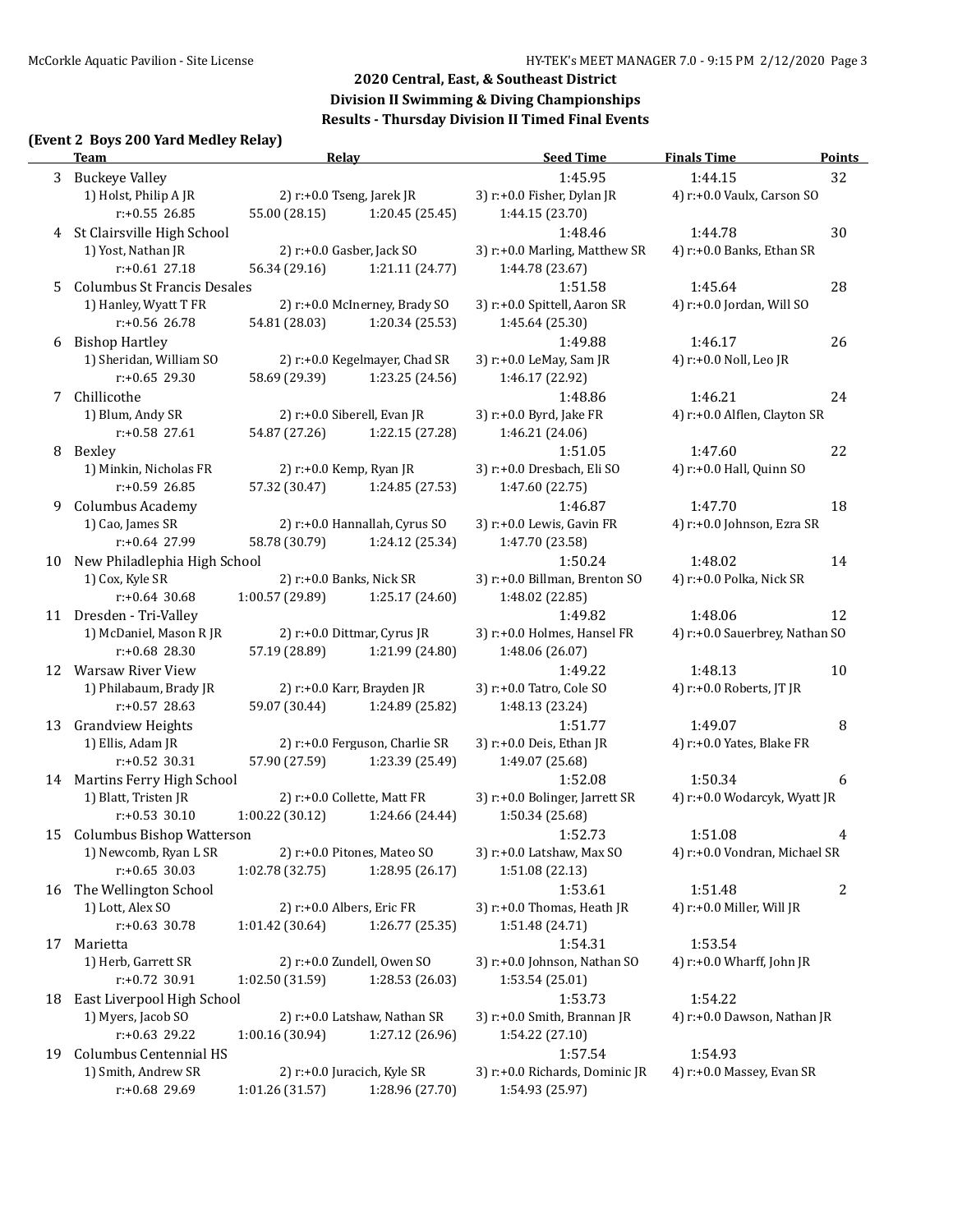## 2020 Central, East, & Southeast District
## Division II Swimming & Diving Championships
## Results - Thursday Division II Timed Final Events

### (Event 2 Boys 200 Yard Medley Relay)

| | Team | Relay | | Seed Time | Finals Time | Points |
|---|---|---|---|---|---|---|
| 3 | Buckeye Valley | | | 1:45.95 | 1:44.15 | 32 |
| | 1) Holst, Philip A JR | 2) r:+0.0 Tseng, Jarek JR | | 3) r:+0.0 Fisher, Dylan JR | 4) r:+0.0 Vaulx, Carson SO | |
| | r:+0.55 26.85 | 55.00 (28.15) | 1:20.45 (25.45) | 1:44.15 (23.70) | | |
| 4 | St Clairsville High School | | | 1:48.46 | 1:44.78 | 30 |
| | 1) Yost, Nathan JR | 2) r:+0.0 Gasber, Jack SO | | 3) r:+0.0 Marling, Matthew SR | 4) r:+0.0 Banks, Ethan SR | |
| | r:+0.61 27.18 | 56.34 (29.16) | 1:21.11 (24.77) | 1:44.78 (23.67) | | |
| 5 | Columbus St Francis Desales | | | 1:51.58 | 1:45.64 | 28 |
| | 1) Hanley, Wyatt T FR | 2) r:+0.0 McInerney, Brady SO | | 3) r:+0.0 Spittell, Aaron SR | 4) r:+0.0 Jordan, Will SO | |
| | r:+0.56 26.78 | 54.81 (28.03) | 1:20.34 (25.53) | 1:45.64 (25.30) | | |
| 6 | Bishop Hartley | | | 1:49.88 | 1:46.17 | 26 |
| | 1) Sheridan, William SO | 2) r:+0.0 Kegelmayer, Chad SR | | 3) r:+0.0 LeMay, Sam JR | 4) r:+0.0 Noll, Leo JR | |
| | r:+0.65 29.30 | 58.69 (29.39) | 1:23.25 (24.56) | 1:46.17 (22.92) | | |
| 7 | Chillicothe | | | 1:48.86 | 1:46.21 | 24 |
| | 1) Blum, Andy SR | 2) r:+0.0 Siberell, Evan JR | | 3) r:+0.0 Byrd, Jake FR | 4) r:+0.0 Alflen, Clayton SR | |
| | r:+0.58 27.61 | 54.87 (27.26) | 1:22.15 (27.28) | 1:46.21 (24.06) | | |
| 8 | Bexley | | | 1:51.05 | 1:47.60 | 22 |
| | 1) Minkin, Nicholas FR | 2) r:+0.0 Kemp, Ryan JR | | 3) r:+0.0 Dresbach, Eli SO | 4) r:+0.0 Hall, Quinn SO | |
| | r:+0.59 26.85 | 57.32 (30.47) | 1:24.85 (27.53) | 1:47.60 (22.75) | | |
| 9 | Columbus Academy | | | 1:46.87 | 1:47.70 | 18 |
| | 1) Cao, James SR | 2) r:+0.0 Hannallah, Cyrus SO | | 3) r:+0.0 Lewis, Gavin FR | 4) r:+0.0 Johnson, Ezra SR | |
| | r:+0.64 27.99 | 58.78 (30.79) | 1:24.12 (25.34) | 1:47.70 (23.58) | | |
| 10 | New Philadlephia High School | | | 1:50.24 | 1:48.02 | 14 |
| | 1) Cox, Kyle SR | 2) r:+0.0 Banks, Nick SR | | 3) r:+0.0 Billman, Brenton SO | 4) r:+0.0 Polka, Nick SR | |
| | r:+0.64 30.68 | 1:00.57 (29.89) | 1:25.17 (24.60) | 1:48.02 (22.85) | | |
| 11 | Dresden - Tri-Valley | | | 1:49.82 | 1:48.06 | 12 |
| | 1) McDaniel, Mason R JR | 2) r:+0.0 Dittmar, Cyrus JR | | 3) r:+0.0 Holmes, Hansel FR | 4) r:+0.0 Sauerbrey, Nathan SO | |
| | r:+0.68 28.30 | 57.19 (28.89) | 1:21.99 (24.80) | 1:48.06 (26.07) | | |
| 12 | Warsaw River View | | | 1:49.22 | 1:48.13 | 10 |
| | 1) Philabaum, Brady JR | 2) r:+0.0 Karr, Brayden JR | | 3) r:+0.0 Tatro, Cole SO | 4) r:+0.0 Roberts, JT JR | |
| | r:+0.57 28.63 | 59.07 (30.44) | 1:24.89 (25.82) | 1:48.13 (23.24) | | |
| 13 | Grandview Heights | | | 1:51.77 | 1:49.07 | 8 |
| | 1) Ellis, Adam JR | 2) r:+0.0 Ferguson, Charlie SR | | 3) r:+0.0 Deis, Ethan JR | 4) r:+0.0 Yates, Blake FR | |
| | r:+0.52 30.31 | 57.90 (27.59) | 1:23.39 (25.49) | 1:49.07 (25.68) | | |
| 14 | Martins Ferry High School | | | 1:52.08 | 1:50.34 | 6 |
| | 1) Blatt, Tristen JR | 2) r:+0.0 Collette, Matt FR | | 3) r:+0.0 Bolinger, Jarrett SR | 4) r:+0.0 Wodarcyk, Wyatt JR | |
| | r:+0.53 30.10 | 1:00.22 (30.12) | 1:24.66 (24.44) | 1:50.34 (25.68) | | |
| 15 | Columbus Bishop Watterson | | | 1:52.73 | 1:51.08 | 4 |
| | 1) Newcomb, Ryan L SR | 2) r:+0.0 Pitones, Mateo SO | | 3) r:+0.0 Latshaw, Max SO | 4) r:+0.0 Vondran, Michael SR | |
| | r:+0.65 30.03 | 1:02.78 (32.75) | 1:28.95 (26.17) | 1:51.08 (22.13) | | |
| 16 | The Wellington School | | | 1:53.61 | 1:51.48 | 2 |
| | 1) Lott, Alex SO | 2) r:+0.0 Albers, Eric FR | | 3) r:+0.0 Thomas, Heath JR | 4) r:+0.0 Miller, Will JR | |
| | r:+0.63 30.78 | 1:01.42 (30.64) | 1:26.77 (25.35) | 1:51.48 (24.71) | | |
| 17 | Marietta | | | 1:54.31 | 1:53.54 | |
| | 1) Herb, Garrett SR | 2) r:+0.0 Zundell, Owen SO | | 3) r:+0.0 Johnson, Nathan SO | 4) r:+0.0 Wharff, John JR | |
| | r:+0.72 30.91 | 1:02.50 (31.59) | 1:28.53 (26.03) | 1:53.54 (25.01) | | |
| 18 | East Liverpool High School | | | 1:53.73 | 1:54.22 | |
| | 1) Myers, Jacob SO | 2) r:+0.0 Latshaw, Nathan SR | | 3) r:+0.0 Smith, Brannan JR | 4) r:+0.0 Dawson, Nathan JR | |
| | r:+0.63 29.22 | 1:00.16 (30.94) | 1:27.12 (26.96) | 1:54.22 (27.10) | | |
| 19 | Columbus Centennial HS | | | 1:57.54 | 1:54.93 | |
| | 1) Smith, Andrew SR | 2) r:+0.0 Juracich, Kyle SR | | 3) r:+0.0 Richards, Dominic JR | 4) r:+0.0 Massey, Evan SR | |
| | r:+0.68 29.69 | 1:01.26 (31.57) | 1:28.96 (27.70) | 1:54.93 (25.97) | | |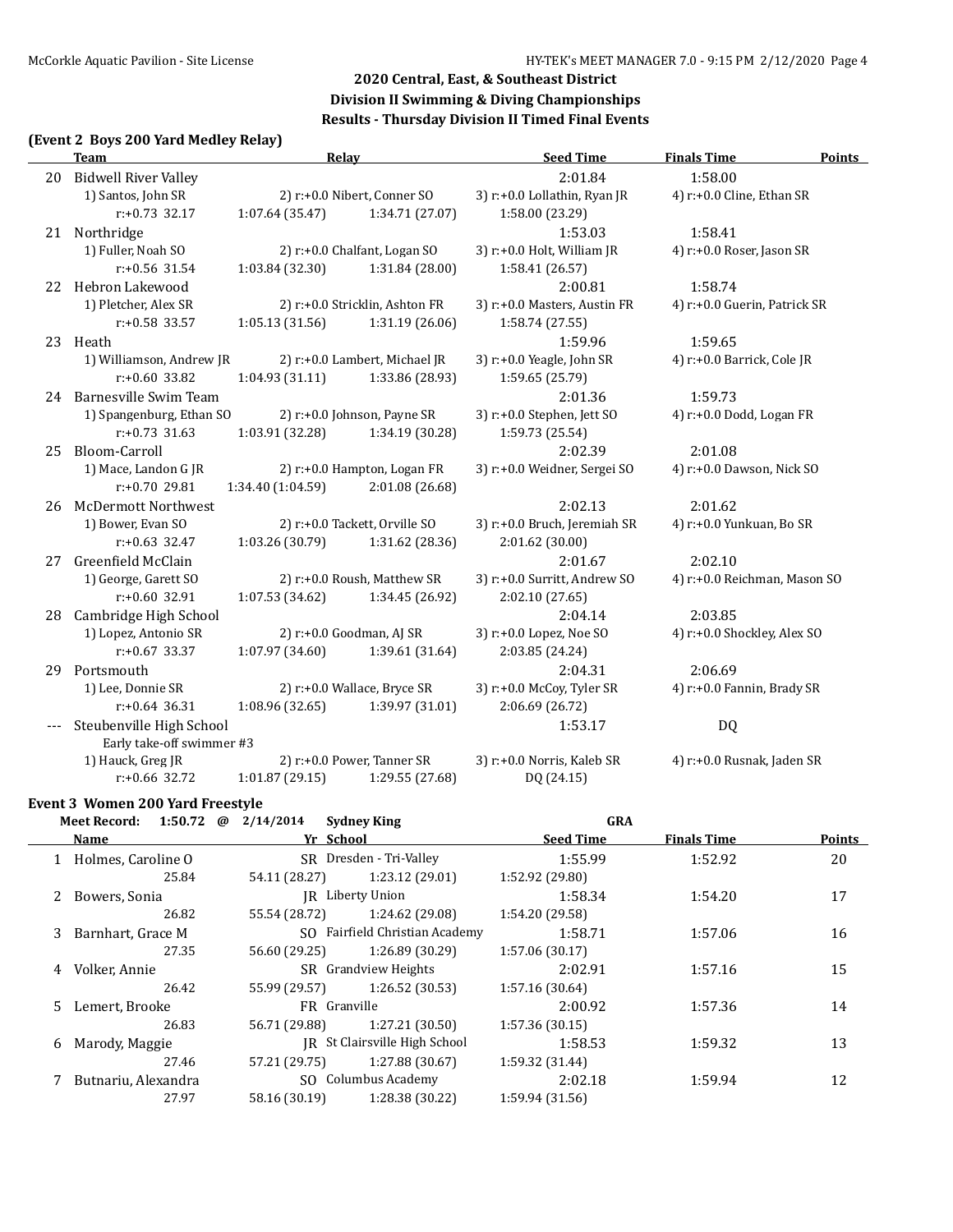## 2020 Central, East, & Southeast District
## Division II Swimming & Diving Championships
## Results - Thursday Division II Timed Final Events

### (Event 2 Boys 200 Yard Medley Relay)

| | Team | Relay | | Seed Time | Finals Time | Points |
|---|---|---|---|---|---|---|
| 20 | Bidwell River Valley | | | 2:01.84 | 1:58.00 | |
| | 1) Santos, John SR | 2) r:+0.0 Nibert, Conner SO | | 3) r:+0.0 Lollathin, Ryan JR | 4) r:+0.0 Cline, Ethan SR | |
| | r:+0.73 32.17 | 1:07.64 (35.47) | 1:34.71 (27.07) | 1:58.00 (23.29) | | |
| 21 | Northridge | | | 1:53.03 | 1:58.41 | |
| | 1) Fuller, Noah SO | 2) r:+0.0 Chalfant, Logan SO | | 3) r:+0.0 Holt, William JR | 4) r:+0.0 Roser, Jason SR | |
| | r:+0.56 31.54 | 1:03.84 (32.30) | 1:31.84 (28.00) | 1:58.41 (26.57) | | |
| 22 | Hebron Lakewood | | | 2:00.81 | 1:58.74 | |
| | 1) Pletcher, Alex SR | 2) r:+0.0 Stricklin, Ashton FR | | 3) r:+0.0 Masters, Austin FR | 4) r:+0.0 Guerin, Patrick SR | |
| | r:+0.58 33.57 | 1:05.13 (31.56) | 1:31.19 (26.06) | 1:58.74 (27.55) | | |
| 23 | Heath | | | 1:59.96 | 1:59.65 | |
| | 1) Williamson, Andrew JR | 2) r:+0.0 Lambert, Michael JR | | 3) r:+0.0 Yeagle, John SR | 4) r:+0.0 Barrick, Cole JR | |
| | r:+0.60 33.82 | 1:04.93 (31.11) | 1:33.86 (28.93) | 1:59.65 (25.79) | | |
| 24 | Barnesville Swim Team | | | 2:01.36 | 1:59.73 | |
| | 1) Spangenburg, Ethan SO | 2) r:+0.0 Johnson, Payne SR | | 3) r:+0.0 Stephen, Jett SO | 4) r:+0.0 Dodd, Logan FR | |
| | r:+0.73 31.63 | 1:03.91 (32.28) | 1:34.19 (30.28) | 1:59.73 (25.54) | | |
| 25 | Bloom-Carroll | | | 2:02.39 | 2:01.08 | |
| | 1) Mace, Landon G JR | 2) r:+0.0 Hampton, Logan FR | | 3) r:+0.0 Weidner, Sergei SO | 4) r:+0.0 Dawson, Nick SO | |
| | r:+0.70 29.81 | 1:34.40 (1:04.59) | 2:01.08 (26.68) | | | |
| 26 | McDermott Northwest | | | 2:02.13 | 2:01.62 | |
| | 1) Bower, Evan SO | 2) r:+0.0 Tackett, Orville SO | | 3) r:+0.0 Bruch, Jeremiah SR | 4) r:+0.0 Yunkuan, Bo SR | |
| | r:+0.63 32.47 | 1:03.26 (30.79) | 1:31.62 (28.36) | 2:01.62 (30.00) | | |
| 27 | Greenfield McClain | | | 2:01.67 | 2:02.10 | |
| | 1) George, Garett SO | 2) r:+0.0 Roush, Matthew SR | | 3) r:+0.0 Surritt, Andrew SO | 4) r:+0.0 Reichman, Mason SO | |
| | r:+0.60 32.91 | 1:07.53 (34.62) | 1:34.45 (26.92) | 2:02.10 (27.65) | | |
| 28 | Cambridge High School | | | 2:04.14 | 2:03.85 | |
| | 1) Lopez, Antonio SR | 2) r:+0.0 Goodman, AJ SR | | 3) r:+0.0 Lopez, Noe SO | 4) r:+0.0 Shockley, Alex SO | |
| | r:+0.67 33.37 | 1:07.97 (34.60) | 1:39.61 (31.64) | 2:03.85 (24.24) | | |
| 29 | Portsmouth | | | 2:04.31 | 2:06.69 | |
| | 1) Lee, Donnie SR | 2) r:+0.0 Wallace, Bryce SR | | 3) r:+0.0 McCoy, Tyler SR | 4) r:+0.0 Fannin, Brady SR | |
| | r:+0.64 36.31 | 1:08.96 (32.65) | 1:39.97 (31.01) | 2:06.69 (26.72) | | |
| --- | Steubenville High School | | | 1:53.17 | DQ | |
| | Early take-off swimmer #3 | | | | | |
| | 1) Hauck, Greg JR | 2) r:+0.0 Power, Tanner SR | | 3) r:+0.0 Norris, Kaleb SR | 4) r:+0.0 Rusnak, Jaden SR | |
| | r:+0.66 32.72 | 1:01.87 (29.15) | 1:29.55 (27.68) | DQ (24.15) | | |

### Event 3 Women 200 Yard Freestyle

**Meet Record: 1:50.72 @ 2/14/2014 Sydney King GRA**

| | Name | Yr School | | Seed Time | Finals Time | Points |
|---|---|---|---|---|---|---|
| 1 | Holmes, Caroline O | SR Dresden - Tri-Valley | | 1:55.99 | 1:52.92 | 20 |
| | 25.84 | 54.11 (28.27) | 1:23.12 (29.01) | 1:52.92 (29.80) | | |
| 2 | Bowers, Sonia | JR Liberty Union | | 1:58.34 | 1:54.20 | 17 |
| | 26.82 | 55.54 (28.72) | 1:24.62 (29.08) | 1:54.20 (29.58) | | |
| 3 | Barnhart, Grace M | SO Fairfield Christian Academy | | 1:58.71 | 1:57.06 | 16 |
| | 27.35 | 56.60 (29.25) | 1:26.89 (30.29) | 1:57.06 (30.17) | | |
| 4 | Volker, Annie | SR Grandview Heights | | 2:02.91 | 1:57.16 | 15 |
| | 26.42 | 55.99 (29.57) | 1:26.52 (30.53) | 1:57.16 (30.64) | | |
| 5 | Lemert, Brooke | FR Granville | | 2:00.92 | 1:57.36 | 14 |
| | 26.83 | 56.71 (29.88) | 1:27.21 (30.50) | 1:57.36 (30.15) | | |
| 6 | Marody, Maggie | JR St Clairsville High School | | 1:58.53 | 1:59.32 | 13 |
| | 27.46 | 57.21 (29.75) | 1:27.88 (30.67) | 1:59.32 (31.44) | | |
| 7 | Butnariu, Alexandra | SO Columbus Academy | | 2:02.18 | 1:59.94 | 12 |
| | 27.97 | 58.16 (30.19) | 1:28.38 (30.22) | 1:59.94 (31.56) | | |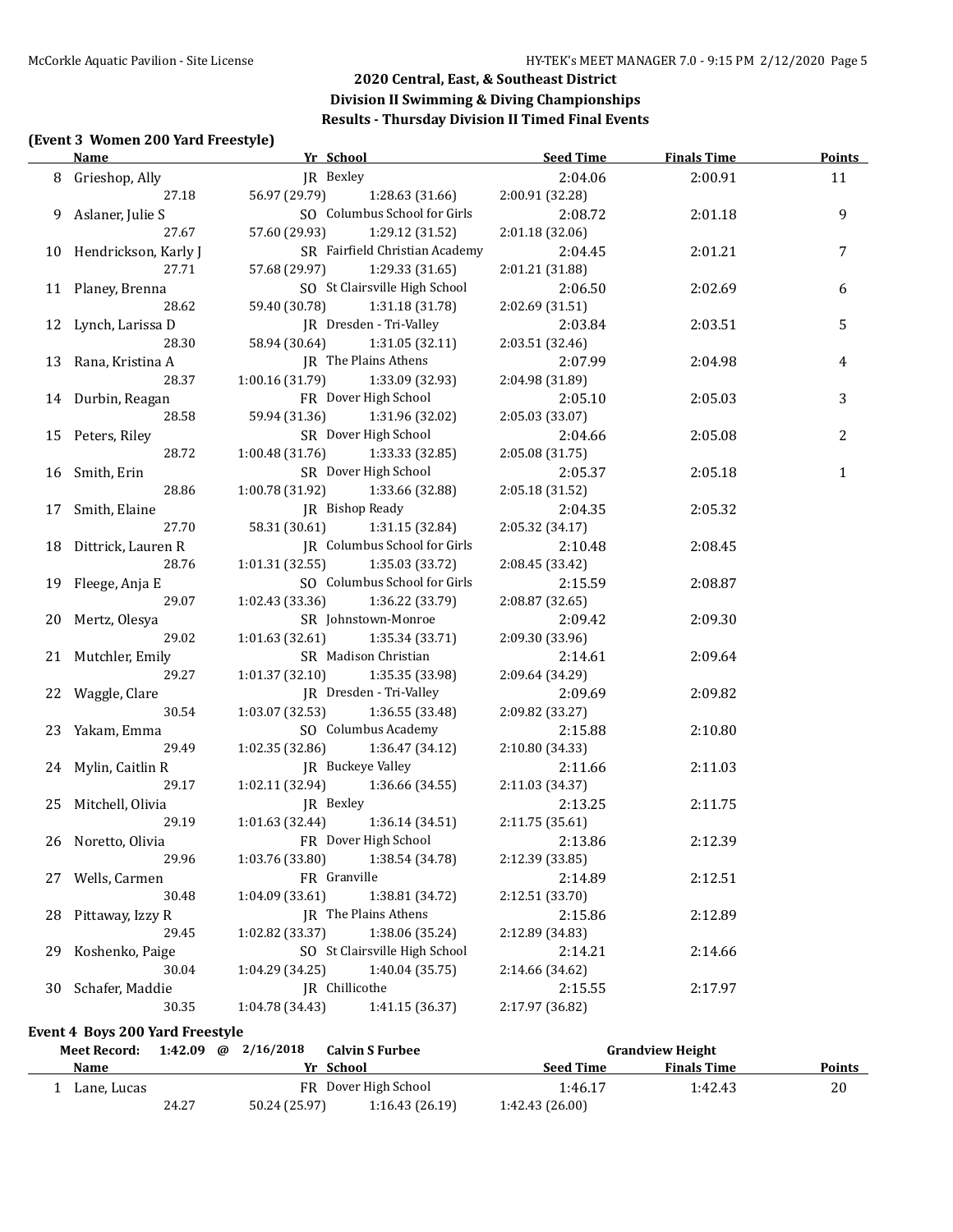## 2020 Central, East, & Southeast District
## Division II Swimming & Diving Championships
## Results - Thursday Division II Timed Final Events

### (Event 3 Women 200 Yard Freestyle)

| | Name | Yr | School | Seed Time | Finals Time | Points |
|---|---|---|---|---|---|---|
| 8 | Grieshop, Ally | JR | Bexley | 2:04.06 | 2:00.91 | 11 |
| | 27.18 | 56.97 (29.79) | 1:28.63 (31.66) | 2:00.91 (32.28) | | |
| 9 | Aslaner, Julie S | SO | Columbus School for Girls | 2:08.72 | 2:01.18 | 9 |
| | 27.67 | 57.60 (29.93) | 1:29.12 (31.52) | 2:01.18 (32.06) | | |
| 10 | Hendrickson, Karly J | SR | Fairfield Christian Academy | 2:04.45 | 2:01.21 | 7 |
| | 27.71 | 57.68 (29.97) | 1:29.33 (31.65) | 2:01.21 (31.88) | | |
| 11 | Planey, Brenna | SO | St Clairsville High School | 2:06.50 | 2:02.69 | 6 |
| | 28.62 | 59.40 (30.78) | 1:31.18 (31.78) | 2:02.69 (31.51) | | |
| 12 | Lynch, Larissa D | JR | Dresden - Tri-Valley | 2:03.84 | 2:03.51 | 5 |
| | 28.30 | 58.94 (30.64) | 1:31.05 (32.11) | 2:03.51 (32.46) | | |
| 13 | Rana, Kristina A | JR | The Plains Athens | 2:07.99 | 2:04.98 | 4 |
| | 28.37 | 1:00.16 (31.79) | 1:33.09 (32.93) | 2:04.98 (31.89) | | |
| 14 | Durbin, Reagan | FR | Dover High School | 2:05.10 | 2:05.03 | 3 |
| | 28.58 | 59.94 (31.36) | 1:31.96 (32.02) | 2:05.03 (33.07) | | |
| 15 | Peters, Riley | SR | Dover High School | 2:04.66 | 2:05.08 | 2 |
| | 28.72 | 1:00.48 (31.76) | 1:33.33 (32.85) | 2:05.08 (31.75) | | |
| 16 | Smith, Erin | SR | Dover High School | 2:05.37 | 2:05.18 | 1 |
| | 28.86 | 1:00.78 (31.92) | 1:33.66 (32.88) | 2:05.18 (31.52) | | |
| 17 | Smith, Elaine | JR | Bishop Ready | 2:04.35 | 2:05.32 | |
| | 27.70 | 58.31 (30.61) | 1:31.15 (32.84) | 2:05.32 (34.17) | | |
| 18 | Dittrick, Lauren R | JR | Columbus School for Girls | 2:10.48 | 2:08.45 | |
| | 28.76 | 1:01.31 (32.55) | 1:35.03 (33.72) | 2:08.45 (33.42) | | |
| 19 | Fleege, Anja E | SO | Columbus School for Girls | 2:15.59 | 2:08.87 | |
| | 29.07 | 1:02.43 (33.36) | 1:36.22 (33.79) | 2:08.87 (32.65) | | |
| 20 | Mertz, Olesya | SR | Johnstown-Monroe | 2:09.42 | 2:09.30 | |
| | 29.02 | 1:01.63 (32.61) | 1:35.34 (33.71) | 2:09.30 (33.96) | | |
| 21 | Mutchler, Emily | SR | Madison Christian | 2:14.61 | 2:09.64 | |
| | 29.27 | 1:01.37 (32.10) | 1:35.35 (33.98) | 2:09.64 (34.29) | | |
| 22 | Waggle, Clare | JR | Dresden - Tri-Valley | 2:09.69 | 2:09.82 | |
| | 30.54 | 1:03.07 (32.53) | 1:36.55 (33.48) | 2:09.82 (33.27) | | |
| 23 | Yakam, Emma | SO | Columbus Academy | 2:15.88 | 2:10.80 | |
| | 29.49 | 1:02.35 (32.86) | 1:36.47 (34.12) | 2:10.80 (34.33) | | |
| 24 | Mylin, Caitlin R | JR | Buckeye Valley | 2:11.66 | 2:11.03 | |
| | 29.17 | 1:02.11 (32.94) | 1:36.66 (34.55) | 2:11.03 (34.37) | | |
| 25 | Mitchell, Olivia | JR | Bexley | 2:13.25 | 2:11.75 | |
| | 29.19 | 1:01.63 (32.44) | 1:36.14 (34.51) | 2:11.75 (35.61) | | |
| 26 | Noretto, Olivia | FR | Dover High School | 2:13.86 | 2:12.39 | |
| | 29.96 | 1:03.76 (33.80) | 1:38.54 (34.78) | 2:12.39 (33.85) | | |
| 27 | Wells, Carmen | FR | Granville | 2:14.89 | 2:12.51 | |
| | 30.48 | 1:04.09 (33.61) | 1:38.81 (34.72) | 2:12.51 (33.70) | | |
| 28 | Pittaway, Izzy R | JR | The Plains Athens | 2:15.86 | 2:12.89 | |
| | 29.45 | 1:02.82 (33.37) | 1:38.06 (35.24) | 2:12.89 (34.83) | | |
| 29 | Koshenko, Paige | SO | St Clairsville High School | 2:14.21 | 2:14.66 | |
| | 30.04 | 1:04.29 (34.25) | 1:40.04 (35.75) | 2:14.66 (34.62) | | |
| 30 | Schafer, Maddie | JR | Chillicothe | 2:15.55 | 2:17.97 | |
| | 30.35 | 1:04.78 (34.43) | 1:41.15 (36.37) | 2:17.97 (36.82) | | |

### Event 4 Boys 200 Yard Freestyle

**Meet Record:** 1:42.09 @ 2/16/2018 **Calvin S Furbee** **Grandview Height**

| | Name | Yr | School | Seed Time | Finals Time | Points |
|---|---|---|---|---|---|---|
| 1 | Lane, Lucas | FR | Dover High School | 1:46.17 | 1:42.43 | 20 |
| | 24.27 | 50.24 (25.97) | 1:16.43 (26.19) | 1:42.43 (26.00) | | |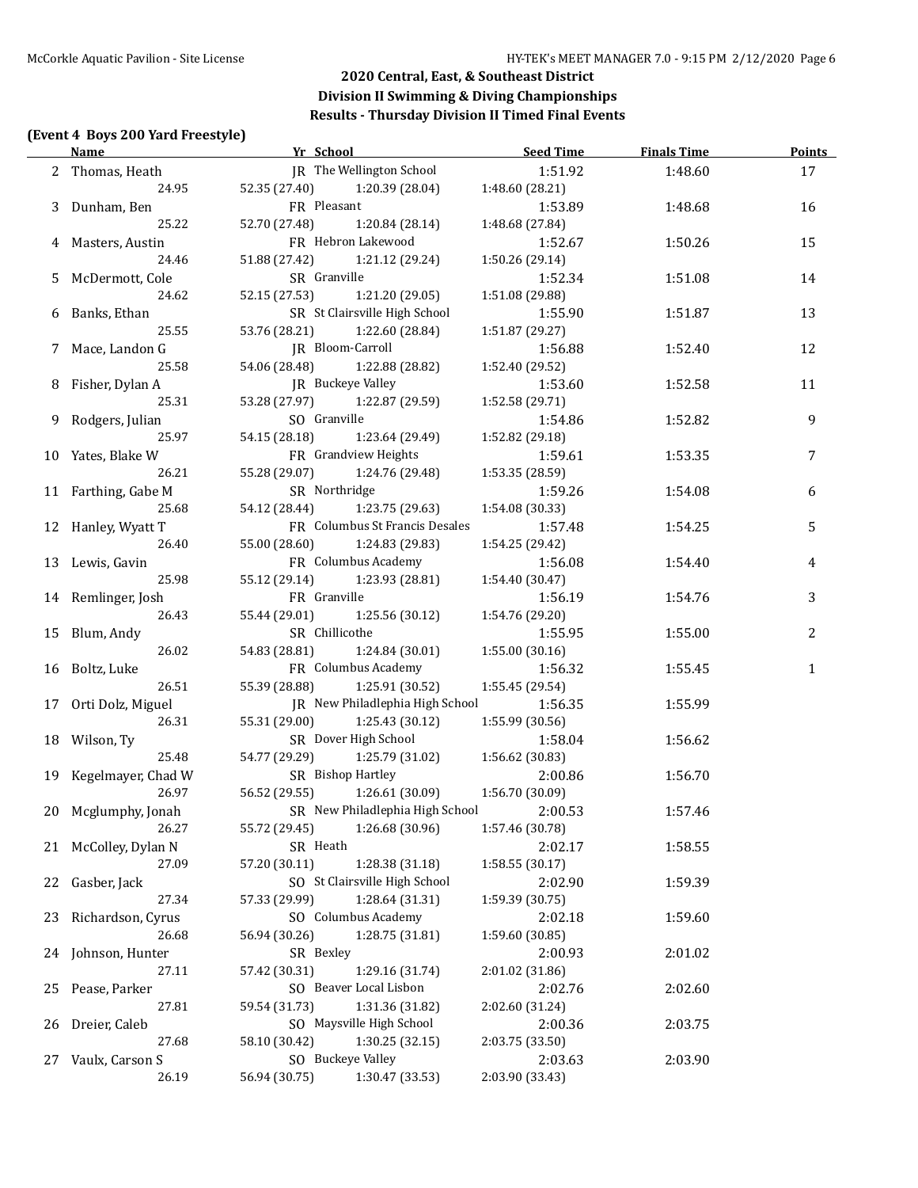## 2020 Central, East, & Southeast District
## Division II Swimming & Diving Championships
## Results - Thursday Division II Timed Final Events

### (Event 4 Boys 200 Yard Freestyle)

| | Name | Yr | School | Seed Time | Finals Time | Points |
|---|---|---|---|---|---|---|
| 2 | Thomas, Heath | JR | The Wellington School | 1:51.92 | 1:48.60 | 17 |
| | 24.95 | 52.35 (27.40) | 1:20.39 (28.04) | 1:48.60 (28.21) | | |
| 3 | Dunham, Ben | FR | Pleasant | 1:53.89 | 1:48.68 | 16 |
| | 25.22 | 52.70 (27.48) | 1:20.84 (28.14) | 1:48.68 (27.84) | | |
| 4 | Masters, Austin | FR | Hebron Lakewood | 1:52.67 | 1:50.26 | 15 |
| | 24.46 | 51.88 (27.42) | 1:21.12 (29.24) | 1:50.26 (29.14) | | |
| 5 | McDermott, Cole | SR | Granville | 1:52.34 | 1:51.08 | 14 |
| | 24.62 | 52.15 (27.53) | 1:21.20 (29.05) | 1:51.08 (29.88) | | |
| 6 | Banks, Ethan | SR | St Clairsville High School | 1:55.90 | 1:51.87 | 13 |
| | 25.55 | 53.76 (28.21) | 1:22.60 (28.84) | 1:51.87 (29.27) | | |
| 7 | Mace, Landon G | JR | Bloom-Carroll | 1:56.88 | 1:52.40 | 12 |
| | 25.58 | 54.06 (28.48) | 1:22.88 (28.82) | 1:52.40 (29.52) | | |
| 8 | Fisher, Dylan A | JR | Buckeye Valley | 1:53.60 | 1:52.58 | 11 |
| | 25.31 | 53.28 (27.97) | 1:22.87 (29.59) | 1:52.58 (29.71) | | |
| 9 | Rodgers, Julian | SO | Granville | 1:54.86 | 1:52.82 | 9 |
| | 25.97 | 54.15 (28.18) | 1:23.64 (29.49) | 1:52.82 (29.18) | | |
| 10 | Yates, Blake W | FR | Grandview Heights | 1:59.61 | 1:53.35 | 7 |
| | 26.21 | 55.28 (29.07) | 1:24.76 (29.48) | 1:53.35 (28.59) | | |
| 11 | Farthing, Gabe M | SR | Northridge | 1:59.26 | 1:54.08 | 6 |
| | 25.68 | 54.12 (28.44) | 1:23.75 (29.63) | 1:54.08 (30.33) | | |
| 12 | Hanley, Wyatt T | FR | Columbus St Francis Desales | 1:57.48 | 1:54.25 | 5 |
| | 26.40 | 55.00 (28.60) | 1:24.83 (29.83) | 1:54.25 (29.42) | | |
| 13 | Lewis, Gavin | FR | Columbus Academy | 1:56.08 | 1:54.40 | 4 |
| | 25.98 | 55.12 (29.14) | 1:23.93 (28.81) | 1:54.40 (30.47) | | |
| 14 | Remlinger, Josh | FR | Granville | 1:56.19 | 1:54.76 | 3 |
| | 26.43 | 55.44 (29.01) | 1:25.56 (30.12) | 1:54.76 (29.20) | | |
| 15 | Blum, Andy | SR | Chillicothe | 1:55.95 | 1:55.00 | 2 |
| | 26.02 | 54.83 (28.81) | 1:24.84 (30.01) | 1:55.00 (30.16) | | |
| 16 | Boltz, Luke | FR | Columbus Academy | 1:56.32 | 1:55.45 | 1 |
| | 26.51 | 55.39 (28.88) | 1:25.91 (30.52) | 1:55.45 (29.54) | | |
| 17 | Orti Dolz, Miguel | JR | New Philadelphia High School | 1:56.35 | 1:55.99 | |
| | 26.31 | 55.31 (29.00) | 1:25.43 (30.12) | 1:55.99 (30.56) | | |
| 18 | Wilson, Ty | SR | Dover High School | 1:58.04 | 1:56.62 | |
| | 25.48 | 54.77 (29.29) | 1:25.79 (31.02) | 1:56.62 (30.83) | | |
| 19 | Kegelmayer, Chad W | SR | Bishop Hartley | 2:00.86 | 1:56.70 | |
| | 26.97 | 56.52 (29.55) | 1:26.61 (30.09) | 1:56.70 (30.09) | | |
| 20 | Mcglumphy, Jonah | SR | New Philadelphia High School | 2:00.53 | 1:57.46 | |
| | 26.27 | 55.72 (29.45) | 1:26.68 (30.96) | 1:57.46 (30.78) | | |
| 21 | McColley, Dylan N | SR | Heath | 2:02.17 | 1:58.55 | |
| | 27.09 | 57.20 (30.11) | 1:28.38 (31.18) | 1:58.55 (30.17) | | |
| 22 | Gasber, Jack | SO | St Clairsville High School | 2:02.90 | 1:59.39 | |
| | 27.34 | 57.33 (29.99) | 1:28.64 (31.31) | 1:59.39 (30.75) | | |
| 23 | Richardson, Cyrus | SO | Columbus Academy | 2:02.18 | 1:59.60 | |
| | 26.68 | 56.94 (30.26) | 1:28.75 (31.81) | 1:59.60 (30.85) | | |
| 24 | Johnson, Hunter | SR | Bexley | 2:00.93 | 2:01.02 | |
| | 27.11 | 57.42 (30.31) | 1:29.16 (31.74) | 2:01.02 (31.86) | | |
| 25 | Pease, Parker | SO | Beaver Local Lisbon | 2:02.76 | 2:02.60 | |
| | 27.81 | 59.54 (31.73) | 1:31.36 (31.82) | 2:02.60 (31.24) | | |
| 26 | Dreier, Caleb | SO | Maysville High School | 2:00.36 | 2:03.75 | |
| | 27.68 | 58.10 (30.42) | 1:30.25 (32.15) | 2:03.75 (33.50) | | |
| 27 | Vaulx, Carson S | SO | Buckeye Valley | 2:03.63 | 2:03.90 | |
| | 26.19 | 56.94 (30.75) | 1:30.47 (33.53) | 2:03.90 (33.43) | | |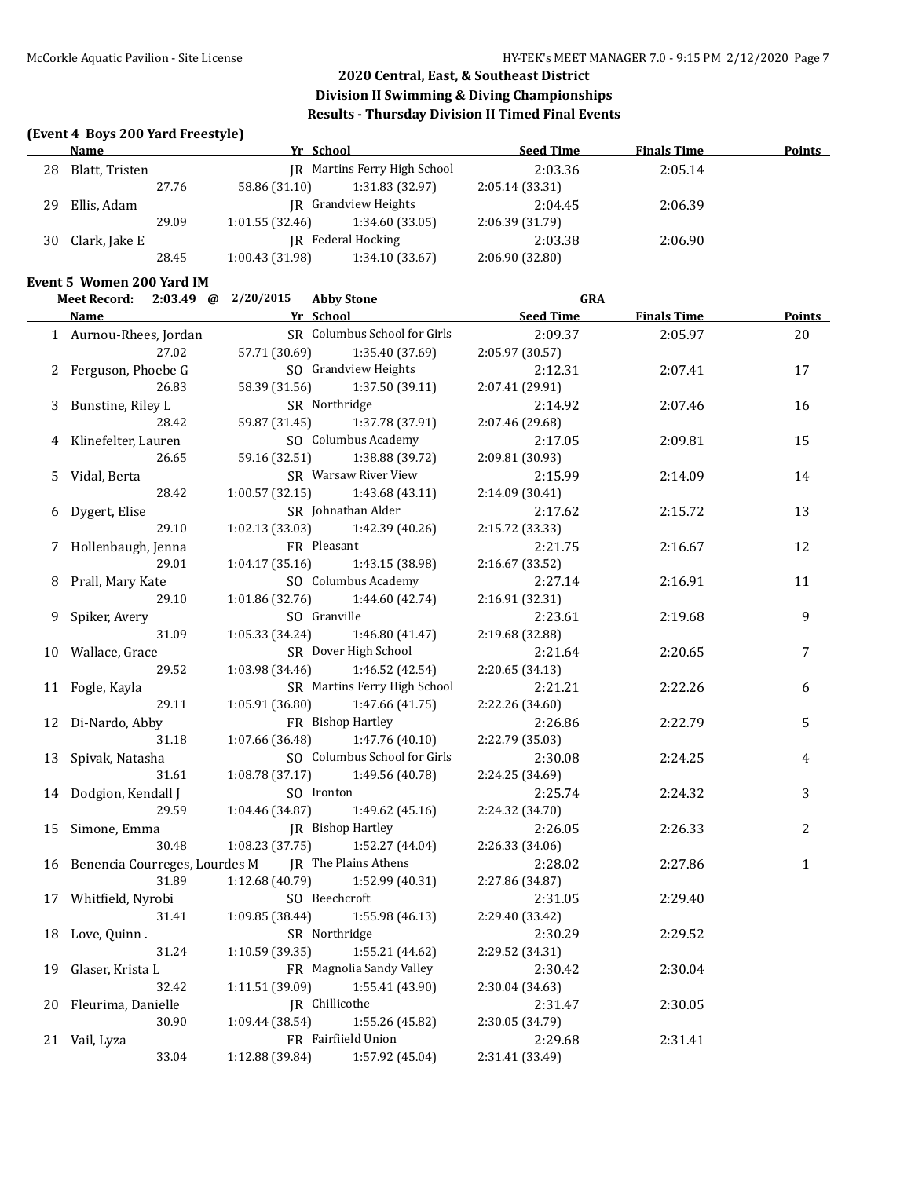## 2020 Central, East, & Southeast District
## Division II Swimming & Diving Championships
## Results - Thursday Division II Timed Final Events

### (Event 4 Boys 200 Yard Freestyle)

| | Name | Yr | School | Seed Time | Finals Time | Points |
|---|---|---|---|---|---|---|
| 28 | Blatt, Tristen | JR | Martins Ferry High School | 2:03.36 | 2:05.14 | |
| | 27.76 | 58.86 (31.10) | 1:31.83 (32.97) | 2:05.14 (33.31) | | |
| 29 | Ellis, Adam | JR | Grandview Heights | 2:04.45 | 2:06.39 | |
| | 29.09 | 1:01.55 (32.46) | 1:34.60 (33.05) | 2:06.39 (31.79) | | |
| 30 | Clark, Jake E | JR | Federal Hocking | 2:03.38 | 2:06.90 | |
| | 28.45 | 1:00.43 (31.98) | 1:34.10 (33.67) | 2:06.90 (32.80) | | |

### Event 5 Women 200 Yard IM

**Meet Record:** 2:03.49 @ 2/20/2015 **Abby Stone** **GRA**

| | Name | Yr | School | Seed Time | Finals Time | Points |
|---|---|---|---|---|---|---|
| 1 | Aurnou-Rhees, Jordan | SR | Columbus School for Girls | 2:09.37 | 2:05.97 | 20 |
| | 27.02 | 57.71 (30.69) | 1:35.40 (37.69) | 2:05.97 (30.57) | | |
| 2 | Ferguson, Phoebe G | SO | Grandview Heights | 2:12.31 | 2:07.41 | 17 |
| | 26.83 | 58.39 (31.56) | 1:37.50 (39.11) | 2:07.41 (29.91) | | |
| 3 | Bunstine, Riley L | SR | Northridge | 2:14.92 | 2:07.46 | 16 |
| | 28.42 | 59.87 (31.45) | 1:37.78 (37.91) | 2:07.46 (29.68) | | |
| 4 | Klinefelter, Lauren | SO | Columbus Academy | 2:17.05 | 2:09.81 | 15 |
| | 26.65 | 59.16 (32.51) | 1:38.88 (39.72) | 2:09.81 (30.93) | | |
| 5 | Vidal, Berta | SR | Warsaw River View | 2:15.99 | 2:14.09 | 14 |
| | 28.42 | 1:00.57 (32.15) | 1:43.68 (43.11) | 2:14.09 (30.41) | | |
| 6 | Dygert, Elise | SR | Johnathan Alder | 2:17.62 | 2:15.72 | 13 |
| | 29.10 | 1:02.13 (33.03) | 1:42.39 (40.26) | 2:15.72 (33.33) | | |
| 7 | Hollenbaugh, Jenna | FR | Pleasant | 2:21.75 | 2:16.67 | 12 |
| | 29.01 | 1:04.17 (35.16) | 1:43.15 (38.98) | 2:16.67 (33.52) | | |
| 8 | Prall, Mary Kate | SO | Columbus Academy | 2:27.14 | 2:16.91 | 11 |
| | 29.10 | 1:01.86 (32.76) | 1:44.60 (42.74) | 2:16.91 (32.31) | | |
| 9 | Spiker, Avery | SO | Granville | 2:23.61 | 2:19.68 | 9 |
| | 31.09 | 1:05.33 (34.24) | 1:46.80 (41.47) | 2:19.68 (32.88) | | |
| 10 | Wallace, Grace | SR | Dover High School | 2:21.64 | 2:20.65 | 7 |
| | 29.52 | 1:03.98 (34.46) | 1:46.52 (42.54) | 2:20.65 (34.13) | | |
| 11 | Fogle, Kayla | SR | Martins Ferry High School | 2:21.21 | 2:22.26 | 6 |
| | 29.11 | 1:05.91 (36.80) | 1:47.66 (41.75) | 2:22.26 (34.60) | | |
| 12 | Di-Nardo, Abby | FR | Bishop Hartley | 2:26.86 | 2:22.79 | 5 |
| | 31.18 | 1:07.66 (36.48) | 1:47.76 (40.10) | 2:22.79 (35.03) | | |
| 13 | Spivak, Natasha | SO | Columbus School for Girls | 2:30.08 | 2:24.25 | 4 |
| | 31.61 | 1:08.78 (37.17) | 1:49.56 (40.78) | 2:24.25 (34.69) | | |
| 14 | Dodgion, Kendall J | SO | Ironton | 2:25.74 | 2:24.32 | 3 |
| | 29.59 | 1:04.46 (34.87) | 1:49.62 (45.16) | 2:24.32 (34.70) | | |
| 15 | Simone, Emma | JR | Bishop Hartley | 2:26.05 | 2:26.33 | 2 |
| | 30.48 | 1:08.23 (37.75) | 1:52.27 (44.04) | 2:26.33 (34.06) | | |
| 16 | Benencia Courreges, Lourdes M | JR | The Plains Athens | 2:28.02 | 2:27.86 | 1 |
| | 31.89 | 1:12.68 (40.79) | 1:52.99 (40.31) | 2:27.86 (34.87) | | |
| 17 | Whitfield, Nyrobi | SO | Beechcroft | 2:31.05 | 2:29.40 | |
| | 31.41 | 1:09.85 (38.44) | 1:55.98 (46.13) | 2:29.40 (33.42) | | |
| 18 | Love, Quinn . | SR | Northridge | 2:30.29 | 2:29.52 | |
| | 31.24 | 1:10.59 (39.35) | 1:55.21 (44.62) | 2:29.52 (34.31) | | |
| 19 | Glaser, Krista L | FR | Magnolia Sandy Valley | 2:30.42 | 2:30.04 | |
| | 32.42 | 1:11.51 (39.09) | 1:55.41 (43.90) | 2:30.04 (34.63) | | |
| 20 | Fleurima, Danielle | JR | Chillicothe | 2:31.47 | 2:30.05 | |
| | 30.90 | 1:09.44 (38.54) | 1:55.26 (45.82) | 2:30.05 (34.79) | | |
| 21 | Vail, Lyza | FR | Fairfiield Union | 2:29.68 | 2:31.41 | |
| | 33.04 | 1:12.88 (39.84) | 1:57.92 (45.04) | 2:31.41 (33.49) | | |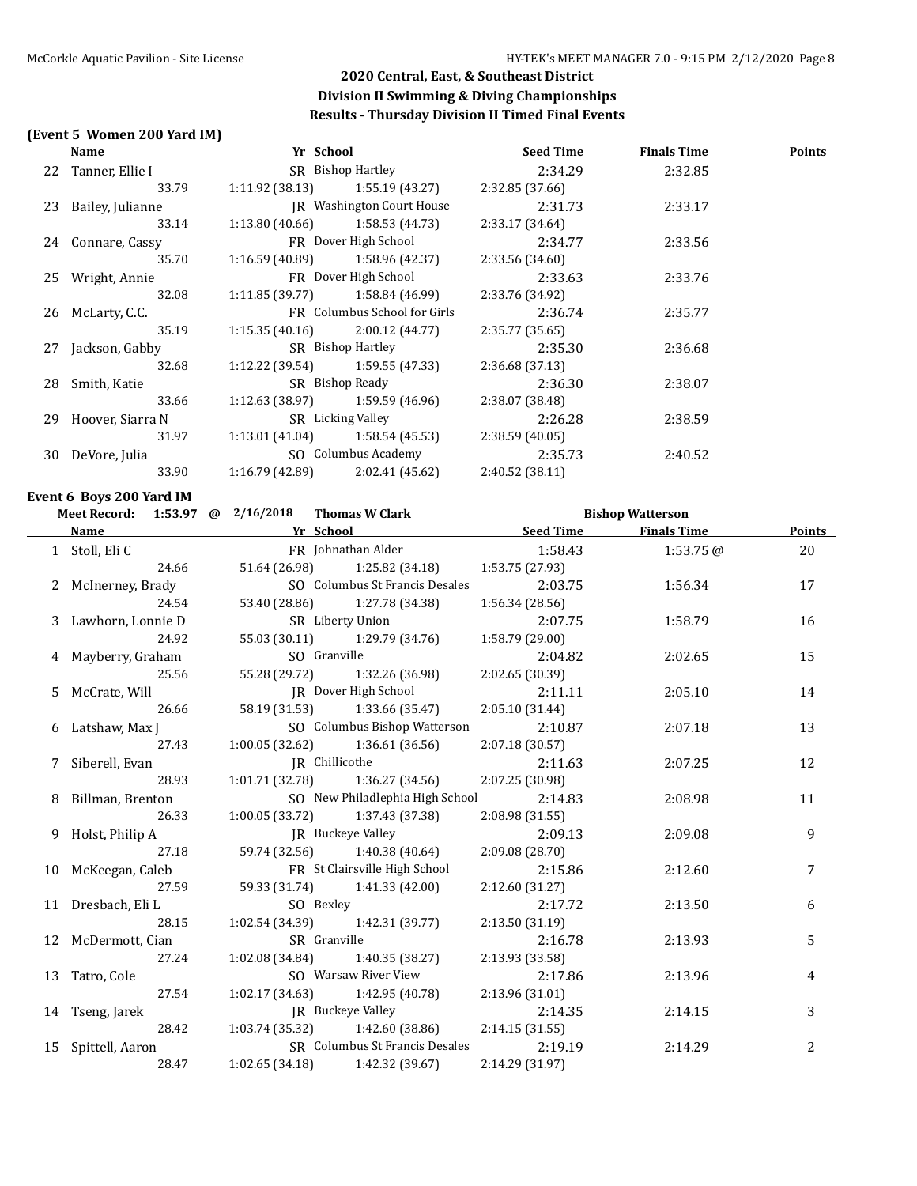## 2020 Central, East, & Southeast District
## Division II Swimming & Diving Championships
## Results - Thursday Division II Timed Final Events

### (Event 5 Women 200 Yard IM)

| | Name | Yr | School | Seed Time | Finals Time | Points |
|---|---|---|---|---|---|---|
| 22 | Tanner, Ellie I | SR | Bishop Hartley | 2:34.29 | 2:32.85 | |
| | 33.79 | 1:11.92 (38.13) | 1:55.19 (43.27) | 2:32.85 (37.66) | | |
| 23 | Bailey, Julianne | JR | Washington Court House | 2:31.73 | 2:33.17 | |
| | 33.14 | 1:13.80 (40.66) | 1:58.53 (44.73) | 2:33.17 (34.64) | | |
| 24 | Connare, Cassy | FR | Dover High School | 2:34.77 | 2:33.56 | |
| | 35.70 | 1:16.59 (40.89) | 1:58.96 (42.37) | 2:33.56 (34.60) | | |
| 25 | Wright, Annie | FR | Dover High School | 2:33.63 | 2:33.76 | |
| | 32.08 | 1:11.85 (39.77) | 1:58.84 (46.99) | 2:33.76 (34.92) | | |
| 26 | McLarty, C.C. | FR | Columbus School for Girls | 2:36.74 | 2:35.77 | |
| | 35.19 | 1:15.35 (40.16) | 2:00.12 (44.77) | 2:35.77 (35.65) | | |
| 27 | Jackson, Gabby | SR | Bishop Hartley | 2:35.30 | 2:36.68 | |
| | 32.68 | 1:12.22 (39.54) | 1:59.55 (47.33) | 2:36.68 (37.13) | | |
| 28 | Smith, Katie | SR | Bishop Ready | 2:36.30 | 2:38.07 | |
| | 33.66 | 1:12.63 (38.97) | 1:59.59 (46.96) | 2:38.07 (38.48) | | |
| 29 | Hoover, Siarra N | SR | Licking Valley | 2:26.28 | 2:38.59 | |
| | 31.97 | 1:13.01 (41.04) | 1:58.54 (45.53) | 2:38.59 (40.05) | | |
| 30 | DeVore, Julia | SO | Columbus Academy | 2:35.73 | 2:40.52 | |
| | 33.90 | 1:16.79 (42.89) | 2:02.41 (45.62) | 2:40.52 (38.11) | | |

### Event 6 Boys 200 Yard IM

Meet Record: 1:53.97 @ 2/16/2018 Thomas W Clark — Bishop Watterson

| | Name | Yr | School | Seed Time | Finals Time | Points |
|---|---|---|---|---|---|---|
| 1 | Stoll, Eli C | FR | Johnathan Alder | 1:58.43 | 1:53.75 @ | 20 |
| | 24.66 | 51.64 (26.98) | 1:25.82 (34.18) | 1:53.75 (27.93) | | |
| 2 | McInerney, Brady | SO | Columbus St Francis Desales | 2:03.75 | 1:56.34 | 17 |
| | 24.54 | 53.40 (28.86) | 1:27.78 (34.38) | 1:56.34 (28.56) | | |
| 3 | Lawhorn, Lonnie D | SR | Liberty Union | 2:07.75 | 1:58.79 | 16 |
| | 24.92 | 55.03 (30.11) | 1:29.79 (34.76) | 1:58.79 (29.00) | | |
| 4 | Mayberry, Graham | SO | Granville | 2:04.82 | 2:02.65 | 15 |
| | 25.56 | 55.28 (29.72) | 1:32.26 (36.98) | 2:02.65 (30.39) | | |
| 5 | McCrate, Will | JR | Dover High School | 2:11.11 | 2:05.10 | 14 |
| | 26.66 | 58.19 (31.53) | 1:33.66 (35.47) | 2:05.10 (31.44) | | |
| 6 | Latshaw, Max J | SO | Columbus Bishop Watterson | 2:10.87 | 2:07.18 | 13 |
| | 27.43 | 1:00.05 (32.62) | 1:36.61 (36.56) | 2:07.18 (30.57) | | |
| 7 | Siberell, Evan | JR | Chillicothe | 2:11.63 | 2:07.25 | 12 |
| | 28.93 | 1:01.71 (32.78) | 1:36.27 (34.56) | 2:07.25 (30.98) | | |
| 8 | Billman, Brenton | SO | New Philadelphia High School | 2:14.83 | 2:08.98 | 11 |
| | 26.33 | 1:00.05 (33.72) | 1:37.43 (37.38) | 2:08.98 (31.55) | | |
| 9 | Holst, Philip A | JR | Buckeye Valley | 2:09.13 | 2:09.08 | 9 |
| | 27.18 | 59.74 (32.56) | 1:40.38 (40.64) | 2:09.08 (28.70) | | |
| 10 | McKeegan, Caleb | FR | St Clairsville High School | 2:15.86 | 2:12.60 | 7 |
| | 27.59 | 59.33 (31.74) | 1:41.33 (42.00) | 2:12.60 (31.27) | | |
| 11 | Dresbach, Eli L | SO | Bexley | 2:17.72 | 2:13.50 | 6 |
| | 28.15 | 1:02.54 (34.39) | 1:42.31 (39.77) | 2:13.50 (31.19) | | |
| 12 | McDermott, Cian | SR | Granville | 2:16.78 | 2:13.93 | 5 |
| | 27.24 | 1:02.08 (34.84) | 1:40.35 (38.27) | 2:13.93 (33.58) | | |
| 13 | Tatro, Cole | SO | Warsaw River View | 2:17.86 | 2:13.96 | 4 |
| | 27.54 | 1:02.17 (34.63) | 1:42.95 (40.78) | 2:13.96 (31.01) | | |
| 14 | Tseng, Jarek | JR | Buckeye Valley | 2:14.35 | 2:14.15 | 3 |
| | 28.42 | 1:03.74 (35.32) | 1:42.60 (38.86) | 2:14.15 (31.55) | | |
| 15 | Spittell, Aaron | SR | Columbus St Francis Desales | 2:19.19 | 2:14.29 | 2 |
| | 28.47 | 1:02.65 (34.18) | 1:42.32 (39.67) | 2:14.29 (31.97) | | |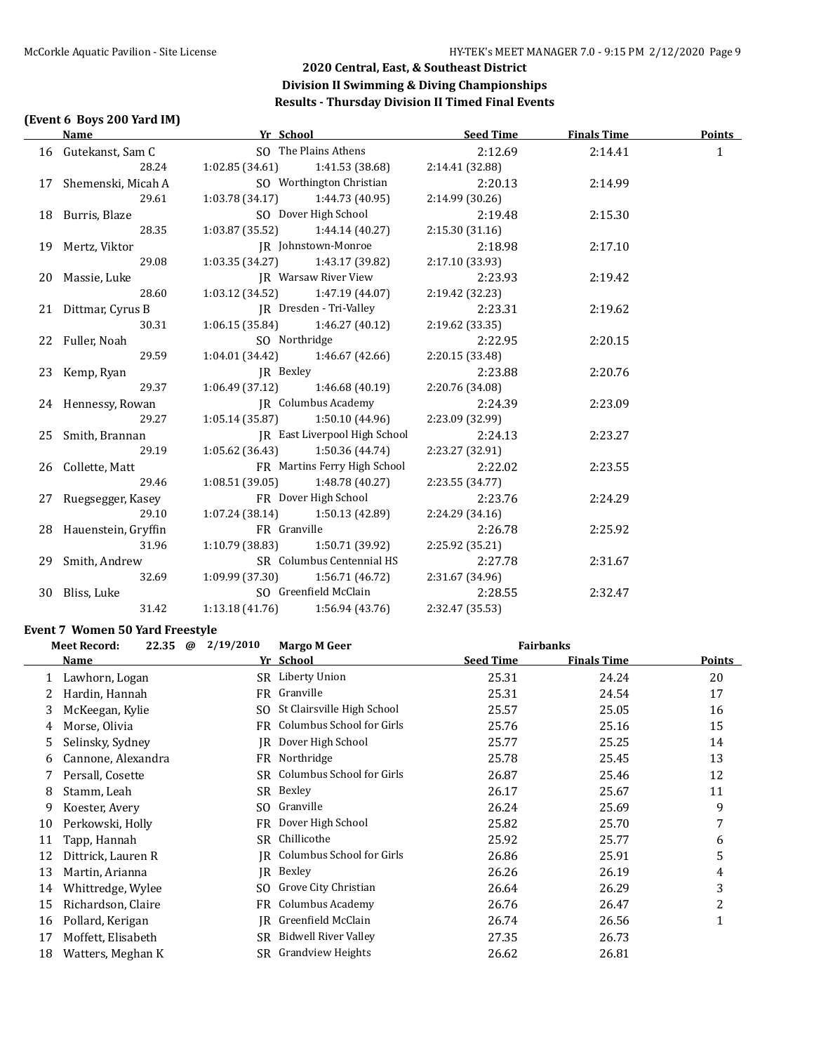## 2020 Central, East, & Southeast District
## Division II Swimming & Diving Championships
## Results - Thursday Division II Timed Final Events

### (Event 6 Boys 200 Yard IM)

| | Name | Yr | School | Seed Time | Finals Time | Points |
|---|---|---|---|---|---|---|
| 16 | Gutekanst, Sam C | SO | The Plains Athens | 2:12.69 | 2:14.41 | 1 |
| | 28.24 | 1:02.85 (34.61) | 1:41.53 (38.68) | 2:14.41 (32.88) | | |
| 17 | Shemenski, Micah A | SO | Worthington Christian | 2:20.13 | 2:14.99 | |
| | 29.61 | 1:03.78 (34.17) | 1:44.73 (40.95) | 2:14.99 (30.26) | | |
| 18 | Burris, Blaze | SO | Dover High School | 2:19.48 | 2:15.30 | |
| | 28.35 | 1:03.87 (35.52) | 1:44.14 (40.27) | 2:15.30 (31.16) | | |
| 19 | Mertz, Viktor | JR | Johnstown-Monroe | 2:18.98 | 2:17.10 | |
| | 29.08 | 1:03.35 (34.27) | 1:43.17 (39.82) | 2:17.10 (33.93) | | |
| 20 | Massie, Luke | JR | Warsaw River View | 2:23.93 | 2:19.42 | |
| | 28.60 | 1:03.12 (34.52) | 1:47.19 (44.07) | 2:19.42 (32.23) | | |
| 21 | Dittmar, Cyrus B | JR | Dresden - Tri-Valley | 2:23.31 | 2:19.62 | |
| | 30.31 | 1:06.15 (35.84) | 1:46.27 (40.12) | 2:19.62 (33.35) | | |
| 22 | Fuller, Noah | SO | Northridge | 2:22.95 | 2:20.15 | |
| | 29.59 | 1:04.01 (34.42) | 1:46.67 (42.66) | 2:20.15 (33.48) | | |
| 23 | Kemp, Ryan | JR | Bexley | 2:23.88 | 2:20.76 | |
| | 29.37 | 1:06.49 (37.12) | 1:46.68 (40.19) | 2:20.76 (34.08) | | |
| 24 | Hennessy, Rowan | JR | Columbus Academy | 2:24.39 | 2:23.09 | |
| | 29.27 | 1:05.14 (35.87) | 1:50.10 (44.96) | 2:23.09 (32.99) | | |
| 25 | Smith, Brannan | JR | East Liverpool High School | 2:24.13 | 2:23.27 | |
| | 29.19 | 1:05.62 (36.43) | 1:50.36 (44.74) | 2:23.27 (32.91) | | |
| 26 | Collette, Matt | FR | Martins Ferry High School | 2:22.02 | 2:23.55 | |
| | 29.46 | 1:08.51 (39.05) | 1:48.78 (40.27) | 2:23.55 (34.77) | | |
| 27 | Ruegsegger, Kasey | FR | Dover High School | 2:23.76 | 2:24.29 | |
| | 29.10 | 1:07.24 (38.14) | 1:50.13 (42.89) | 2:24.29 (34.16) | | |
| 28 | Hauenstein, Gryffin | FR | Granville | 2:26.78 | 2:25.92 | |
| | 31.96 | 1:10.79 (38.83) | 1:50.71 (39.92) | 2:25.92 (35.21) | | |
| 29 | Smith, Andrew | SR | Columbus Centennial HS | 2:27.78 | 2:31.67 | |
| | 32.69 | 1:09.99 (37.30) | 1:56.71 (46.72) | 2:31.67 (34.96) | | |
| 30 | Bliss, Luke | SO | Greenfield McClain | 2:28.55 | 2:32.47 | |
| | 31.42 | 1:13.18 (41.76) | 1:56.94 (43.76) | 2:32.47 (35.53) | | |

### Event 7 Women 50 Yard Freestyle

Meet Record: 22.35 @ 2/19/2010 Margo M Geer Fairbanks

| | Name | Yr | School | Seed Time | Finals Time | Points |
|---|---|---|---|---|---|---|
| 1 | Lawhorn, Logan | SR | Liberty Union | 25.31 | 24.24 | 20 |
| 2 | Hardin, Hannah | FR | Granville | 25.31 | 24.54 | 17 |
| 3 | McKeegan, Kylie | SO | St Clairsville High School | 25.57 | 25.05 | 16 |
| 4 | Morse, Olivia | FR | Columbus School for Girls | 25.76 | 25.16 | 15 |
| 5 | Selinsky, Sydney | JR | Dover High School | 25.77 | 25.25 | 14 |
| 6 | Cannone, Alexandra | FR | Northridge | 25.78 | 25.45 | 13 |
| 7 | Persall, Cosette | SR | Columbus School for Girls | 26.87 | 25.46 | 12 |
| 8 | Stamm, Leah | SR | Bexley | 26.17 | 25.67 | 11 |
| 9 | Koester, Avery | SO | Granville | 26.24 | 25.69 | 9 |
| 10 | Perkowski, Holly | FR | Dover High School | 25.82 | 25.70 | 7 |
| 11 | Tapp, Hannah | SR | Chillicothe | 25.92 | 25.77 | 6 |
| 12 | Dittrick, Lauren R | JR | Columbus School for Girls | 26.86 | 25.91 | 5 |
| 13 | Martin, Arianna | JR | Bexley | 26.26 | 26.19 | 4 |
| 14 | Whittredge, Wylee | SO | Grove City Christian | 26.64 | 26.29 | 3 |
| 15 | Richardson, Claire | FR | Columbus Academy | 26.76 | 26.47 | 2 |
| 16 | Pollard, Kerigan | JR | Greenfield McClain | 26.74 | 26.56 | 1 |
| 17 | Moffett, Elisabeth | SR | Bidwell River Valley | 27.35 | 26.73 | |
| 18 | Watters, Meghan K | SR | Grandview Heights | 26.62 | 26.81 | |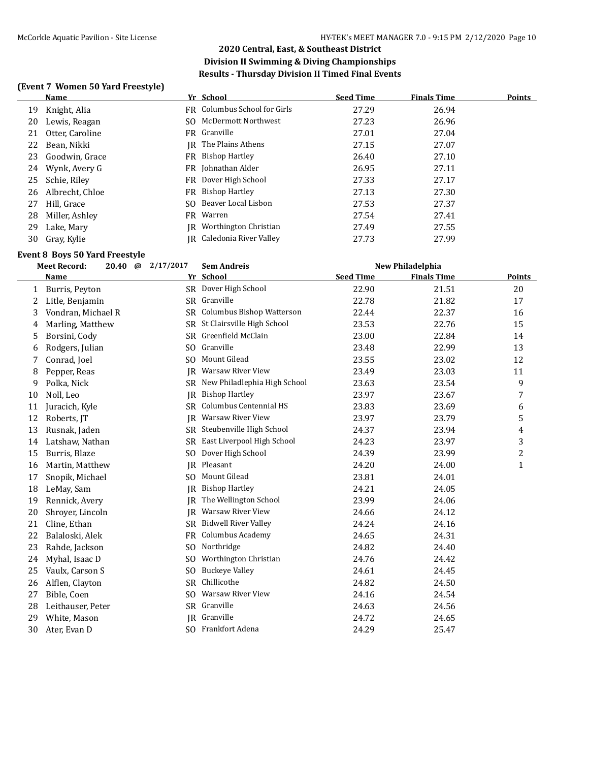## 2020 Central, East, & Southeast District
## Division II Swimming & Diving Championships
## Results - Thursday Division II Timed Final Events

### (Event 7 Women 50 Yard Freestyle)

| | Name | Yr | School | Seed Time | Finals Time | Points |
|---|---|---|---|---|---|---|
| 19 | Knight, Alia | FR | Columbus School for Girls | 27.29 | 26.94 | |
| 20 | Lewis, Reagan | SO | McDermott Northwest | 27.23 | 26.96 | |
| 21 | Otter, Caroline | FR | Granville | 27.01 | 27.04 | |
| 22 | Bean, Nikki | JR | The Plains Athens | 27.15 | 27.07 | |
| 23 | Goodwin, Grace | FR | Bishop Hartley | 26.40 | 27.10 | |
| 24 | Wynk, Avery G | FR | Johnathan Alder | 26.95 | 27.11 | |
| 25 | Schie, Riley | FR | Dover High School | 27.33 | 27.17 | |
| 26 | Albrecht, Chloe | FR | Bishop Hartley | 27.13 | 27.30 | |
| 27 | Hill, Grace | SO | Beaver Local Lisbon | 27.53 | 27.37 | |
| 28 | Miller, Ashley | FR | Warren | 27.54 | 27.41 | |
| 29 | Lake, Mary | JR | Worthington Christian | 27.49 | 27.55 | |
| 30 | Gray, Kylie | JR | Caledonia River Valley | 27.73 | 27.99 | |

### Event 8 Boys 50 Yard Freestyle

Meet Record: 20.40 @ 2/17/2017 Sem Andreis New Philadelphia

| | Name | Yr | School | Seed Time | Finals Time | Points |
|---|---|---|---|---|---|---|
| 1 | Burris, Peyton | SR | Dover High School | 22.90 | 21.51 | 20 |
| 2 | Litle, Benjamin | SR | Granville | 22.78 | 21.82 | 17 |
| 3 | Vondran, Michael R | SR | Columbus Bishop Watterson | 22.44 | 22.37 | 16 |
| 4 | Marling, Matthew | SR | St Clairsville High School | 23.53 | 22.76 | 15 |
| 5 | Borsini, Cody | SR | Greenfield McClain | 23.00 | 22.84 | 14 |
| 6 | Rodgers, Julian | SO | Granville | 23.48 | 22.99 | 13 |
| 7 | Conrad, Joel | SO | Mount Gilead | 23.55 | 23.02 | 12 |
| 8 | Pepper, Reas | JR | Warsaw River View | 23.49 | 23.03 | 11 |
| 9 | Polka, Nick | SR | New Philadlephia High School | 23.63 | 23.54 | 9 |
| 10 | Noll, Leo | JR | Bishop Hartley | 23.97 | 23.67 | 7 |
| 11 | Juracich, Kyle | SR | Columbus Centennial HS | 23.83 | 23.69 | 6 |
| 12 | Roberts, JT | JR | Warsaw River View | 23.97 | 23.79 | 5 |
| 13 | Rusnak, Jaden | SR | Steubenville High School | 24.37 | 23.94 | 4 |
| 14 | Latshaw, Nathan | SR | East Liverpool High School | 24.23 | 23.97 | 3 |
| 15 | Burris, Blaze | SO | Dover High School | 24.39 | 23.99 | 2 |
| 16 | Martin, Matthew | JR | Pleasant | 24.20 | 24.00 | 1 |
| 17 | Snopik, Michael | SO | Mount Gilead | 23.81 | 24.01 | |
| 18 | LeMay, Sam | JR | Bishop Hartley | 24.21 | 24.05 | |
| 19 | Rennick, Avery | JR | The Wellington School | 23.99 | 24.06 | |
| 20 | Shroyer, Lincoln | JR | Warsaw River View | 24.66 | 24.12 | |
| 21 | Cline, Ethan | SR | Bidwell River Valley | 24.24 | 24.16 | |
| 22 | Balaloski, Alek | FR | Columbus Academy | 24.65 | 24.31 | |
| 23 | Rahde, Jackson | SO | Northridge | 24.82 | 24.40 | |
| 24 | Myhal, Isaac D | SO | Worthington Christian | 24.76 | 24.42 | |
| 25 | Vaulx, Carson S | SO | Buckeye Valley | 24.61 | 24.45 | |
| 26 | Alflen, Clayton | SR | Chillicothe | 24.82 | 24.50 | |
| 27 | Bible, Coen | SO | Warsaw River View | 24.16 | 24.54 | |
| 28 | Leithauser, Peter | SR | Granville | 24.63 | 24.56 | |
| 29 | White, Mason | JR | Granville | 24.72 | 24.65 | |
| 30 | Ater, Evan D | SO | Frankfort Adena | 24.29 | 25.47 | |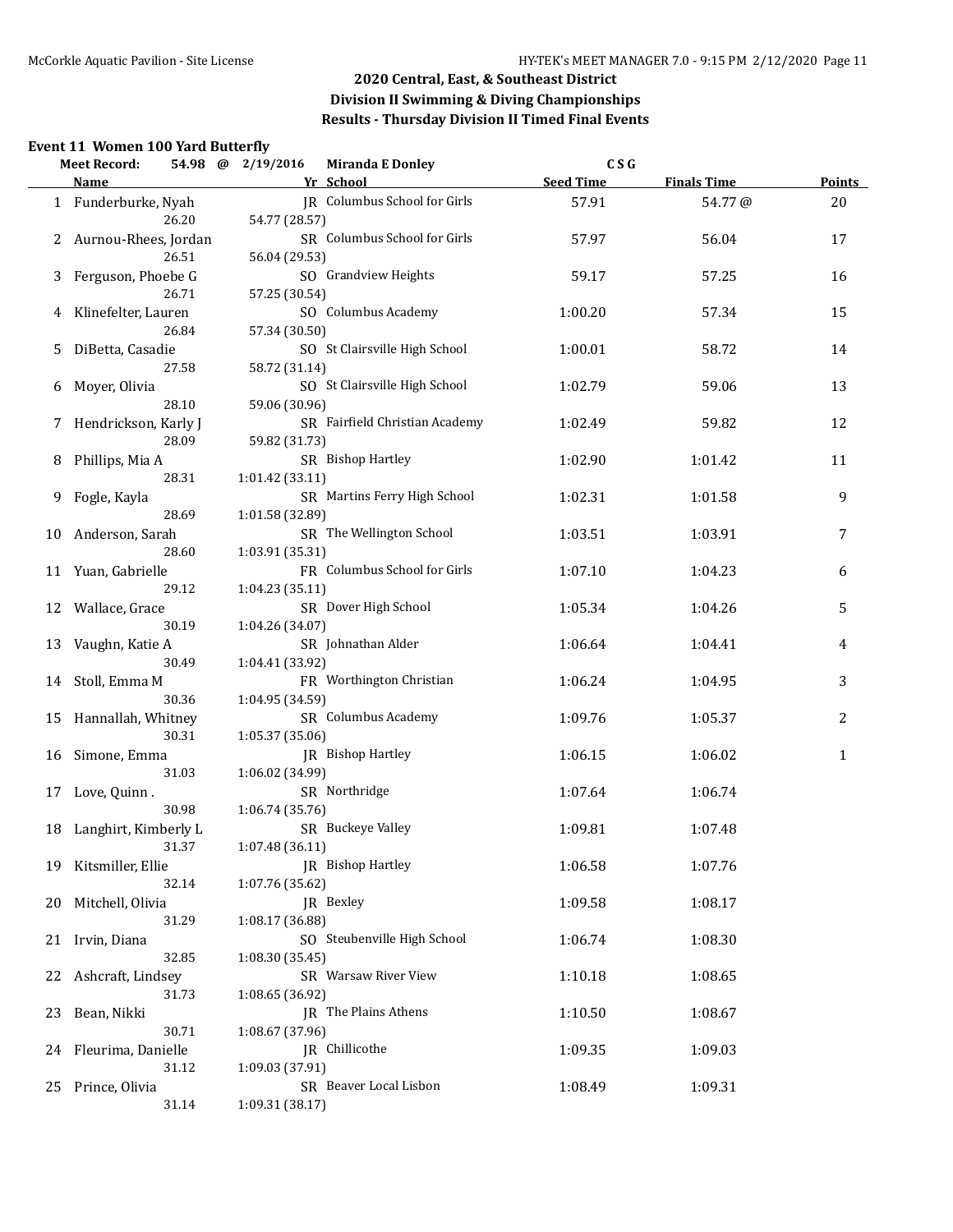## 2020 Central, East, & Southeast District
## Division II Swimming & Diving Championships
## Results - Thursday Division II Timed Final Events

### Event 11 Women 100 Yard Butterfly

**Meet Record:** 54.98 @ 2/19/2016 **Miranda E Donley** C S G

| | Name | Yr | School | Seed Time | Finals Time | Points |
|---|---|---|---|---|---|---|
| 1 | Funderburke, Nyah | JR | Columbus School for Girls | 57.91 | 54.77 @ | 20 |
| | 26.20 | 54.77 (28.57) | | | | |
| 2 | Aurnou-Rhees, Jordan | SR | Columbus School for Girls | 57.97 | 56.04 | 17 |
| | 26.51 | 56.04 (29.53) | | | | |
| 3 | Ferguson, Phoebe G | SO | Grandview Heights | 59.17 | 57.25 | 16 |
| | 26.71 | 57.25 (30.54) | | | | |
| 4 | Klinefelter, Lauren | SO | Columbus Academy | 1:00.20 | 57.34 | 15 |
| | 26.84 | 57.34 (30.50) | | | | |
| 5 | DiBetta, Casadie | SO | St Clairsville High School | 1:00.01 | 58.72 | 14 |
| | 27.58 | 58.72 (31.14) | | | | |
| 6 | Moyer, Olivia | SO | St Clairsville High School | 1:02.79 | 59.06 | 13 |
| | 28.10 | 59.06 (30.96) | | | | |
| 7 | Hendrickson, Karly J | SR | Fairfield Christian Academy | 1:02.49 | 59.82 | 12 |
| | 28.09 | 59.82 (31.73) | | | | |
| 8 | Phillips, Mia A | SR | Bishop Hartley | 1:02.90 | 1:01.42 | 11 |
| | 28.31 | 1:01.42 (33.11) | | | | |
| 9 | Fogle, Kayla | SR | Martins Ferry High School | 1:02.31 | 1:01.58 | 9 |
| | 28.69 | 1:01.58 (32.89) | | | | |
| 10 | Anderson, Sarah | SR | The Wellington School | 1:03.51 | 1:03.91 | 7 |
| | 28.60 | 1:03.91 (35.31) | | | | |
| 11 | Yuan, Gabrielle | FR | Columbus School for Girls | 1:07.10 | 1:04.23 | 6 |
| | 29.12 | 1:04.23 (35.11) | | | | |
| 12 | Wallace, Grace | SR | Dover High School | 1:05.34 | 1:04.26 | 5 |
| | 30.19 | 1:04.26 (34.07) | | | | |
| 13 | Vaughn, Katie A | SR | Johnathan Alder | 1:06.64 | 1:04.41 | 4 |
| | 30.49 | 1:04.41 (33.92) | | | | |
| 14 | Stoll, Emma M | FR | Worthington Christian | 1:06.24 | 1:04.95 | 3 |
| | 30.36 | 1:04.95 (34.59) | | | | |
| 15 | Hannallah, Whitney | SR | Columbus Academy | 1:09.76 | 1:05.37 | 2 |
| | 30.31 | 1:05.37 (35.06) | | | | |
| 16 | Simone, Emma | JR | Bishop Hartley | 1:06.15 | 1:06.02 | 1 |
| | 31.03 | 1:06.02 (34.99) | | | | |
| 17 | Love, Quinn . | SR | Northridge | 1:07.64 | 1:06.74 | |
| | 30.98 | 1:06.74 (35.76) | | | | |
| 18 | Langhirt, Kimberly L | SR | Buckeye Valley | 1:09.81 | 1:07.48 | |
| | 31.37 | 1:07.48 (36.11) | | | | |
| 19 | Kitsmiller, Ellie | JR | Bishop Hartley | 1:06.58 | 1:07.76 | |
| | 32.14 | 1:07.76 (35.62) | | | | |
| 20 | Mitchell, Olivia | JR | Bexley | 1:09.58 | 1:08.17 | |
| | 31.29 | 1:08.17 (36.88) | | | | |
| 21 | Irvin, Diana | SO | Steubenville High School | 1:06.74 | 1:08.30 | |
| | 32.85 | 1:08.30 (35.45) | | | | |
| 22 | Ashcraft, Lindsey | SR | Warsaw River View | 1:10.18 | 1:08.65 | |
| | 31.73 | 1:08.65 (36.92) | | | | |
| 23 | Bean, Nikki | JR | The Plains Athens | 1:10.50 | 1:08.67 | |
| | 30.71 | 1:08.67 (37.96) | | | | |
| 24 | Fleurima, Danielle | JR | Chillicothe | 1:09.35 | 1:09.03 | |
| | 31.12 | 1:09.03 (37.91) | | | | |
| 25 | Prince, Olivia | SR | Beaver Local Lisbon | 1:08.49 | 1:09.31 | |
| | 31.14 | 1:09.31 (38.17) | | | | |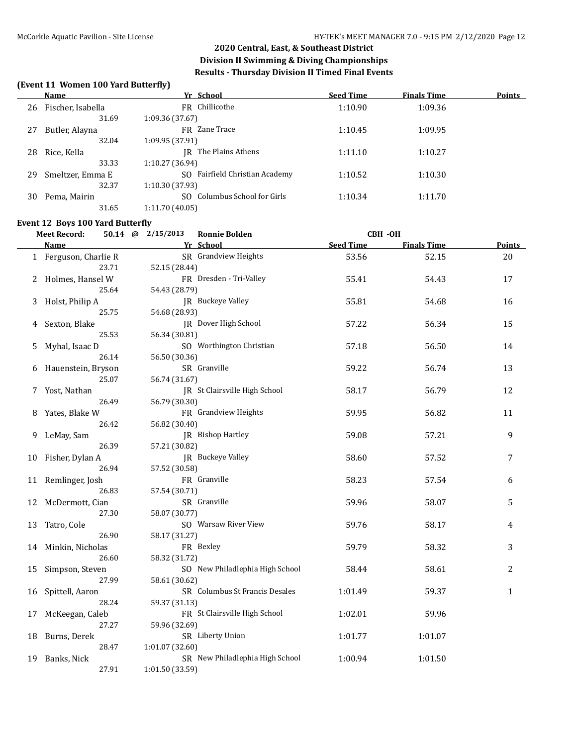## 2020 Central, East, & Southeast District
## Division II Swimming & Diving Championships
## Results - Thursday Division II Timed Final Events

### (Event 11 Women 100 Yard Butterfly)

| | Name | Yr | School | Seed Time | Finals Time | Points |
|---|---|---|---|---|---|---|
| 26 | Fischer, Isabella | FR | Chillicothe | 1:10.90 | 1:09.36 | |
| | 31.69 | 1:09.36 (37.67) | | | | |
| 27 | Butler, Alayna | FR | Zane Trace | 1:10.45 | 1:09.95 | |
| | 32.04 | 1:09.95 (37.91) | | | | |
| 28 | Rice, Kella | JR | The Plains Athens | 1:11.10 | 1:10.27 | |
| | 33.33 | 1:10.27 (36.94) | | | | |
| 29 | Smeltzer, Emma E | SO | Fairfield Christian Academy | 1:10.52 | 1:10.30 | |
| | 32.37 | 1:10.30 (37.93) | | | | |
| 30 | Pema, Mairin | SO | Columbus School for Girls | 1:10.34 | 1:11.70 | |
| | 31.65 | 1:11.70 (40.05) | | | | |

### Event 12 Boys 100 Yard Butterfly

**Meet Record:** 50.14 @ 2/15/2013 Ronnie Bolden CBH -OH

| | Name | Yr | School | Seed Time | Finals Time | Points |
|---|---|---|---|---|---|---|
| 1 | Ferguson, Charlie R | SR | Grandview Heights | 53.56 | 52.15 | 20 |
| | 23.71 | 52.15 (28.44) | | | | |
| 2 | Holmes, Hansel W | FR | Dresden - Tri-Valley | 55.41 | 54.43 | 17 |
| | 25.64 | 54.43 (28.79) | | | | |
| 3 | Holst, Philip A | JR | Buckeye Valley | 55.81 | 54.68 | 16 |
| | 25.75 | 54.68 (28.93) | | | | |
| 4 | Sexton, Blake | JR | Dover High School | 57.22 | 56.34 | 15 |
| | 25.53 | 56.34 (30.81) | | | | |
| 5 | Myhal, Isaac D | SO | Worthington Christian | 57.18 | 56.50 | 14 |
| | 26.14 | 56.50 (30.36) | | | | |
| 6 | Hauenstein, Bryson | SR | Granville | 59.22 | 56.74 | 13 |
| | 25.07 | 56.74 (31.67) | | | | |
| 7 | Yost, Nathan | JR | St Clairsville High School | 58.17 | 56.79 | 12 |
| | 26.49 | 56.79 (30.30) | | | | |
| 8 | Yates, Blake W | FR | Grandview Heights | 59.95 | 56.82 | 11 |
| | 26.42 | 56.82 (30.40) | | | | |
| 9 | LeMay, Sam | JR | Bishop Hartley | 59.08 | 57.21 | 9 |
| | 26.39 | 57.21 (30.82) | | | | |
| 10 | Fisher, Dylan A | JR | Buckeye Valley | 58.60 | 57.52 | 7 |
| | 26.94 | 57.52 (30.58) | | | | |
| 11 | Remlinger, Josh | FR | Granville | 58.23 | 57.54 | 6 |
| | 26.83 | 57.54 (30.71) | | | | |
| 12 | McDermott, Cian | SR | Granville | 59.96 | 58.07 | 5 |
| | 27.30 | 58.07 (30.77) | | | | |
| 13 | Tatro, Cole | SO | Warsaw River View | 59.76 | 58.17 | 4 |
| | 26.90 | 58.17 (31.27) | | | | |
| 14 | Minkin, Nicholas | FR | Bexley | 59.79 | 58.32 | 3 |
| | 26.60 | 58.32 (31.72) | | | | |
| 15 | Simpson, Steven | SO | New Philadlephia High School | 58.44 | 58.61 | 2 |
| | 27.99 | 58.61 (30.62) | | | | |
| 16 | Spittell, Aaron | SR | Columbus St Francis Desales | 1:01.49 | 59.37 | 1 |
| | 28.24 | 59.37 (31.13) | | | | |
| 17 | McKeegan, Caleb | FR | St Clairsville High School | 1:02.01 | 59.96 | |
| | 27.27 | 59.96 (32.69) | | | | |
| 18 | Burns, Derek | SR | Liberty Union | 1:01.77 | 1:01.07 | |
| | 28.47 | 1:01.07 (32.60) | | | | |
| 19 | Banks, Nick | SR | New Philadlephia High School | 1:00.94 | 1:01.50 | |
| | 27.91 | 1:01.50 (33.59) | | | | |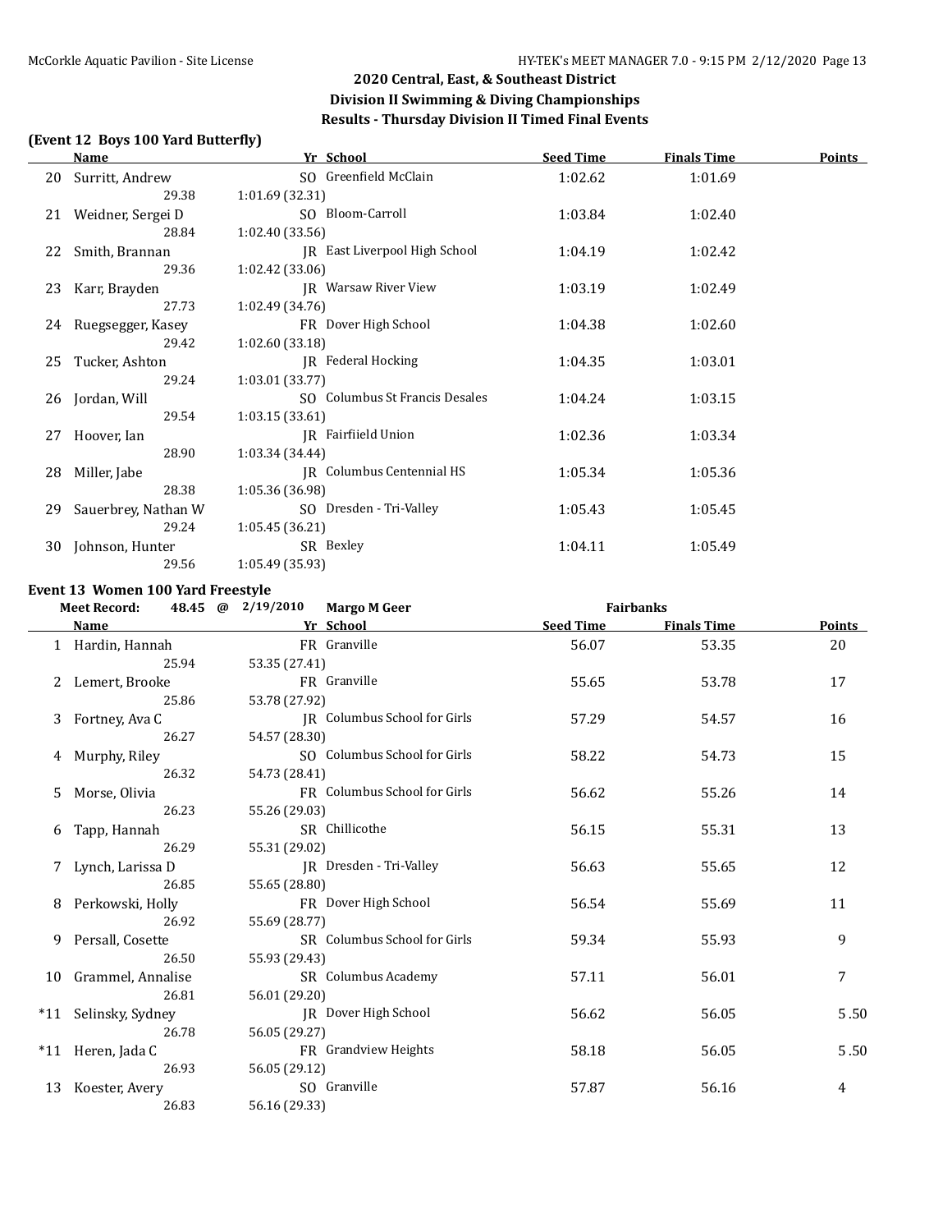## 2020 Central, East, & Southeast District
## Division II Swimming & Diving Championships
## Results - Thursday Division II Timed Final Events

### (Event 12 Boys 100 Yard Butterfly)

| | Name | Yr | School | Seed Time | Finals Time | Points |
|---|---|---|---|---|---|---|
| 20 | Surritt, Andrew | SO | Greenfield McClain | 1:02.62 | 1:01.69 | |
| | 29.38 | 1:01.69 (32.31) | | | | |
| 21 | Weidner, Sergei D | SO | Bloom-Carroll | 1:03.84 | 1:02.40 | |
| | 28.84 | 1:02.40 (33.56) | | | | |
| 22 | Smith, Brannan | JR | East Liverpool High School | 1:04.19 | 1:02.42 | |
| | 29.36 | 1:02.42 (33.06) | | | | |
| 23 | Karr, Brayden | JR | Warsaw River View | 1:03.19 | 1:02.49 | |
| | 27.73 | 1:02.49 (34.76) | | | | |
| 24 | Ruegsegger, Kasey | FR | Dover High School | 1:04.38 | 1:02.60 | |
| | 29.42 | 1:02.60 (33.18) | | | | |
| 25 | Tucker, Ashton | JR | Federal Hocking | 1:04.35 | 1:03.01 | |
| | 29.24 | 1:03.01 (33.77) | | | | |
| 26 | Jordan, Will | SO | Columbus St Francis Desales | 1:04.24 | 1:03.15 | |
| | 29.54 | 1:03.15 (33.61) | | | | |
| 27 | Hoover, Ian | JR | Fairfiield Union | 1:02.36 | 1:03.34 | |
| | 28.90 | 1:03.34 (34.44) | | | | |
| 28 | Miller, Jabe | JR | Columbus Centennial HS | 1:05.34 | 1:05.36 | |
| | 28.38 | 1:05.36 (36.98) | | | | |
| 29 | Sauerbrey, Nathan W | SO | Dresden - Tri-Valley | 1:05.43 | 1:05.45 | |
| | 29.24 | 1:05.45 (36.21) | | | | |
| 30 | Johnson, Hunter | SR | Bexley | 1:04.11 | 1:05.49 | |
| | 29.56 | 1:05.49 (35.93) | | | | |

### Event 13 Women 100 Yard Freestyle

Meet Record: 48.45 @ 2/19/2010 Margo M Geer Fairbanks

| | Name | Yr | School | Seed Time | Finals Time | Points |
|---|---|---|---|---|---|---|
| 1 | Hardin, Hannah | FR | Granville | 56.07 | 53.35 | 20 |
| | 25.94 | 53.35 (27.41) | | | | |
| 2 | Lemert, Brooke | FR | Granville | 55.65 | 53.78 | 17 |
| | 25.86 | 53.78 (27.92) | | | | |
| 3 | Fortney, Ava C | JR | Columbus School for Girls | 57.29 | 54.57 | 16 |
| | 26.27 | 54.57 (28.30) | | | | |
| 4 | Murphy, Riley | SO | Columbus School for Girls | 58.22 | 54.73 | 15 |
| | 26.32 | 54.73 (28.41) | | | | |
| 5 | Morse, Olivia | FR | Columbus School for Girls | 56.62 | 55.26 | 14 |
| | 26.23 | 55.26 (29.03) | | | | |
| 6 | Tapp, Hannah | SR | Chillicothe | 56.15 | 55.31 | 13 |
| | 26.29 | 55.31 (29.02) | | | | |
| 7 | Lynch, Larissa D | JR | Dresden - Tri-Valley | 56.63 | 55.65 | 12 |
| | 26.85 | 55.65 (28.80) | | | | |
| 8 | Perkowski, Holly | FR | Dover High School | 56.54 | 55.69 | 11 |
| | 26.92 | 55.69 (28.77) | | | | |
| 9 | Persall, Cosette | SR | Columbus School for Girls | 59.34 | 55.93 | 9 |
| | 26.50 | 55.93 (29.43) | | | | |
| 10 | Grammel, Annalise | SR | Columbus Academy | 57.11 | 56.01 | 7 |
| | 26.81 | 56.01 (29.20) | | | | |
| *11 | Selinsky, Sydney | JR | Dover High School | 56.62 | 56.05 | 5.50 |
| | 26.78 | 56.05 (29.27) | | | | |
| *11 | Heren, Jada C | FR | Grandview Heights | 58.18 | 56.05 | 5.50 |
| | 26.93 | 56.05 (29.12) | | | | |
| 13 | Koester, Avery | SO | Granville | 57.87 | 56.16 | 4 |
| | 26.83 | 56.16 (29.33) | | | | |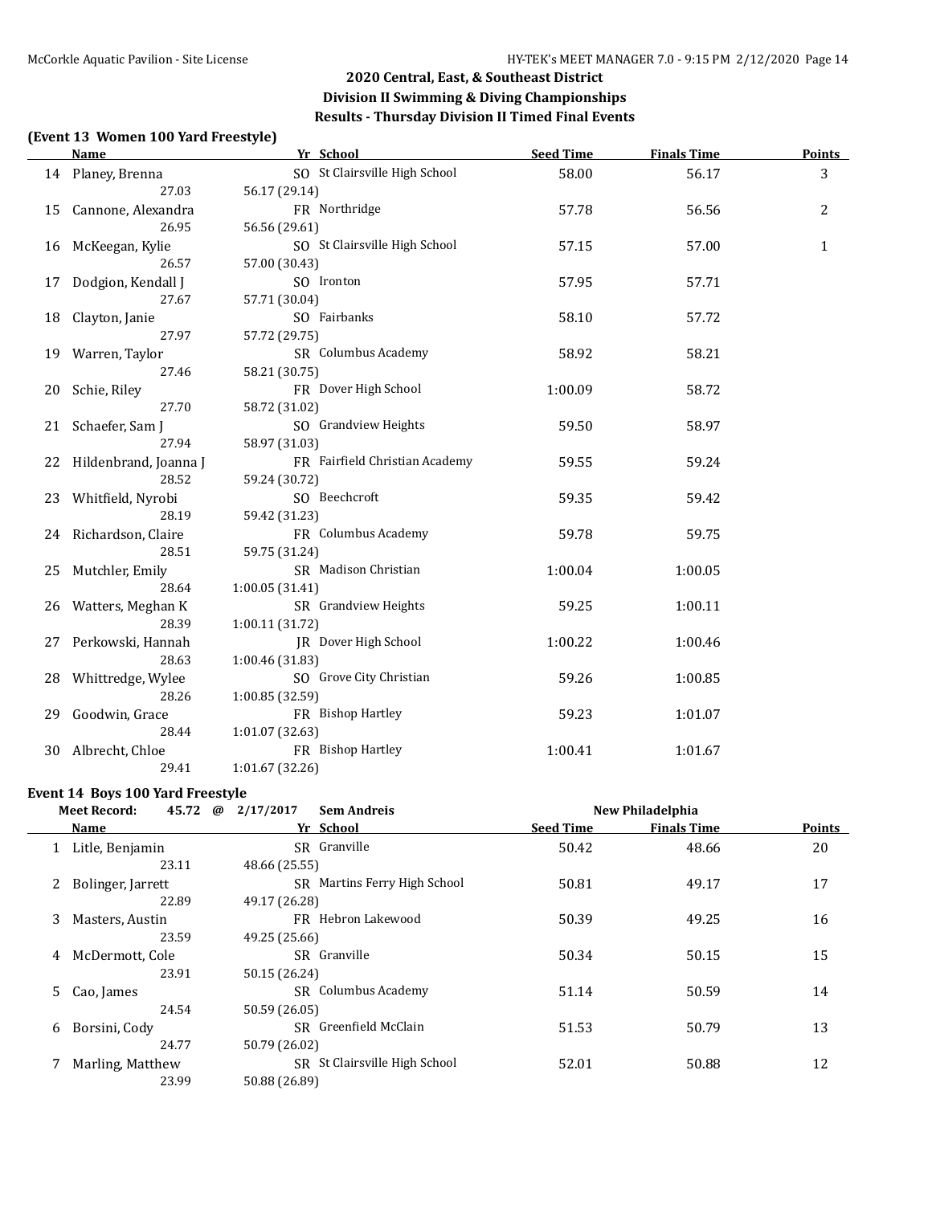## 2020 Central, East, & Southeast District
## Division II Swimming & Diving Championships
## Results - Thursday Division II Timed Final Events

### (Event 13 Women 100 Yard Freestyle)

| | Name | Yr | School | Seed Time | Finals Time | Points |
|---|---|---|---|---|---|---|
| 14 | Planey, Brenna | SO | St Clairsville High School | 58.00 | 56.17 | 3 |
| | 27.03 | 56.17 (29.14) | | | | |
| 15 | Cannone, Alexandra | FR | Northridge | 57.78 | 56.56 | 2 |
| | 26.95 | 56.56 (29.61) | | | | |
| 16 | McKeegan, Kylie | SO | St Clairsville High School | 57.15 | 57.00 | 1 |
| | 26.57 | 57.00 (30.43) | | | | |
| 17 | Dodgion, Kendall J | SO | Ironton | 57.95 | 57.71 | |
| | 27.67 | 57.71 (30.04) | | | | |
| 18 | Clayton, Janie | SO | Fairbanks | 58.10 | 57.72 | |
| | 27.97 | 57.72 (29.75) | | | | |
| 19 | Warren, Taylor | SR | Columbus Academy | 58.92 | 58.21 | |
| | 27.46 | 58.21 (30.75) | | | | |
| 20 | Schie, Riley | FR | Dover High School | 1:00.09 | 58.72 | |
| | 27.70 | 58.72 (31.02) | | | | |
| 21 | Schaefer, Sam J | SO | Grandview Heights | 59.50 | 58.97 | |
| | 27.94 | 58.97 (31.03) | | | | |
| 22 | Hildenbrand, Joanna J | FR | Fairfield Christian Academy | 59.55 | 59.24 | |
| | 28.52 | 59.24 (30.72) | | | | |
| 23 | Whitfield, Nyrobi | SO | Beechcroft | 59.35 | 59.42 | |
| | 28.19 | 59.42 (31.23) | | | | |
| 24 | Richardson, Claire | FR | Columbus Academy | 59.78 | 59.75 | |
| | 28.51 | 59.75 (31.24) | | | | |
| 25 | Mutchler, Emily | SR | Madison Christian | 1:00.04 | 1:00.05 | |
| | 28.64 | 1:00.05 (31.41) | | | | |
| 26 | Watters, Meghan K | SR | Grandview Heights | 59.25 | 1:00.11 | |
| | 28.39 | 1:00.11 (31.72) | | | | |
| 27 | Perkowski, Hannah | JR | Dover High School | 1:00.22 | 1:00.46 | |
| | 28.63 | 1:00.46 (31.83) | | | | |
| 28 | Whittredge, Wylee | SO | Grove City Christian | 59.26 | 1:00.85 | |
| | 28.26 | 1:00.85 (32.59) | | | | |
| 29 | Goodwin, Grace | FR | Bishop Hartley | 59.23 | 1:01.07 | |
| | 28.44 | 1:01.07 (32.63) | | | | |
| 30 | Albrecht, Chloe | FR | Bishop Hartley | 1:00.41 | 1:01.67 | |
| | 29.41 | 1:01.67 (32.26) | | | | |

### Event 14 Boys 100 Yard Freestyle

Meet Record: 45.72 @ 2/17/2017 Sem Andreis — New Philadelphia

| | Name | Yr | School | Seed Time | Finals Time | Points |
|---|---|---|---|---|---|---|
| 1 | Litle, Benjamin | SR | Granville | 50.42 | 48.66 | 20 |
| | 23.11 | 48.66 (25.55) | | | | |
| 2 | Bolinger, Jarrett | SR | Martins Ferry High School | 50.81 | 49.17 | 17 |
| | 22.89 | 49.17 (26.28) | | | | |
| 3 | Masters, Austin | FR | Hebron Lakewood | 50.39 | 49.25 | 16 |
| | 23.59 | 49.25 (25.66) | | | | |
| 4 | McDermott, Cole | SR | Granville | 50.34 | 50.15 | 15 |
| | 23.91 | 50.15 (26.24) | | | | |
| 5 | Cao, James | SR | Columbus Academy | 51.14 | 50.59 | 14 |
| | 24.54 | 50.59 (26.05) | | | | |
| 6 | Borsini, Cody | SR | Greenfield McClain | 51.53 | 50.79 | 13 |
| | 24.77 | 50.79 (26.02) | | | | |
| 7 | Marling, Matthew | SR | St Clairsville High School | 52.01 | 50.88 | 12 |
| | 23.99 | 50.88 (26.89) | | | | |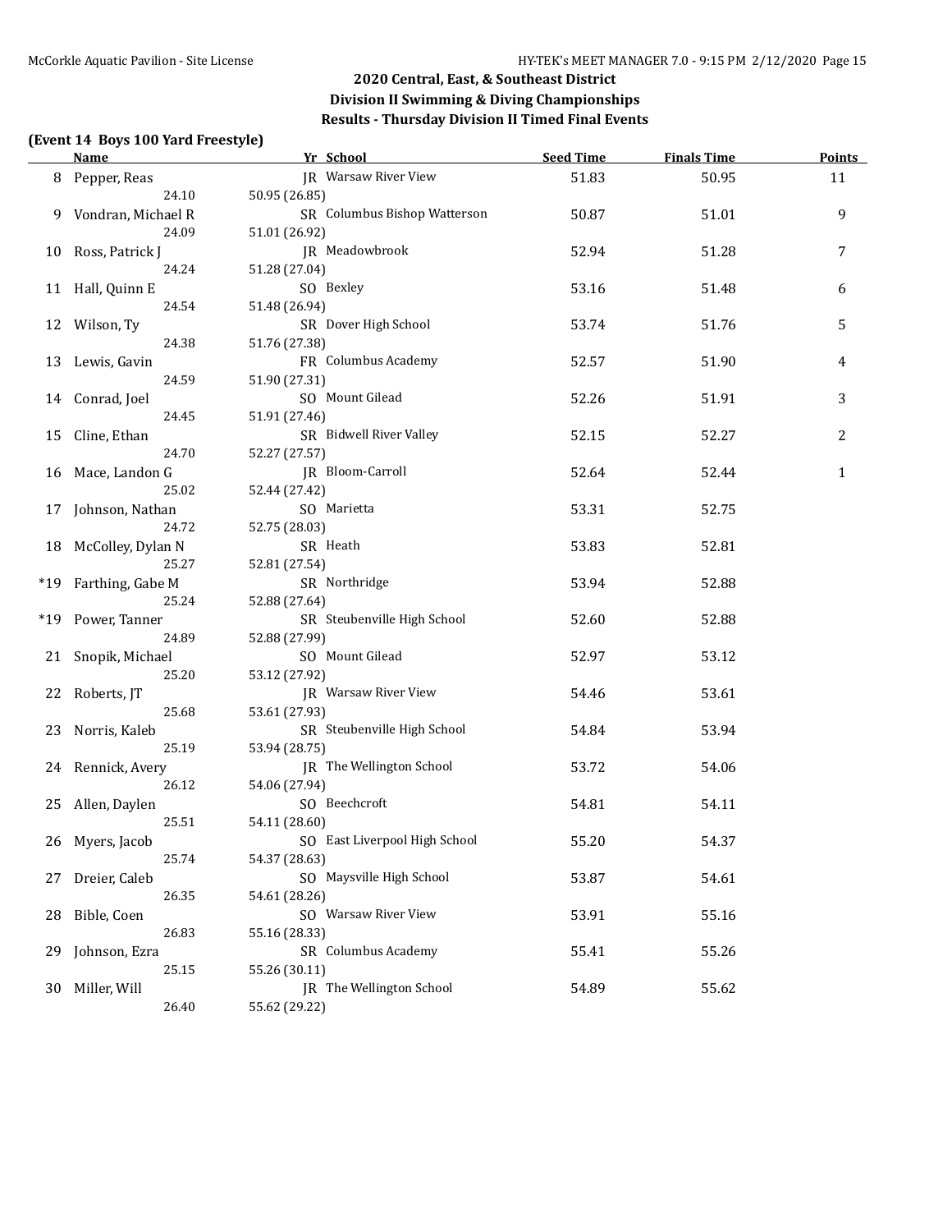## 2020 Central, East, & Southeast District
## Division II Swimming & Diving Championships
## Results - Thursday Division II Timed Final Events

### (Event 14 Boys 100 Yard Freestyle)

| | Name | Yr | School | Seed Time | Finals Time | Points |
|---|---|---|---|---|---|---|
| 8 | Pepper, Reas | JR | Warsaw River View | 51.83 | 50.95 | 11 |
| | 24.10 | 50.95 (26.85) | | | | |
| 9 | Vondran, Michael R | SR | Columbus Bishop Watterson | 50.87 | 51.01 | 9 |
| | 24.09 | 51.01 (26.92) | | | | |
| 10 | Ross, Patrick J | JR | Meadowbrook | 52.94 | 51.28 | 7 |
| | 24.24 | 51.28 (27.04) | | | | |
| 11 | Hall, Quinn E | SO | Bexley | 53.16 | 51.48 | 6 |
| | 24.54 | 51.48 (26.94) | | | | |
| 12 | Wilson, Ty | SR | Dover High School | 53.74 | 51.76 | 5 |
| | 24.38 | 51.76 (27.38) | | | | |
| 13 | Lewis, Gavin | FR | Columbus Academy | 52.57 | 51.90 | 4 |
| | 24.59 | 51.90 (27.31) | | | | |
| 14 | Conrad, Joel | SO | Mount Gilead | 52.26 | 51.91 | 3 |
| | 24.45 | 51.91 (27.46) | | | | |
| 15 | Cline, Ethan | SR | Bidwell River Valley | 52.15 | 52.27 | 2 |
| | 24.70 | 52.27 (27.57) | | | | |
| 16 | Mace, Landon G | JR | Bloom-Carroll | 52.64 | 52.44 | 1 |
| | 25.02 | 52.44 (27.42) | | | | |
| 17 | Johnson, Nathan | SO | Marietta | 53.31 | 52.75 | |
| | 24.72 | 52.75 (28.03) | | | | |
| 18 | McColley, Dylan N | SR | Heath | 53.83 | 52.81 | |
| | 25.27 | 52.81 (27.54) | | | | |
| *19 | Farthing, Gabe M | SR | Northridge | 53.94 | 52.88 | |
| | 25.24 | 52.88 (27.64) | | | | |
| *19 | Power, Tanner | SR | Steubenville High School | 52.60 | 52.88 | |
| | 24.89 | 52.88 (27.99) | | | | |
| 21 | Snopik, Michael | SO | Mount Gilead | 52.97 | 53.12 | |
| | 25.20 | 53.12 (27.92) | | | | |
| 22 | Roberts, JT | JR | Warsaw River View | 54.46 | 53.61 | |
| | 25.68 | 53.61 (27.93) | | | | |
| 23 | Norris, Kaleb | SR | Steubenville High School | 54.84 | 53.94 | |
| | 25.19 | 53.94 (28.75) | | | | |
| 24 | Rennick, Avery | JR | The Wellington School | 53.72 | 54.06 | |
| | 26.12 | 54.06 (27.94) | | | | |
| 25 | Allen, Daylen | SO | Beechcroft | 54.81 | 54.11 | |
| | 25.51 | 54.11 (28.60) | | | | |
| 26 | Myers, Jacob | SO | East Liverpool High School | 55.20 | 54.37 | |
| | 25.74 | 54.37 (28.63) | | | | |
| 27 | Dreier, Caleb | SO | Maysville High School | 53.87 | 54.61 | |
| | 26.35 | 54.61 (28.26) | | | | |
| 28 | Bible, Coen | SO | Warsaw River View | 53.91 | 55.16 | |
| | 26.83 | 55.16 (28.33) | | | | |
| 29 | Johnson, Ezra | SR | Columbus Academy | 55.41 | 55.26 | |
| | 25.15 | 55.26 (30.11) | | | | |
| 30 | Miller, Will | JR | The Wellington School | 54.89 | 55.62 | |
| | 26.40 | 55.62 (29.22) | | | | |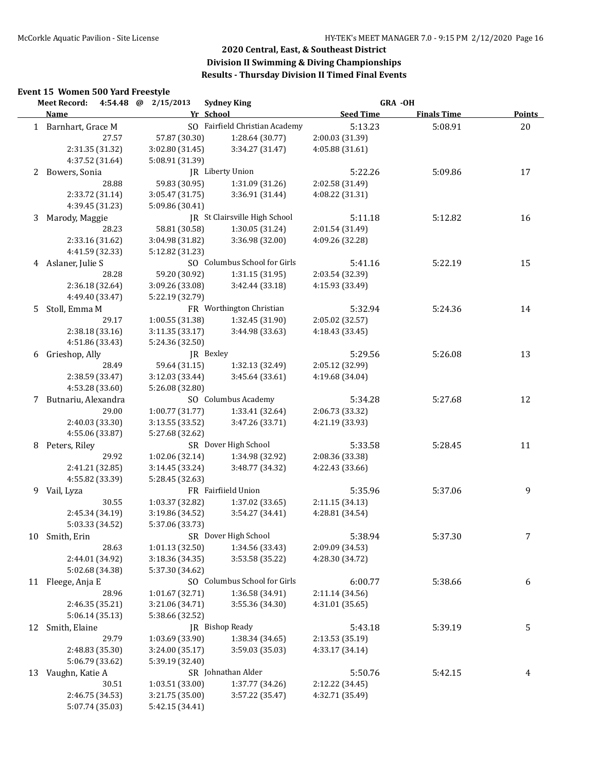## 2020 Central, East, & Southeast District
## Division II Swimming & Diving Championships
## Results - Thursday Division II Timed Final Events

### Event 15 Women 500 Yard Freestyle

**Meet Record: 4:54.48 @ 2/15/2013 Sydney King GRA -OH**

| | Name | Yr | School | Seed Time | Finals Time | Points |
|---|---|---|---|---|---|---|
| 1 | Barnhart, Grace M | SO | Fairfield Christian Academy | 5:13.23 | 5:08.91 | 20 |
| | 27.57 | 57.87 (30.30) | 1:28.64 (30.77) | 2:00.03 (31.39) | | |
| | 2:31.35 (31.32) | 3:02.80 (31.45) | 3:34.27 (31.47) | 4:05.88 (31.61) | | |
| | 4:37.52 (31.64) | 5:08.91 (31.39) | | | | |
| 2 | Bowers, Sonia | JR | Liberty Union | 5:22.26 | 5:09.86 | 17 |
| | 28.88 | 59.83 (30.95) | 1:31.09 (31.26) | 2:02.58 (31.49) | | |
| | 2:33.72 (31.14) | 3:05.47 (31.75) | 3:36.91 (31.44) | 4:08.22 (31.31) | | |
| | 4:39.45 (31.23) | 5:09.86 (30.41) | | | | |
| 3 | Marody, Maggie | JR | St Clairsville High School | 5:11.18 | 5:12.82 | 16 |
| | 28.23 | 58.81 (30.58) | 1:30.05 (31.24) | 2:01.54 (31.49) | | |
| | 2:33.16 (31.62) | 3:04.98 (31.82) | 3:36.98 (32.00) | 4:09.26 (32.28) | | |
| | 4:41.59 (32.33) | 5:12.82 (31.23) | | | | |
| 4 | Aslaner, Julie S | SO | Columbus School for Girls | 5:41.16 | 5:22.19 | 15 |
| | 28.28 | 59.20 (30.92) | 1:31.15 (31.95) | 2:03.54 (32.39) | | |
| | 2:36.18 (32.64) | 3:09.26 (33.08) | 3:42.44 (33.18) | 4:15.93 (33.49) | | |
| | 4:49.40 (33.47) | 5:22.19 (32.79) | | | | |
| 5 | Stoll, Emma M | FR | Worthington Christian | 5:32.94 | 5:24.36 | 14 |
| | 29.17 | 1:00.55 (31.38) | 1:32.45 (31.90) | 2:05.02 (32.57) | | |
| | 2:38.18 (33.16) | 3:11.35 (33.17) | 3:44.98 (33.63) | 4:18.43 (33.45) | | |
| | 4:51.86 (33.43) | 5:24.36 (32.50) | | | | |
| 6 | Grieshop, Ally | JR | Bexley | 5:29.56 | 5:26.08 | 13 |
| | 28.49 | 59.64 (31.15) | 1:32.13 (32.49) | 2:05.12 (32.99) | | |
| | 2:38.59 (33.47) | 3:12.03 (33.44) | 3:45.64 (33.61) | 4:19.68 (34.04) | | |
| | 4:53.28 (33.60) | 5:26.08 (32.80) | | | | |
| 7 | Butnariu, Alexandra | SO | Columbus Academy | 5:34.28 | 5:27.68 | 12 |
| | 29.00 | 1:00.77 (31.77) | 1:33.41 (32.64) | 2:06.73 (33.32) | | |
| | 2:40.03 (33.30) | 3:13.55 (33.52) | 3:47.26 (33.71) | 4:21.19 (33.93) | | |
| | 4:55.06 (33.87) | 5:27.68 (32.62) | | | | |
| 8 | Peters, Riley | SR | Dover High School | 5:33.58 | 5:28.45 | 11 |
| | 29.92 | 1:02.06 (32.14) | 1:34.98 (32.92) | 2:08.36 (33.38) | | |
| | 2:41.21 (32.85) | 3:14.45 (33.24) | 3:48.77 (34.32) | 4:22.43 (33.66) | | |
| | 4:55.82 (33.39) | 5:28.45 (32.63) | | | | |
| 9 | Vail, Lyza | FR | Fairfiield Union | 5:35.96 | 5:37.06 | 9 |
| | 30.55 | 1:03.37 (32.82) | 1:37.02 (33.65) | 2:11.15 (34.13) | | |
| | 2:45.34 (34.19) | 3:19.86 (34.52) | 3:54.27 (34.41) | 4:28.81 (34.54) | | |
| | 5:03.33 (34.52) | 5:37.06 (33.73) | | | | |
| 10 | Smith, Erin | SR | Dover High School | 5:38.94 | 5:37.30 | 7 |
| | 28.63 | 1:01.13 (32.50) | 1:34.56 (33.43) | 2:09.09 (34.53) | | |
| | 2:44.01 (34.92) | 3:18.36 (34.35) | 3:53.58 (35.22) | 4:28.30 (34.72) | | |
| | 5:02.68 (34.38) | 5:37.30 (34.62) | | | | |
| 11 | Fleege, Anja E | SO | Columbus School for Girls | 6:00.77 | 5:38.66 | 6 |
| | 28.96 | 1:01.67 (32.71) | 1:36.58 (34.91) | 2:11.14 (34.56) | | |
| | 2:46.35 (35.21) | 3:21.06 (34.71) | 3:55.36 (34.30) | 4:31.01 (35.65) | | |
| | 5:06.14 (35.13) | 5:38.66 (32.52) | | | | |
| 12 | Smith, Elaine | JR | Bishop Ready | 5:43.18 | 5:39.19 | 5 |
| | 29.79 | 1:03.69 (33.90) | 1:38.34 (34.65) | 2:13.53 (35.19) | | |
| | 2:48.83 (35.30) | 3:24.00 (35.17) | 3:59.03 (35.03) | 4:33.17 (34.14) | | |
| | 5:06.79 (33.62) | 5:39.19 (32.40) | | | | |
| 13 | Vaughn, Katie A | SR | Johnathan Alder | 5:50.76 | 5:42.15 | 4 |
| | 30.51 | 1:03.51 (33.00) | 1:37.77 (34.26) | 2:12.22 (34.45) | | |
| | 2:46.75 (34.53) | 3:21.75 (35.00) | 3:57.22 (35.47) | 4:32.71 (35.49) | | |
| | 5:07.74 (35.03) | 5:42.15 (34.41) | | | | |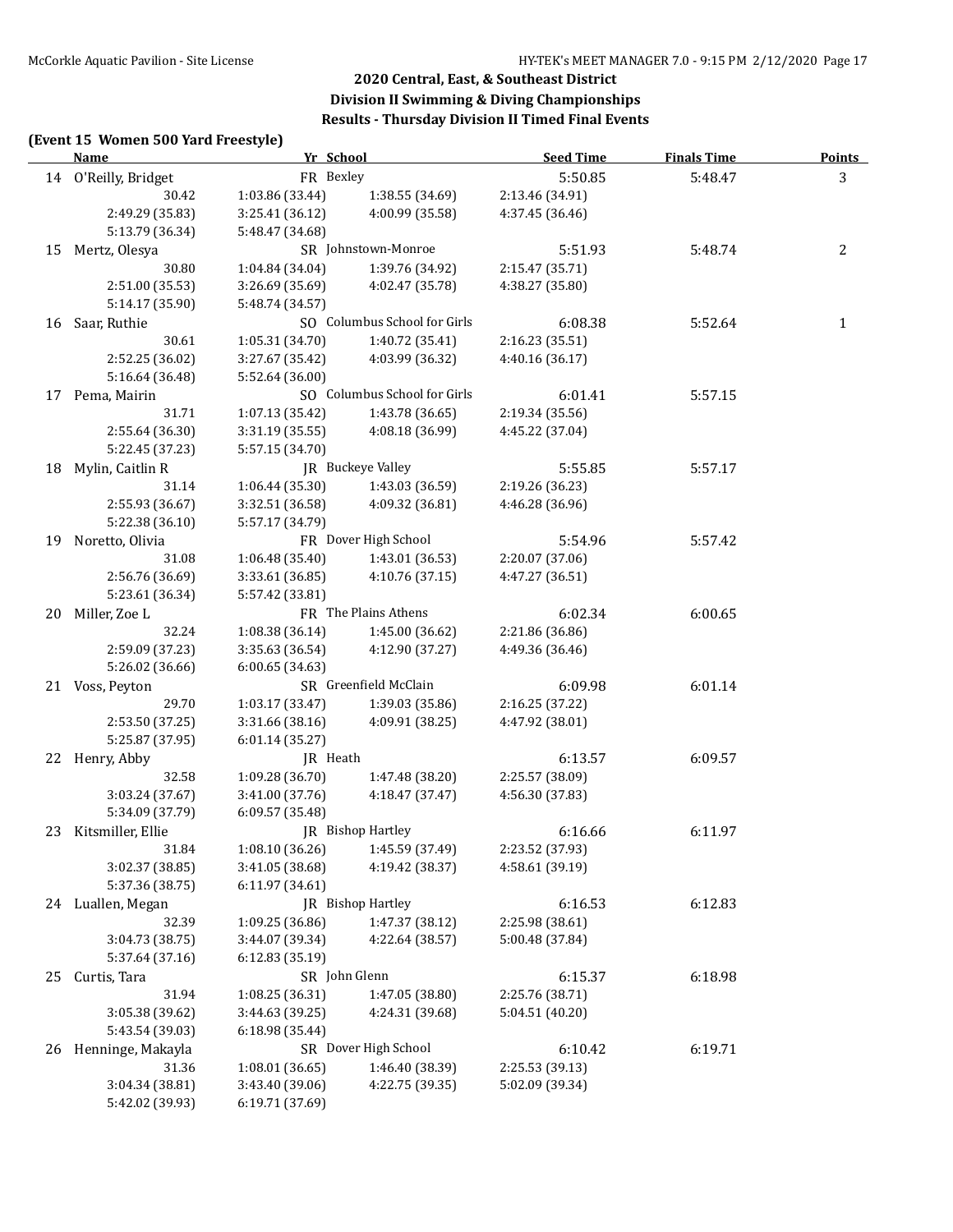## 2020 Central, East, & Southeast District
## Division II Swimming & Diving Championships
## Results - Thursday Division II Timed Final Events

### (Event 15 Women 500 Yard Freestyle)

| | Name | Yr | School | Seed Time | Finals Time | Points |
|---|---|---|---|---|---|---|
| 14 | O'Reilly, Bridget | FR | Bexley | 5:50.85 | 5:48.47 | 3 |
| | 30.42 | 1:03.86 (33.44) | 1:38.55 (34.69) | 2:13.46 (34.91) | | |
| | 2:49.29 (35.83) | 3:25.41 (36.12) | 4:00.99 (35.58) | 4:37.45 (36.46) | | |
| | 5:13.79 (36.34) | 5:48.47 (34.68) | | | | |
| 15 | Mertz, Olesya | SR | Johnstown-Monroe | 5:51.93 | 5:48.74 | 2 |
| | 30.80 | 1:04.84 (34.04) | 1:39.76 (34.92) | 2:15.47 (35.71) | | |
| | 2:51.00 (35.53) | 3:26.69 (35.69) | 4:02.47 (35.78) | 4:38.27 (35.80) | | |
| | 5:14.17 (35.90) | 5:48.74 (34.57) | | | | |
| 16 | Saar, Ruthie | SO | Columbus School for Girls | 6:08.38 | 5:52.64 | 1 |
| | 30.61 | 1:05.31 (34.70) | 1:40.72 (35.41) | 2:16.23 (35.51) | | |
| | 2:52.25 (36.02) | 3:27.67 (35.42) | 4:03.99 (36.32) | 4:40.16 (36.17) | | |
| | 5:16.64 (36.48) | 5:52.64 (36.00) | | | | |
| 17 | Pema, Mairin | SO | Columbus School for Girls | 6:01.41 | 5:57.15 | |
| | 31.71 | 1:07.13 (35.42) | 1:43.78 (36.65) | 2:19.34 (35.56) | | |
| | 2:55.64 (36.30) | 3:31.19 (35.55) | 4:08.18 (36.99) | 4:45.22 (37.04) | | |
| | 5:22.45 (37.23) | 5:57.15 (34.70) | | | | |
| 18 | Mylin, Caitlin R | JR | Buckeye Valley | 5:55.85 | 5:57.17 | |
| | 31.14 | 1:06.44 (35.30) | 1:43.03 (36.59) | 2:19.26 (36.23) | | |
| | 2:55.93 (36.67) | 3:32.51 (36.58) | 4:09.32 (36.81) | 4:46.28 (36.96) | | |
| | 5:22.38 (36.10) | 5:57.17 (34.79) | | | | |
| 19 | Noretto, Olivia | FR | Dover High School | 5:54.96 | 5:57.42 | |
| | 31.08 | 1:06.48 (35.40) | 1:43.01 (36.53) | 2:20.07 (37.06) | | |
| | 2:56.76 (36.69) | 3:33.61 (36.85) | 4:10.76 (37.15) | 4:47.27 (36.51) | | |
| | 5:23.61 (36.34) | 5:57.42 (33.81) | | | | |
| 20 | Miller, Zoe L | FR | The Plains Athens | 6:02.34 | 6:00.65 | |
| | 32.24 | 1:08.38 (36.14) | 1:45.00 (36.62) | 2:21.86 (36.86) | | |
| | 2:59.09 (37.23) | 3:35.63 (36.54) | 4:12.90 (37.27) | 4:49.36 (36.46) | | |
| | 5:26.02 (36.66) | 6:00.65 (34.63) | | | | |
| 21 | Voss, Peyton | SR | Greenfield McClain | 6:09.98 | 6:01.14 | |
| | 29.70 | 1:03.17 (33.47) | 1:39.03 (35.86) | 2:16.25 (37.22) | | |
| | 2:53.50 (37.25) | 3:31.66 (38.16) | 4:09.91 (38.25) | 4:47.92 (38.01) | | |
| | 5:25.87 (37.95) | 6:01.14 (35.27) | | | | |
| 22 | Henry, Abby | JR | Heath | 6:13.57 | 6:09.57 | |
| | 32.58 | 1:09.28 (36.70) | 1:47.48 (38.20) | 2:25.57 (38.09) | | |
| | 3:03.24 (37.67) | 3:41.00 (37.76) | 4:18.47 (37.47) | 4:56.30 (37.83) | | |
| | 5:34.09 (37.79) | 6:09.57 (35.48) | | | | |
| 23 | Kitsmiller, Ellie | JR | Bishop Hartley | 6:16.66 | 6:11.97 | |
| | 31.84 | 1:08.10 (36.26) | 1:45.59 (37.49) | 2:23.52 (37.93) | | |
| | 3:02.37 (38.85) | 3:41.05 (38.68) | 4:19.42 (38.37) | 4:58.61 (39.19) | | |
| | 5:37.36 (38.75) | 6:11.97 (34.61) | | | | |
| 24 | Luallen, Megan | JR | Bishop Hartley | 6:16.53 | 6:12.83 | |
| | 32.39 | 1:09.25 (36.86) | 1:47.37 (38.12) | 2:25.98 (38.61) | | |
| | 3:04.73 (38.75) | 3:44.07 (39.34) | 4:22.64 (38.57) | 5:00.48 (37.84) | | |
| | 5:37.64 (37.16) | 6:12.83 (35.19) | | | | |
| 25 | Curtis, Tara | SR | John Glenn | 6:15.37 | 6:18.98 | |
| | 31.94 | 1:08.25 (36.31) | 1:47.05 (38.80) | 2:25.76 (38.71) | | |
| | 3:05.38 (39.62) | 3:44.63 (39.25) | 4:24.31 (39.68) | 5:04.51 (40.20) | | |
| | 5:43.54 (39.03) | 6:18.98 (35.44) | | | | |
| 26 | Henninge, Makayla | SR | Dover High School | 6:10.42 | 6:19.71 | |
| | 31.36 | 1:08.01 (36.65) | 1:46.40 (38.39) | 2:25.53 (39.13) | | |
| | 3:04.34 (38.81) | 3:43.40 (39.06) | 4:22.75 (39.35) | 5:02.09 (39.34) | | |
| | 5:42.02 (39.93) | 6:19.71 (37.69) | | | | |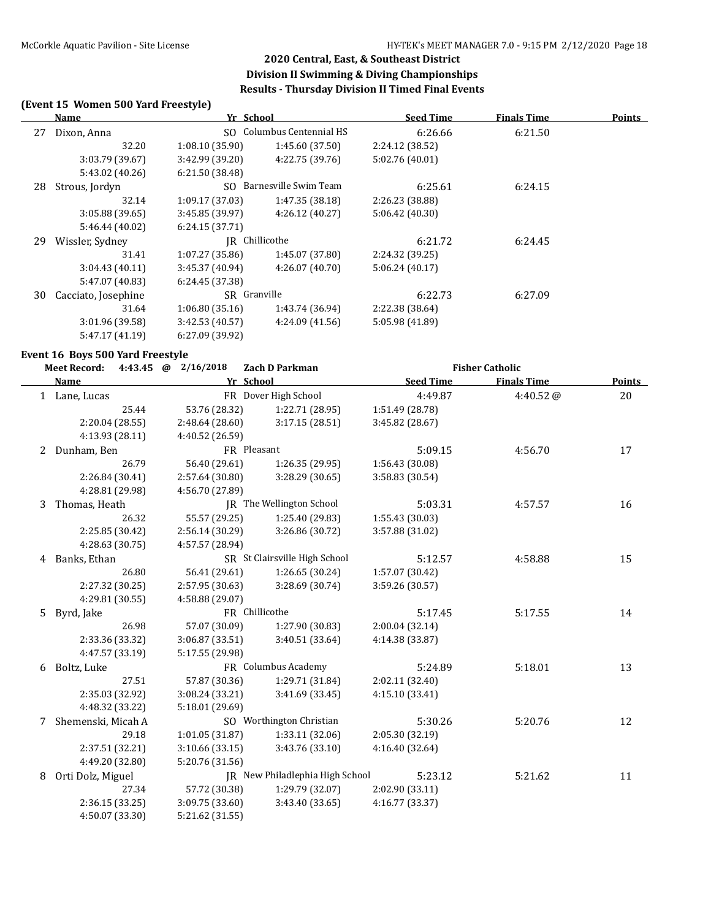## 2020 Central, East, & Southeast District
## Division II Swimming & Diving Championships
## Results - Thursday Division II Timed Final Events

### (Event 15 Women 500 Yard Freestyle)

| | Name | Yr | School | Seed Time | Finals Time | Points |
|---|---|---|---|---|---|---|
| 27 | Dixon, Anna | SO | Columbus Centennial HS | 6:26.66 | 6:21.50 | |
| | 32.20 | 1:08.10 (35.90) | 1:45.60 (37.50) | 2:24.12 (38.52) | | |
| | 3:03.79 (39.67) | 3:42.99 (39.20) | 4:22.75 (39.76) | 5:02.76 (40.01) | | |
| | 5:43.02 (40.26) | 6:21.50 (38.48) | | | | |
| 28 | Strous, Jordyn | SO | Barnesville Swim Team | 6:25.61 | 6:24.15 | |
| | 32.14 | 1:09.17 (37.03) | 1:47.35 (38.18) | 2:26.23 (38.88) | | |
| | 3:05.88 (39.65) | 3:45.85 (39.97) | 4:26.12 (40.27) | 5:06.42 (40.30) | | |
| | 5:46.44 (40.02) | 6:24.15 (37.71) | | | | |
| 29 | Wissler, Sydney | JR | Chillicothe | 6:21.72 | 6:24.45 | |
| | 31.41 | 1:07.27 (35.86) | 1:45.07 (37.80) | 2:24.32 (39.25) | | |
| | 3:04.43 (40.11) | 3:45.37 (40.94) | 4:26.07 (40.70) | 5:06.24 (40.17) | | |
| | 5:47.07 (40.83) | 6:24.45 (37.38) | | | | |
| 30 | Cacciato, Josephine | SR | Granville | 6:22.73 | 6:27.09 | |
| | 31.64 | 1:06.80 (35.16) | 1:43.74 (36.94) | 2:22.38 (38.64) | | |
| | 3:01.96 (39.58) | 3:42.53 (40.57) | 4:24.09 (41.56) | 5:05.98 (41.89) | | |
| | 5:47.17 (41.19) | 6:27.09 (39.92) | | | | |

### Event 16 Boys 500 Yard Freestyle

**Meet Record:** 4:43.45 @ 2/16/2018 Zach D Parkman Fisher Catholic

| | Name | Yr | School | Seed Time | Finals Time | Points |
|---|---|---|---|---|---|---|
| 1 | Lane, Lucas | FR | Dover High School | 4:49.87 | 4:40.52 @ | 20 |
| | 25.44 | 53.76 (28.32) | 1:22.71 (28.95) | 1:51.49 (28.78) | | |
| | 2:20.04 (28.55) | 2:48.64 (28.60) | 3:17.15 (28.51) | 3:45.82 (28.67) | | |
| | 4:13.93 (28.11) | 4:40.52 (26.59) | | | | |
| 2 | Dunham, Ben | FR | Pleasant | 5:09.15 | 4:56.70 | 17 |
| | 26.79 | 56.40 (29.61) | 1:26.35 (29.95) | 1:56.43 (30.08) | | |
| | 2:26.84 (30.41) | 2:57.64 (30.80) | 3:28.29 (30.65) | 3:58.83 (30.54) | | |
| | 4:28.81 (29.98) | 4:56.70 (27.89) | | | | |
| 3 | Thomas, Heath | JR | The Wellington School | 5:03.31 | 4:57.57 | 16 |
| | 26.32 | 55.57 (29.25) | 1:25.40 (29.83) | 1:55.43 (30.03) | | |
| | 2:25.85 (30.42) | 2:56.14 (30.29) | 3:26.86 (30.72) | 3:57.88 (31.02) | | |
| | 4:28.63 (30.75) | 4:57.57 (28.94) | | | | |
| 4 | Banks, Ethan | SR | St Clairsville High School | 5:12.57 | 4:58.88 | 15 |
| | 26.80 | 56.41 (29.61) | 1:26.65 (30.24) | 1:57.07 (30.42) | | |
| | 2:27.32 (30.25) | 2:57.95 (30.63) | 3:28.69 (30.74) | 3:59.26 (30.57) | | |
| | 4:29.81 (30.55) | 4:58.88 (29.07) | | | | |
| 5 | Byrd, Jake | FR | Chillicothe | 5:17.45 | 5:17.55 | 14 |
| | 26.98 | 57.07 (30.09) | 1:27.90 (30.83) | 2:00.04 (32.14) | | |
| | 2:33.36 (33.32) | 3:06.87 (33.51) | 3:40.51 (33.64) | 4:14.38 (33.87) | | |
| | 4:47.57 (33.19) | 5:17.55 (29.98) | | | | |
| 6 | Boltz, Luke | FR | Columbus Academy | 5:24.89 | 5:18.01 | 13 |
| | 27.51 | 57.87 (30.36) | 1:29.71 (31.84) | 2:02.11 (32.40) | | |
| | 2:35.03 (32.92) | 3:08.24 (33.21) | 3:41.69 (33.45) | 4:15.10 (33.41) | | |
| | 4:48.32 (33.22) | 5:18.01 (29.69) | | | | |
| 7 | Shemenski, Micah A | SO | Worthington Christian | 5:30.26 | 5:20.76 | 12 |
| | 29.18 | 1:01.05 (31.87) | 1:33.11 (32.06) | 2:05.30 (32.19) | | |
| | 2:37.51 (32.21) | 3:10.66 (33.15) | 3:43.76 (33.10) | 4:16.40 (32.64) | | |
| | 4:49.20 (32.80) | 5:20.76 (31.56) | | | | |
| 8 | Orti Dolz, Miguel | JR | New Philadelphia High School | 5:23.12 | 5:21.62 | 11 |
| | 27.34 | 57.72 (30.38) | 1:29.79 (32.07) | 2:02.90 (33.11) | | |
| | 2:36.15 (33.25) | 3:09.75 (33.60) | 3:43.40 (33.65) | 4:16.77 (33.37) | | |
| | 4:50.07 (33.30) | 5:21.62 (31.55) | | | | |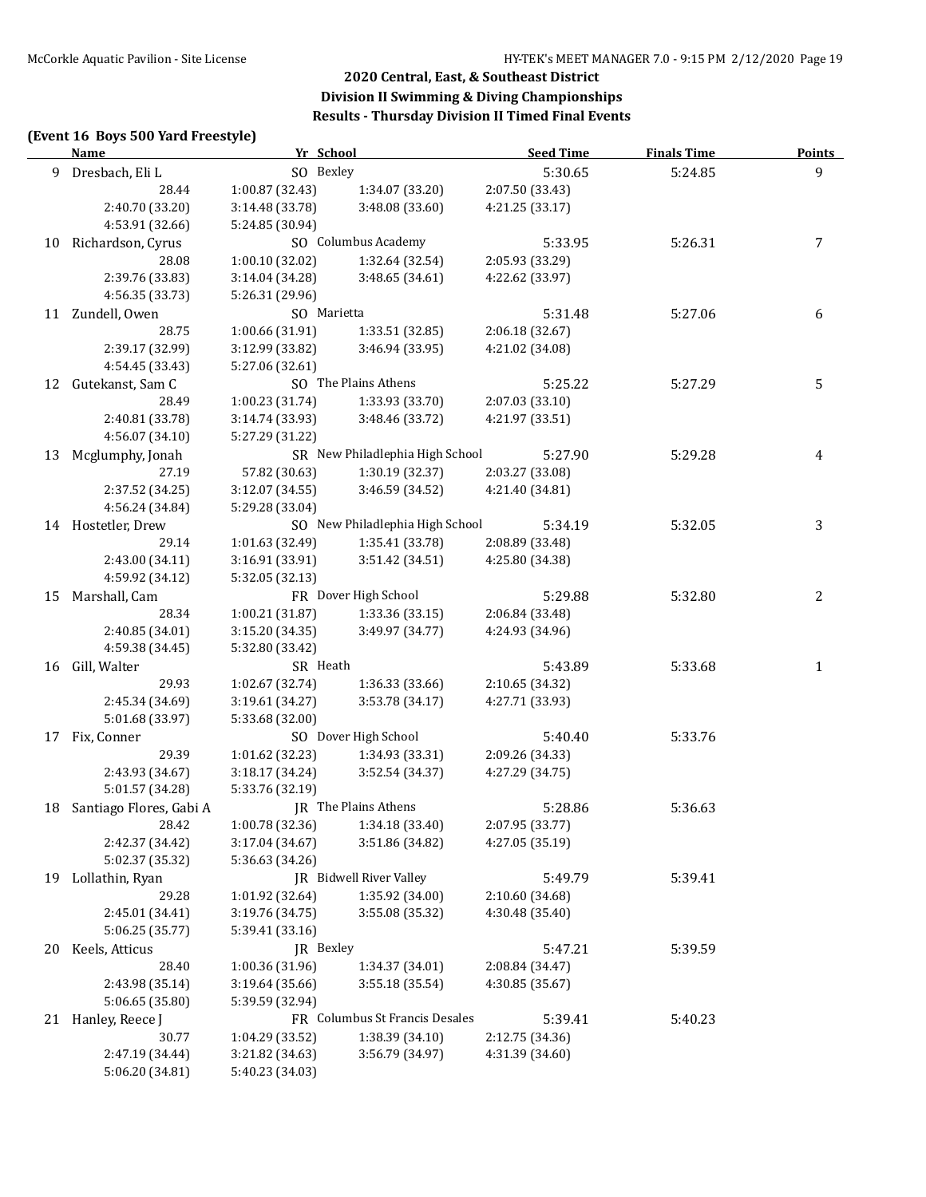## 2020 Central, East, & Southeast District
## Division II Swimming & Diving Championships
## Results - Thursday Division II Timed Final Events

### (Event 16 Boys 500 Yard Freestyle)

| | Name | Yr | School | Seed Time | Finals Time | Points |
|---|---|---|---|---|---|---|
| 9 | Dresbach, Eli L | SO | Bexley | 5:30.65 | 5:24.85 | 9 |
| | 28.44 | 1:00.87 (32.43) | 1:34.07 (33.20) | 2:07.50 (33.43) | | |
| | 2:40.70 (33.20) | 3:14.48 (33.78) | 3:48.08 (33.60) | 4:21.25 (33.17) | | |
| | 4:53.91 (32.66) | 5:24.85 (30.94) | | | | |
| 10 | Richardson, Cyrus | SO | Columbus Academy | 5:33.95 | 5:26.31 | 7 |
| | 28.08 | 1:00.10 (32.02) | 1:32.64 (32.54) | 2:05.93 (33.29) | | |
| | 2:39.76 (33.83) | 3:14.04 (34.28) | 3:48.65 (34.61) | 4:22.62 (33.97) | | |
| | 4:56.35 (33.73) | 5:26.31 (29.96) | | | | |
| 11 | Zundell, Owen | SO | Marietta | 5:31.48 | 5:27.06 | 6 |
| | 28.75 | 1:00.66 (31.91) | 1:33.51 (32.85) | 2:06.18 (32.67) | | |
| | 2:39.17 (32.99) | 3:12.99 (33.82) | 3:46.94 (33.95) | 4:21.02 (34.08) | | |
| | 4:54.45 (33.43) | 5:27.06 (32.61) | | | | |
| 12 | Gutekanst, Sam C | SO | The Plains Athens | 5:25.22 | 5:27.29 | 5 |
| | 28.49 | 1:00.23 (31.74) | 1:33.93 (33.70) | 2:07.03 (33.10) | | |
| | 2:40.81 (33.78) | 3:14.74 (33.93) | 3:48.46 (33.72) | 4:21.97 (33.51) | | |
| | 4:56.07 (34.10) | 5:27.29 (31.22) | | | | |
| 13 | Mcglumphy, Jonah | SR | New Philadelphia High School | 5:27.90 | 5:29.28 | 4 |
| | 27.19 | 57.82 (30.63) | 1:30.19 (32.37) | 2:03.27 (33.08) | | |
| | 2:37.52 (34.25) | 3:12.07 (34.55) | 3:46.59 (34.52) | 4:21.40 (34.81) | | |
| | 4:56.24 (34.84) | 5:29.28 (33.04) | | | | |
| 14 | Hostetler, Drew | SO | New Philadelphia High School | 5:34.19 | 5:32.05 | 3 |
| | 29.14 | 1:01.63 (32.49) | 1:35.41 (33.78) | 2:08.89 (33.48) | | |
| | 2:43.00 (34.11) | 3:16.91 (33.91) | 3:51.42 (34.51) | 4:25.80 (34.38) | | |
| | 4:59.92 (34.12) | 5:32.05 (32.13) | | | | |
| 15 | Marshall, Cam | FR | Dover High School | 5:29.88 | 5:32.80 | 2 |
| | 28.34 | 1:00.21 (31.87) | 1:33.36 (33.15) | 2:06.84 (33.48) | | |
| | 2:40.85 (34.01) | 3:15.20 (34.35) | 3:49.97 (34.77) | 4:24.93 (34.96) | | |
| | 4:59.38 (34.45) | 5:32.80 (33.42) | | | | |
| 16 | Gill, Walter | SR | Heath | 5:43.89 | 5:33.68 | 1 |
| | 29.93 | 1:02.67 (32.74) | 1:36.33 (33.66) | 2:10.65 (34.32) | | |
| | 2:45.34 (34.69) | 3:19.61 (34.27) | 3:53.78 (34.17) | 4:27.71 (33.93) | | |
| | 5:01.68 (33.97) | 5:33.68 (32.00) | | | | |
| 17 | Fix, Conner | SO | Dover High School | 5:40.40 | 5:33.76 | |
| | 29.39 | 1:01.62 (32.23) | 1:34.93 (33.31) | 2:09.26 (34.33) | | |
| | 2:43.93 (34.67) | 3:18.17 (34.24) | 3:52.54 (34.37) | 4:27.29 (34.75) | | |
| | 5:01.57 (34.28) | 5:33.76 (32.19) | | | | |
| 18 | Santiago Flores, Gabi A | JR | The Plains Athens | 5:28.86 | 5:36.63 | |
| | 28.42 | 1:00.78 (32.36) | 1:34.18 (33.40) | 2:07.95 (33.77) | | |
| | 2:42.37 (34.42) | 3:17.04 (34.67) | 3:51.86 (34.82) | 4:27.05 (35.19) | | |
| | 5:02.37 (35.32) | 5:36.63 (34.26) | | | | |
| 19 | Lollathin, Ryan | JR | Bidwell River Valley | 5:49.79 | 5:39.41 | |
| | 29.28 | 1:01.92 (32.64) | 1:35.92 (34.00) | 2:10.60 (34.68) | | |
| | 2:45.01 (34.41) | 3:19.76 (34.75) | 3:55.08 (35.32) | 4:30.48 (35.40) | | |
| | 5:06.25 (35.77) | 5:39.41 (33.16) | | | | |
| 20 | Keels, Atticus | JR | Bexley | 5:47.21 | 5:39.59 | |
| | 28.40 | 1:00.36 (31.96) | 1:34.37 (34.01) | 2:08.84 (34.47) | | |
| | 2:43.98 (35.14) | 3:19.64 (35.66) | 3:55.18 (35.54) | 4:30.85 (35.67) | | |
| | 5:06.65 (35.80) | 5:39.59 (32.94) | | | | |
| 21 | Hanley, Reece J | FR | Columbus St Francis Desales | 5:39.41 | 5:40.23 | |
| | 30.77 | 1:04.29 (33.52) | 1:38.39 (34.10) | 2:12.75 (34.36) | | |
| | 2:47.19 (34.44) | 3:21.82 (34.63) | 3:56.79 (34.97) | 4:31.39 (34.60) | | |
| | 5:06.20 (34.81) | 5:40.23 (34.03) | | | | |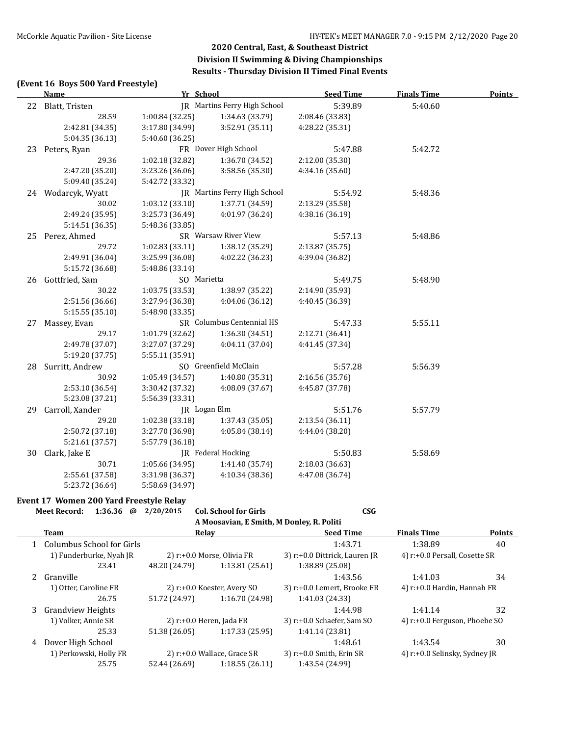## 2020 Central, East, & Southeast District
## Division II Swimming & Diving Championships
## Results - Thursday Division II Timed Final Events

### (Event 16 Boys 500 Yard Freestyle)

| | Name | Yr | School | Seed Time | Finals Time | Points |
|---|---|---|---|---|---|---|
| 22 | Blatt, Tristen | JR | Martins Ferry High School | 5:39.89 | 5:40.60 | |
| | 28.59 | 1:00.84 (32.25) | 1:34.63 (33.79) | 2:08.46 (33.83) | | |
| | 2:42.81 (34.35) | 3:17.80 (34.99) | 3:52.91 (35.11) | 4:28.22 (35.31) | | |
| | 5:04.35 (36.13) | 5:40.60 (36.25) | | | | |
| 23 | Peters, Ryan | FR | Dover High School | 5:47.88 | 5:42.72 | |
| | 29.36 | 1:02.18 (32.82) | 1:36.70 (34.52) | 2:12.00 (35.30) | | |
| | 2:47.20 (35.20) | 3:23.26 (36.06) | 3:58.56 (35.30) | 4:34.16 (35.60) | | |
| | 5:09.40 (35.24) | 5:42.72 (33.32) | | | | |
| 24 | Wodarcyk, Wyatt | JR | Martins Ferry High School | 5:54.92 | 5:48.36 | |
| | 30.02 | 1:03.12 (33.10) | 1:37.71 (34.59) | 2:13.29 (35.58) | | |
| | 2:49.24 (35.95) | 3:25.73 (36.49) | 4:01.97 (36.24) | 4:38.16 (36.19) | | |
| | 5:14.51 (36.35) | 5:48.36 (33.85) | | | | |
| 25 | Perez, Ahmed | SR | Warsaw River View | 5:57.13 | 5:48.86 | |
| | 29.72 | 1:02.83 (33.11) | 1:38.12 (35.29) | 2:13.87 (35.75) | | |
| | 2:49.91 (36.04) | 3:25.99 (36.08) | 4:02.22 (36.23) | 4:39.04 (36.82) | | |
| | 5:15.72 (36.68) | 5:48.86 (33.14) | | | | |
| 26 | Gottfried, Sam | SO | Marietta | 5:49.75 | 5:48.90 | |
| | 30.22 | 1:03.75 (33.53) | 1:38.97 (35.22) | 2:14.90 (35.93) | | |
| | 2:51.56 (36.66) | 3:27.94 (36.38) | 4:04.06 (36.12) | 4:40.45 (36.39) | | |
| | 5:15.55 (35.10) | 5:48.90 (33.35) | | | | |
| 27 | Massey, Evan | SR | Columbus Centennial HS | 5:47.33 | 5:55.11 | |
| | 29.17 | 1:01.79 (32.62) | 1:36.30 (34.51) | 2:12.71 (36.41) | | |
| | 2:49.78 (37.07) | 3:27.07 (37.29) | 4:04.11 (37.04) | 4:41.45 (37.34) | | |
| | 5:19.20 (37.75) | 5:55.11 (35.91) | | | | |
| 28 | Surritt, Andrew | SO | Greenfield McClain | 5:57.28 | 5:56.39 | |
| | 30.92 | 1:05.49 (34.57) | 1:40.80 (35.31) | 2:16.56 (35.76) | | |
| | 2:53.10 (36.54) | 3:30.42 (37.32) | 4:08.09 (37.67) | 4:45.87 (37.78) | | |
| | 5:23.08 (37.21) | 5:56.39 (33.31) | | | | |
| 29 | Carroll, Xander | JR | Logan Elm | 5:51.76 | 5:57.79 | |
| | 29.20 | 1:02.38 (33.18) | 1:37.43 (35.05) | 2:13.54 (36.11) | | |
| | 2:50.72 (37.18) | 3:27.70 (36.98) | 4:05.84 (38.14) | 4:44.04 (38.20) | | |
| | 5:21.61 (37.57) | 5:57.79 (36.18) | | | | |
| 30 | Clark, Jake E | JR | Federal Hocking | 5:50.83 | 5:58.69 | |
| | 30.71 | 1:05.66 (34.95) | 1:41.40 (35.74) | 2:18.03 (36.63) | | |
| | 2:55.61 (37.58) | 3:31.98 (36.37) | 4:10.34 (38.36) | 4:47.08 (36.74) | | |
| | 5:23.72 (36.64) | 5:58.69 (34.97) | | | | |

### Event 17 Women 200 Yard Freestyle Relay

**Meet Record: 1:36.36 @ 2/20/2015 Col. School for Girls CSG**
A Moosavian, E Smith, M Donley, R. Politi

| | Team | Relay | | Seed Time | Finals Time | Points |
|---|---|---|---|---|---|---|
| 1 | Columbus School for Girls | | | 1:43.71 | 1:38.89 | 40 |
| | 1) Funderburke, Nyah JR | 2) r:+0.0 Morse, Olivia FR | | 3) r:+0.0 Dittrick, Lauren JR | 4) r:+0.0 Persall, Cosette SR | |
| | 23.41 | 48.20 (24.79) | 1:13.81 (25.61) | 1:38.89 (25.08) | | |
| 2 | Granville | | | 1:43.56 | 1:41.03 | 34 |
| | 1) Otter, Caroline FR | 2) r:+0.0 Koester, Avery SO | | 3) r:+0.0 Lemert, Brooke FR | 4) r:+0.0 Hardin, Hannah FR | |
| | 26.75 | 51.72 (24.97) | 1:16.70 (24.98) | 1:41.03 (24.33) | | |
| 3 | Grandview Heights | | | 1:44.98 | 1:41.14 | 32 |
| | 1) Volker, Annie SR | 2) r:+0.0 Heren, Jada FR | | 3) r:+0.0 Schaefer, Sam SO | 4) r:+0.0 Ferguson, Phoebe SO | |
| | 25.33 | 51.38 (26.05) | 1:17.33 (25.95) | 1:41.14 (23.81) | | |
| 4 | Dover High School | | | 1:48.61 | 1:43.54 | 30 |
| | 1) Perkowski, Holly FR | 2) r:+0.0 Wallace, Grace SR | | 3) r:+0.0 Smith, Erin SR | 4) r:+0.0 Selinsky, Sydney JR | |
| | 25.75 | 52.44 (26.69) | 1:18.55 (26.11) | 1:43.54 (24.99) | | |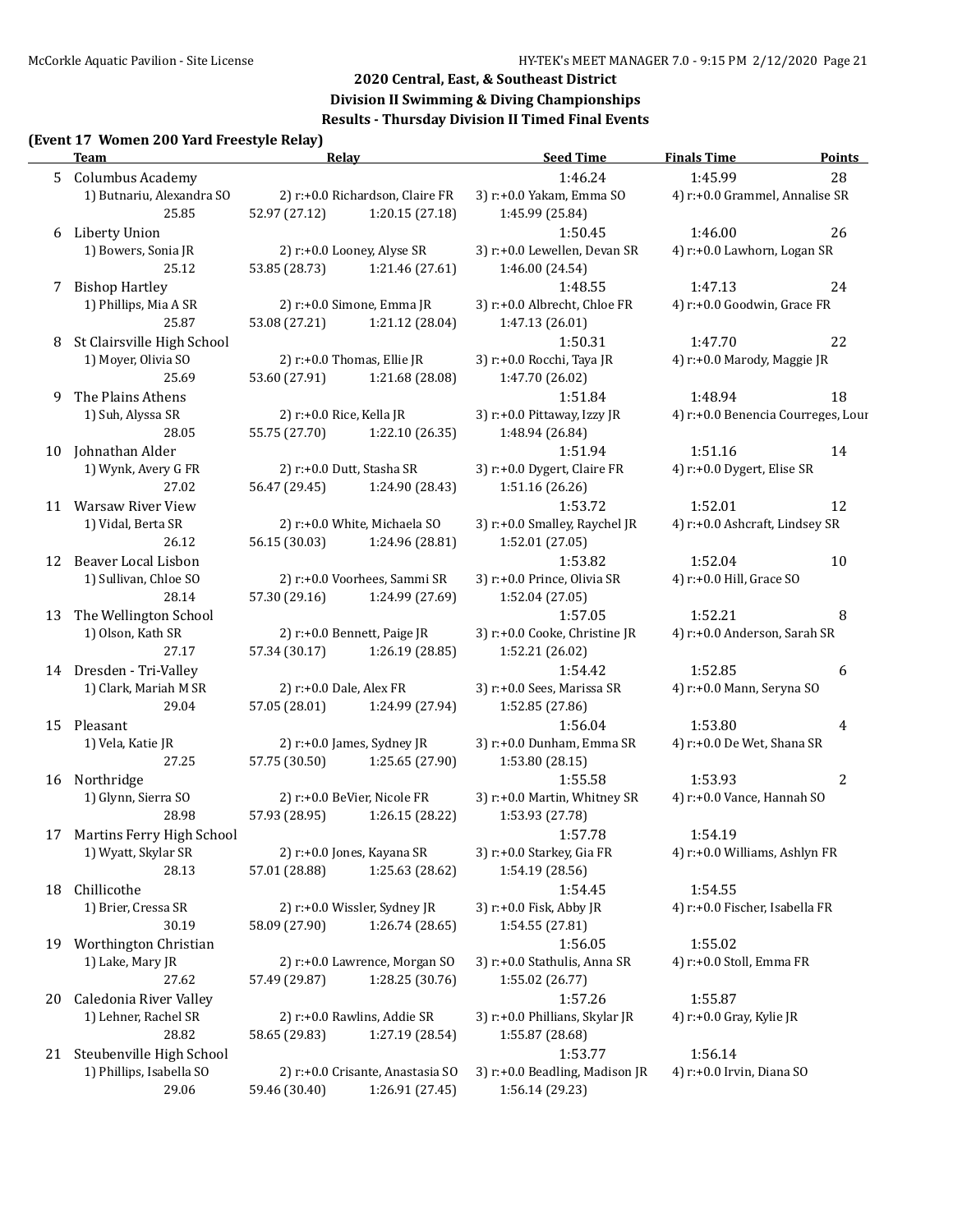## 2020 Central, East, & Southeast District

## Division II Swimming & Diving Championships

## Results - Thursday Division II Timed Final Events

### (Event 17 Women 200 Yard Freestyle Relay)

| | Team | Relay | | Seed Time | Finals Time | Points |
|---|---|---|---|---|---|---|
| 5 | Columbus Academy | | | 1:46.24 | 1:45.99 | 28 |
| | 1) Butnariu, Alexandra SO | 2) r:+0.0 Richardson, Claire FR | | 3) r:+0.0 Yakam, Emma SO | 4) r:+0.0 Grammel, Annalise SR | |
| | 25.85 | 52.97 (27.12) | 1:20.15 (27.18) | 1:45.99 (25.84) | | |
| 6 | Liberty Union | | | 1:50.45 | 1:46.00 | 26 |
| | 1) Bowers, Sonia JR | 2) r:+0.0 Looney, Alyse SR | | 3) r:+0.0 Lewellen, Devan SR | 4) r:+0.0 Lawhorn, Logan SR | |
| | 25.12 | 53.85 (28.73) | 1:21.46 (27.61) | 1:46.00 (24.54) | | |
| 7 | Bishop Hartley | | | 1:48.55 | 1:47.13 | 24 |
| | 1) Phillips, Mia A SR | 2) r:+0.0 Simone, Emma JR | | 3) r:+0.0 Albrecht, Chloe FR | 4) r:+0.0 Goodwin, Grace FR | |
| | 25.87 | 53.08 (27.21) | 1:21.12 (28.04) | 1:47.13 (26.01) | | |
| 8 | St Clairsville High School | | | 1:50.31 | 1:47.70 | 22 |
| | 1) Moyer, Olivia SO | 2) r:+0.0 Thomas, Ellie JR | | 3) r:+0.0 Rocchi, Taya JR | 4) r:+0.0 Marody, Maggie JR | |
| | 25.69 | 53.60 (27.91) | 1:21.68 (28.08) | 1:47.70 (26.02) | | |
| 9 | The Plains Athens | | | 1:51.84 | 1:48.94 | 18 |
| | 1) Suh, Alyssa SR | 2) r:+0.0 Rice, Kella JR | | 3) r:+0.0 Pittaway, Izzy JR | 4) r:+0.0 Benencia Courreges, Lour | |
| | 28.05 | 55.75 (27.70) | 1:22.10 (26.35) | 1:48.94 (26.84) | | |
| 10 | Johnathan Alder | | | 1:51.94 | 1:51.16 | 14 |
| | 1) Wynk, Avery G FR | 2) r:+0.0 Dutt, Stasha SR | | 3) r:+0.0 Dygert, Claire FR | 4) r:+0.0 Dygert, Elise SR | |
| | 27.02 | 56.47 (29.45) | 1:24.90 (28.43) | 1:51.16 (26.26) | | |
| 11 | Warsaw River View | | | 1:53.72 | 1:52.01 | 12 |
| | 1) Vidal, Berta SR | 2) r:+0.0 White, Michaela SO | | 3) r:+0.0 Smalley, Raychel JR | 4) r:+0.0 Ashcraft, Lindsey SR | |
| | 26.12 | 56.15 (30.03) | 1:24.96 (28.81) | 1:52.01 (27.05) | | |
| 12 | Beaver Local Lisbon | | | 1:53.82 | 1:52.04 | 10 |
| | 1) Sullivan, Chloe SO | 2) r:+0.0 Voorhees, Sammi SR | | 3) r:+0.0 Prince, Olivia SR | 4) r:+0.0 Hill, Grace SO | |
| | 28.14 | 57.30 (29.16) | 1:24.99 (27.69) | 1:52.04 (27.05) | | |
| 13 | The Wellington School | | | 1:57.05 | 1:52.21 | 8 |
| | 1) Olson, Kath SR | 2) r:+0.0 Bennett, Paige JR | | 3) r:+0.0 Cooke, Christine JR | 4) r:+0.0 Anderson, Sarah SR | |
| | 27.17 | 57.34 (30.17) | 1:26.19 (28.85) | 1:52.21 (26.02) | | |
| 14 | Dresden - Tri-Valley | | | 1:54.42 | 1:52.85 | 6 |
| | 1) Clark, Mariah M SR | 2) r:+0.0 Dale, Alex FR | | 3) r:+0.0 Sees, Marissa SR | 4) r:+0.0 Mann, Seryna SO | |
| | 29.04 | 57.05 (28.01) | 1:24.99 (27.94) | 1:52.85 (27.86) | | |
| 15 | Pleasant | | | 1:56.04 | 1:53.80 | 4 |
| | 1) Vela, Katie JR | 2) r:+0.0 James, Sydney JR | | 3) r:+0.0 Dunham, Emma SR | 4) r:+0.0 De Wet, Shana SR | |
| | 27.25 | 57.75 (30.50) | 1:25.65 (27.90) | 1:53.80 (28.15) | | |
| 16 | Northridge | | | 1:55.58 | 1:53.93 | 2 |
| | 1) Glynn, Sierra SO | 2) r:+0.0 BeVier, Nicole FR | | 3) r:+0.0 Martin, Whitney SR | 4) r:+0.0 Vance, Hannah SO | |
| | 28.98 | 57.93 (28.95) | 1:26.15 (28.22) | 1:53.93 (27.78) | | |
| 17 | Martins Ferry High School | | | 1:57.78 | 1:54.19 | |
| | 1) Wyatt, Skylar SR | 2) r:+0.0 Jones, Kayana SR | | 3) r:+0.0 Starkey, Gia FR | 4) r:+0.0 Williams, Ashlyn FR | |
| | 28.13 | 57.01 (28.88) | 1:25.63 (28.62) | 1:54.19 (28.56) | | |
| 18 | Chillicothe | | | 1:54.45 | 1:54.55 | |
| | 1) Brier, Cressa SR | 2) r:+0.0 Wissler, Sydney JR | | 3) r:+0.0 Fisk, Abby JR | 4) r:+0.0 Fischer, Isabella FR | |
| | 30.19 | 58.09 (27.90) | 1:26.74 (28.65) | 1:54.55 (27.81) | | |
| 19 | Worthington Christian | | | 1:56.05 | 1:55.02 | |
| | 1) Lake, Mary JR | 2) r:+0.0 Lawrence, Morgan SO | | 3) r:+0.0 Stathulis, Anna SR | 4) r:+0.0 Stoll, Emma FR | |
| | 27.62 | 57.49 (29.87) | 1:28.25 (30.76) | 1:55.02 (26.77) | | |
| 20 | Caledonia River Valley | | | 1:57.26 | 1:55.87 | |
| | 1) Lehner, Rachel SR | 2) r:+0.0 Rawlins, Addie SR | | 3) r:+0.0 Phillians, Skylar JR | 4) r:+0.0 Gray, Kylie JR | |
| | 28.82 | 58.65 (29.83) | 1:27.19 (28.54) | 1:55.87 (28.68) | | |
| 21 | Steubenville High School | | | 1:53.77 | 1:56.14 | |
| | 1) Phillips, Isabella SO | 2) r:+0.0 Crisante, Anastasia SO | | 3) r:+0.0 Beadling, Madison JR | 4) r:+0.0 Irvin, Diana SO | |
| | 29.06 | 59.46 (30.40) | 1:26.91 (27.45) | 1:56.14 (29.23) | | |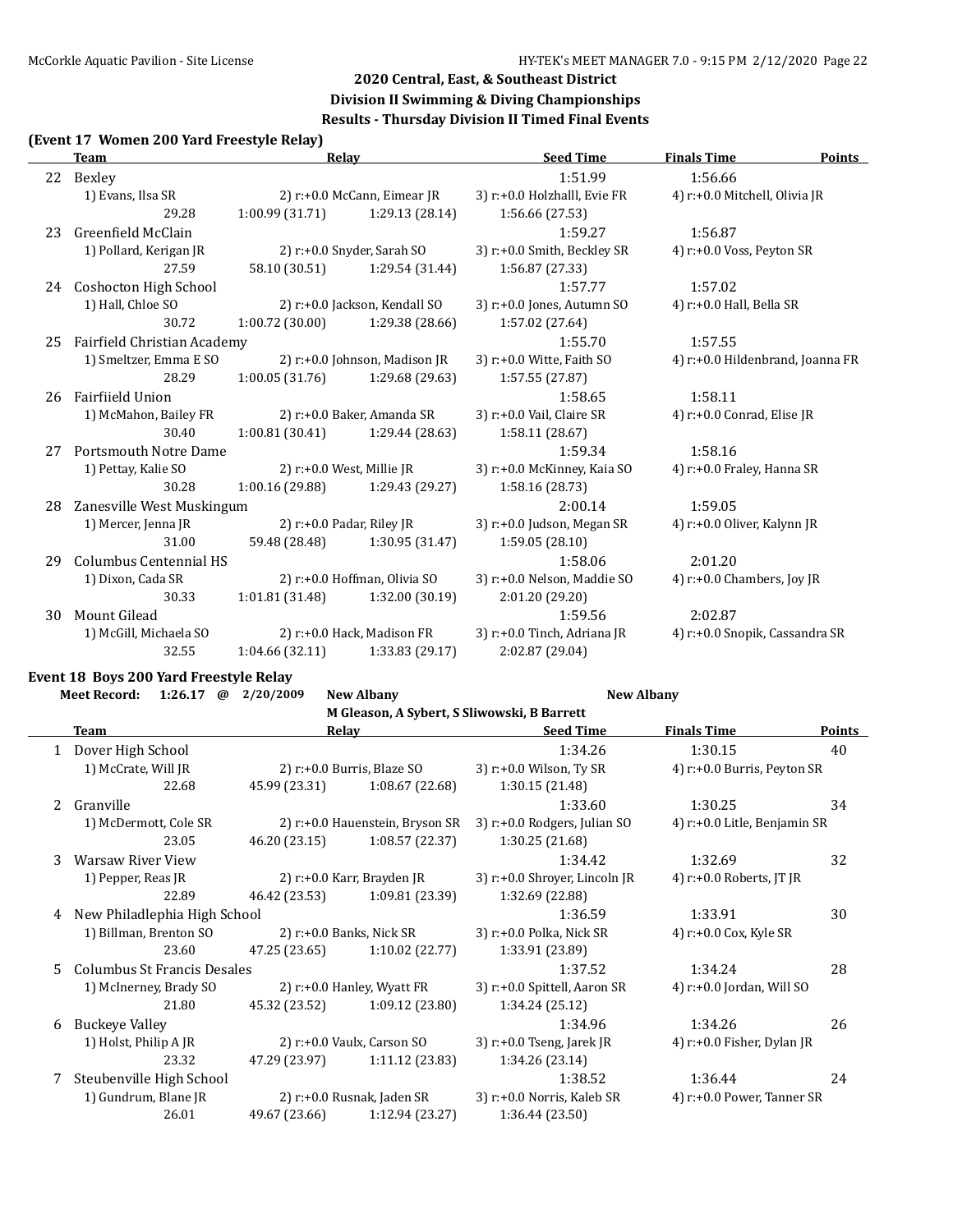## 2020 Central, East, & Southeast District

## Division II Swimming & Diving Championships

## Results - Thursday Division II Timed Final Events

### (Event 17 Women 200 Yard Freestyle Relay)

| | Team | Relay | | Seed Time | Finals Time | Points |
|---|---|---|---|---|---|---|
| 22 | Bexley | | | 1:51.99 | 1:56.66 | |
| | 1) Evans, Ilsa SR | 2) r:+0.0 McCann, Eimear JR | | 3) r:+0.0 Holzhalll, Evie FR | 4) r:+0.0 Mitchell, Olivia JR | |
| | 29.28 | 1:00.99 (31.71) | 1:29.13 (28.14) | 1:56.66 (27.53) | | |
| 23 | Greenfield McClain | | | 1:59.27 | 1:56.87 | |
| | 1) Pollard, Kerigan JR | 2) r:+0.0 Snyder, Sarah SO | | 3) r:+0.0 Smith, Beckley SR | 4) r:+0.0 Voss, Peyton SR | |
| | 27.59 | 58.10 (30.51) | 1:29.54 (31.44) | 1:56.87 (27.33) | | |
| 24 | Coshocton High School | | | 1:57.77 | 1:57.02 | |
| | 1) Hall, Chloe SO | 2) r:+0.0 Jackson, Kendall SO | | 3) r:+0.0 Jones, Autumn SO | 4) r:+0.0 Hall, Bella SR | |
| | 30.72 | 1:00.72 (30.00) | 1:29.38 (28.66) | 1:57.02 (27.64) | | |
| 25 | Fairfield Christian Academy | | | 1:55.70 | 1:57.55 | |
| | 1) Smeltzer, Emma E SO | 2) r:+0.0 Johnson, Madison JR | | 3) r:+0.0 Witte, Faith SO | 4) r:+0.0 Hildenbrand, Joanna FR | |
| | 28.29 | 1:00.05 (31.76) | 1:29.68 (29.63) | 1:57.55 (27.87) | | |
| 26 | Fairfiield Union | | | 1:58.65 | 1:58.11 | |
| | 1) McMahon, Bailey FR | 2) r:+0.0 Baker, Amanda SR | | 3) r:+0.0 Vail, Claire SR | 4) r:+0.0 Conrad, Elise JR | |
| | 30.40 | 1:00.81 (30.41) | 1:29.44 (28.63) | 1:58.11 (28.67) | | |
| 27 | Portsmouth Notre Dame | | | 1:59.34 | 1:58.16 | |
| | 1) Pettay, Kalie SO | 2) r:+0.0 West, Millie JR | | 3) r:+0.0 McKinney, Kaia SO | 4) r:+0.0 Fraley, Hanna SR | |
| | 30.28 | 1:00.16 (29.88) | 1:29.43 (29.27) | 1:58.16 (28.73) | | |
| 28 | Zanesville West Muskingum | | | 2:00.14 | 1:59.05 | |
| | 1) Mercer, Jenna JR | 2) r:+0.0 Padar, Riley JR | | 3) r:+0.0 Judson, Megan SR | 4) r:+0.0 Oliver, Kalynn JR | |
| | 31.00 | 59.48 (28.48) | 1:30.95 (31.47) | 1:59.05 (28.10) | | |
| 29 | Columbus Centennial HS | | | 1:58.06 | 2:01.20 | |
| | 1) Dixon, Cada SR | 2) r:+0.0 Hoffman, Olivia SO | | 3) r:+0.0 Nelson, Maddie SO | 4) r:+0.0 Chambers, Joy JR | |
| | 30.33 | 1:01.81 (31.48) | 1:32.00 (30.19) | 2:01.20 (29.20) | | |
| 30 | Mount Gilead | | | 1:59.56 | 2:02.87 | |
| | 1) McGill, Michaela SO | 2) r:+0.0 Hack, Madison FR | | 3) r:+0.0 Tinch, Adriana JR | 4) r:+0.0 Snopik, Cassandra SR | |
| | 32.55 | 1:04.66 (32.11) | 1:33.83 (29.17) | 2:02.87 (29.04) | | |

### Event 18 Boys 200 Yard Freestyle Relay

**Meet Record: 1:26.17 @ 2/20/2009 New Albany — New Albany**
M Gleason, A Sybert, S Sliwowski, B Barrett

| | Team | Relay | | Seed Time | Finals Time | Points |
|---|---|---|---|---|---|---|
| 1 | Dover High School | | | 1:34.26 | 1:30.15 | 40 |
| | 1) McCrate, Will JR | 2) r:+0.0 Burris, Blaze SO | | 3) r:+0.0 Wilson, Ty SR | 4) r:+0.0 Burris, Peyton SR | |
| | 22.68 | 45.99 (23.31) | 1:08.67 (22.68) | 1:30.15 (21.48) | | |
| 2 | Granville | | | 1:33.60 | 1:30.25 | 34 |
| | 1) McDermott, Cole SR | 2) r:+0.0 Hauenstein, Bryson SR | | 3) r:+0.0 Rodgers, Julian SO | 4) r:+0.0 Litle, Benjamin SR | |
| | 23.05 | 46.20 (23.15) | 1:08.57 (22.37) | 1:30.25 (21.68) | | |
| 3 | Warsaw River View | | | 1:34.42 | 1:32.69 | 32 |
| | 1) Pepper, Reas JR | 2) r:+0.0 Karr, Brayden JR | | 3) r:+0.0 Shroyer, Lincoln JR | 4) r:+0.0 Roberts, JT JR | |
| | 22.89 | 46.42 (23.53) | 1:09.81 (23.39) | 1:32.69 (22.88) | | |
| 4 | New Philadlephia High School | | | 1:36.59 | 1:33.91 | 30 |
| | 1) Billman, Brenton SO | 2) r:+0.0 Banks, Nick SR | | 3) r:+0.0 Polka, Nick SR | 4) r:+0.0 Cox, Kyle SR | |
| | 23.60 | 47.25 (23.65) | 1:10.02 (22.77) | 1:33.91 (23.89) | | |
| 5 | Columbus St Francis Desales | | | 1:37.52 | 1:34.24 | 28 |
| | 1) McInerney, Brady SO | 2) r:+0.0 Hanley, Wyatt FR | | 3) r:+0.0 Spittell, Aaron SR | 4) r:+0.0 Jordan, Will SO | |
| | 21.80 | 45.32 (23.52) | 1:09.12 (23.80) | 1:34.24 (25.12) | | |
| 6 | Buckeye Valley | | | 1:34.96 | 1:34.26 | 26 |
| | 1) Holst, Philip A JR | 2) r:+0.0 Vaulx, Carson SO | | 3) r:+0.0 Tseng, Jarek JR | 4) r:+0.0 Fisher, Dylan JR | |
| | 23.32 | 47.29 (23.97) | 1:11.12 (23.83) | 1:34.26 (23.14) | | |
| 7 | Steubenville High School | | | 1:38.52 | 1:36.44 | 24 |
| | 1) Gundrum, Blane JR | 2) r:+0.0 Rusnak, Jaden SR | | 3) r:+0.0 Norris, Kaleb SR | 4) r:+0.0 Power, Tanner SR | |
| | 26.01 | 49.67 (23.66) | 1:12.94 (23.27) | 1:36.44 (23.50) | | |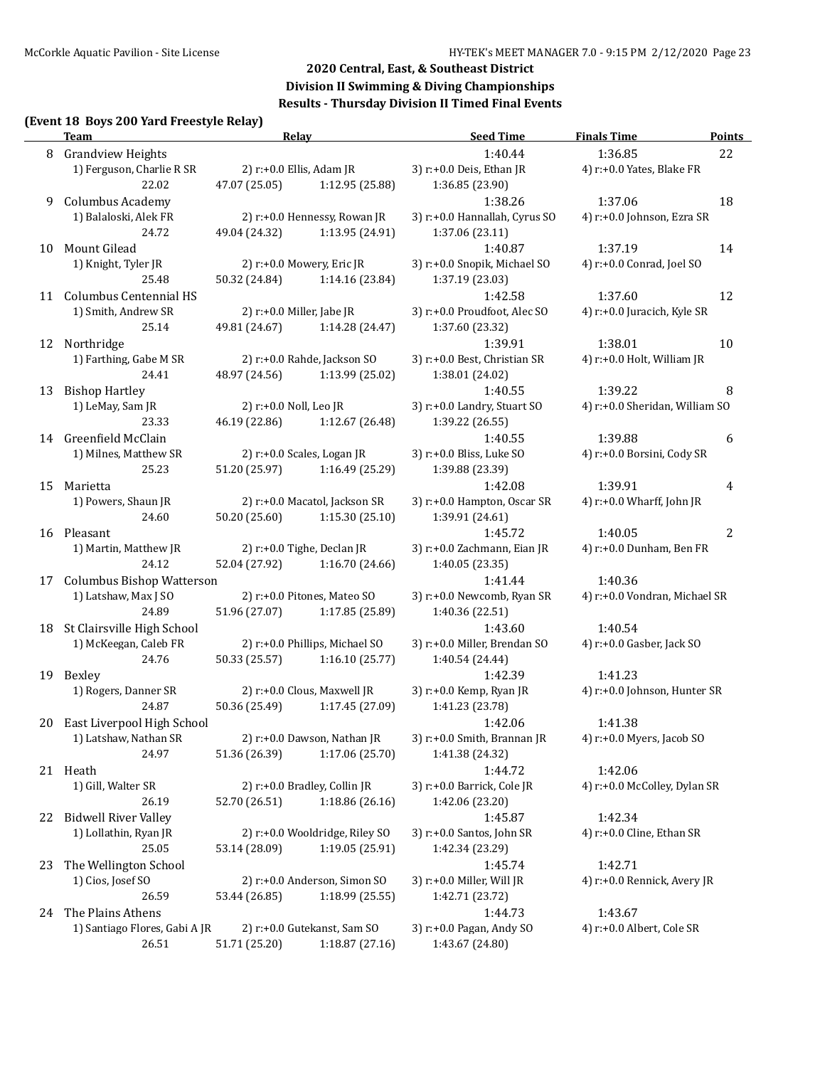## 2020 Central, East, & Southeast District
## Division II Swimming & Diving Championships
### Results - Thursday Division II Timed Final Events

**(Event 18 Boys 200 Yard Freestyle Relay)**

| | Team | Relay | | Seed Time | Finals Time | Points |
|---|---|---|---|---|---|---|
| 8 | Grandview Heights | | | 1:40.44 | 1:36.85 | 22 |
| | 1) Ferguson, Charlie R SR | 2) r:+0.0 Ellis, Adam JR | | 3) r:+0.0 Deis, Ethan JR | 4) r:+0.0 Yates, Blake FR | |
| | 22.02 | 47.07 (25.05) | 1:12.95 (25.88) | 1:36.85 (23.90) | | |
| 9 | Columbus Academy | | | 1:38.26 | 1:37.06 | 18 |
| | 1) Balaloski, Alek FR | 2) r:+0.0 Hennessy, Rowan JR | | 3) r:+0.0 Hannallah, Cyrus SO | 4) r:+0.0 Johnson, Ezra SR | |
| | 24.72 | 49.04 (24.32) | 1:13.95 (24.91) | 1:37.06 (23.11) | | |
| 10 | Mount Gilead | | | 1:40.87 | 1:37.19 | 14 |
| | 1) Knight, Tyler JR | 2) r:+0.0 Mowery, Eric JR | | 3) r:+0.0 Snopik, Michael SO | 4) r:+0.0 Conrad, Joel SO | |
| | 25.48 | 50.32 (24.84) | 1:14.16 (23.84) | 1:37.19 (23.03) | | |
| 11 | Columbus Centennial HS | | | 1:42.58 | 1:37.60 | 12 |
| | 1) Smith, Andrew SR | 2) r:+0.0 Miller, Jabe JR | | 3) r:+0.0 Proudfoot, Alec SO | 4) r:+0.0 Juracich, Kyle SR | |
| | 25.14 | 49.81 (24.67) | 1:14.28 (24.47) | 1:37.60 (23.32) | | |
| 12 | Northridge | | | 1:39.91 | 1:38.01 | 10 |
| | 1) Farthing, Gabe M SR | 2) r:+0.0 Rahde, Jackson SO | | 3) r:+0.0 Best, Christian SR | 4) r:+0.0 Holt, William JR | |
| | 24.41 | 48.97 (24.56) | 1:13.99 (25.02) | 1:38.01 (24.02) | | |
| 13 | Bishop Hartley | | | 1:40.55 | 1:39.22 | 8 |
| | 1) LeMay, Sam JR | 2) r:+0.0 Noll, Leo JR | | 3) r:+0.0 Landry, Stuart SO | 4) r:+0.0 Sheridan, William SO | |
| | 23.33 | 46.19 (22.86) | 1:12.67 (26.48) | 1:39.22 (26.55) | | |
| 14 | Greenfield McClain | | | 1:40.55 | 1:39.88 | 6 |
| | 1) Milnes, Matthew SR | 2) r:+0.0 Scales, Logan JR | | 3) r:+0.0 Bliss, Luke SO | 4) r:+0.0 Borsini, Cody SR | |
| | 25.23 | 51.20 (25.97) | 1:16.49 (25.29) | 1:39.88 (23.39) | | |
| 15 | Marietta | | | 1:42.08 | 1:39.91 | 4 |
| | 1) Powers, Shaun JR | 2) r:+0.0 Macatol, Jackson SR | | 3) r:+0.0 Hampton, Oscar SR | 4) r:+0.0 Wharff, John JR | |
| | 24.60 | 50.20 (25.60) | 1:15.30 (25.10) | 1:39.91 (24.61) | | |
| 16 | Pleasant | | | 1:45.72 | 1:40.05 | 2 |
| | 1) Martin, Matthew JR | 2) r:+0.0 Tighe, Declan JR | | 3) r:+0.0 Zachmann, Eian JR | 4) r:+0.0 Dunham, Ben FR | |
| | 24.12 | 52.04 (27.92) | 1:16.70 (24.66) | 1:40.05 (23.35) | | |
| 17 | Columbus Bishop Watterson | | | 1:41.44 | 1:40.36 | |
| | 1) Latshaw, Max J SO | 2) r:+0.0 Pitones, Mateo SO | | 3) r:+0.0 Newcomb, Ryan SR | 4) r:+0.0 Vondran, Michael SR | |
| | 24.89 | 51.96 (27.07) | 1:17.85 (25.89) | 1:40.36 (22.51) | | |
| 18 | St Clairsville High School | | | 1:43.60 | 1:40.54 | |
| | 1) McKeegan, Caleb FR | 2) r:+0.0 Phillips, Michael SO | | 3) r:+0.0 Miller, Brendan SO | 4) r:+0.0 Gasber, Jack SO | |
| | 24.76 | 50.33 (25.57) | 1:16.10 (25.77) | 1:40.54 (24.44) | | |
| 19 | Bexley | | | 1:42.39 | 1:41.23 | |
| | 1) Rogers, Danner SR | 2) r:+0.0 Clous, Maxwell JR | | 3) r:+0.0 Kemp, Ryan JR | 4) r:+0.0 Johnson, Hunter SR | |
| | 24.87 | 50.36 (25.49) | 1:17.45 (27.09) | 1:41.23 (23.78) | | |
| 20 | East Liverpool High School | | | 1:42.06 | 1:41.38 | |
| | 1) Latshaw, Nathan SR | 2) r:+0.0 Dawson, Nathan JR | | 3) r:+0.0 Smith, Brannan JR | 4) r:+0.0 Myers, Jacob SO | |
| | 24.97 | 51.36 (26.39) | 1:17.06 (25.70) | 1:41.38 (24.32) | | |
| 21 | Heath | | | 1:44.72 | 1:42.06 | |
| | 1) Gill, Walter SR | 2) r:+0.0 Bradley, Collin JR | | 3) r:+0.0 Barrick, Cole JR | 4) r:+0.0 McColley, Dylan SR | |
| | 26.19 | 52.70 (26.51) | 1:18.86 (26.16) | 1:42.06 (23.20) | | |
| 22 | Bidwell River Valley | | | 1:45.87 | 1:42.34 | |
| | 1) Lollathin, Ryan JR | 2) r:+0.0 Wooldridge, Riley SO | | 3) r:+0.0 Santos, John SR | 4) r:+0.0 Cline, Ethan SR | |
| | 25.05 | 53.14 (28.09) | 1:19.05 (25.91) | 1:42.34 (23.29) | | |
| 23 | The Wellington School | | | 1:45.74 | 1:42.71 | |
| | 1) Cios, Josef SO | 2) r:+0.0 Anderson, Simon SO | | 3) r:+0.0 Miller, Will JR | 4) r:+0.0 Rennick, Avery JR | |
| | 26.59 | 53.44 (26.85) | 1:18.99 (25.55) | 1:42.71 (23.72) | | |
| 24 | The Plains Athens | | | 1:44.73 | 1:43.67 | |
| | 1) Santiago Flores, Gabi A JR | 2) r:+0.0 Gutekanst, Sam SO | | 3) r:+0.0 Pagan, Andy SO | 4) r:+0.0 Albert, Cole SR | |
| | 26.51 | 51.71 (25.20) | 1:18.87 (27.16) | 1:43.67 (24.80) | | |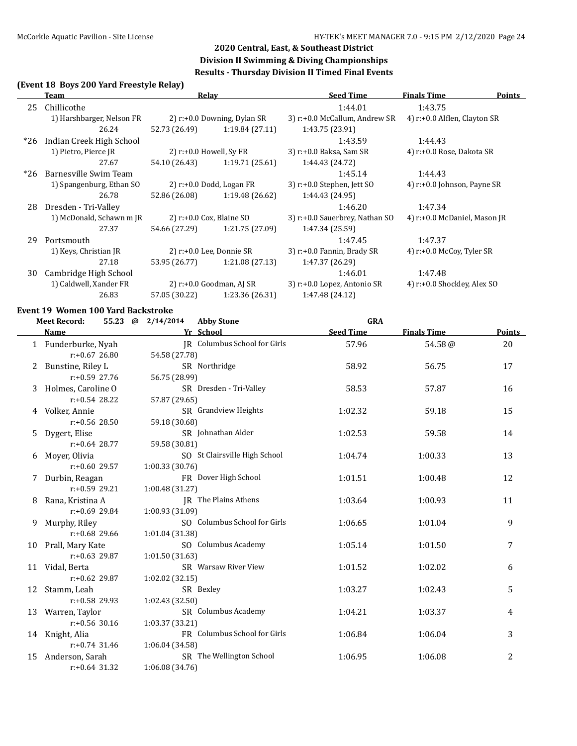## 2020 Central, East, & Southeast District

## Division II Swimming & Diving Championships

## Results - Thursday Division II Timed Final Events

### (Event 18 Boys 200 Yard Freestyle Relay)

| | Team | Relay | | Seed Time | Finals Time | Points |
|---|---|---|---|---|---|---|
| 25 | Chillicothe | | | 1:44.01 | 1:43.75 | |
| | 1) Harshbarger, Nelson FR | 2) r:+0.0 Downing, Dylan SR | | 3) r:+0.0 McCallum, Andrew SR | 4) r:+0.0 Alflen, Clayton SR | |
| | 26.24 | 52.73 (26.49) | 1:19.84 (27.11) | 1:43.75 (23.91) | | |
| *26 | Indian Creek High School | | | 1:43.59 | 1:44.43 | |
| | 1) Pietro, Pierce JR | 2) r:+0.0 Howell, Sy FR | | 3) r:+0.0 Baksa, Sam SR | 4) r:+0.0 Rose, Dakota SR | |
| | 27.67 | 54.10 (26.43) | 1:19.71 (25.61) | 1:44.43 (24.72) | | |
| *26 | Barnesville Swim Team | | | 1:45.14 | 1:44.43 | |
| | 1) Spangenburg, Ethan SO | 2) r:+0.0 Dodd, Logan FR | | 3) r:+0.0 Stephen, Jett SO | 4) r:+0.0 Johnson, Payne SR | |
| | 26.78 | 52.86 (26.08) | 1:19.48 (26.62) | 1:44.43 (24.95) | | |
| 28 | Dresden - Tri-Valley | | | 1:46.20 | 1:47.34 | |
| | 1) McDonald, Schawn m JR | 2) r:+0.0 Cox, Blaine SO | | 3) r:+0.0 Sauerbrey, Nathan SO | 4) r:+0.0 McDaniel, Mason JR | |
| | 27.37 | 54.66 (27.29) | 1:21.75 (27.09) | 1:47.34 (25.59) | | |
| 29 | Portsmouth | | | 1:47.45 | 1:47.37 | |
| | 1) Keys, Christian JR | 2) r:+0.0 Lee, Donnie SR | | 3) r:+0.0 Fannin, Brady SR | 4) r:+0.0 McCoy, Tyler SR | |
| | 27.18 | 53.95 (26.77) | 1:21.08 (27.13) | 1:47.37 (26.29) | | |
| 30 | Cambridge High School | | | 1:46.01 | 1:47.48 | |
| | 1) Caldwell, Xander FR | 2) r:+0.0 Goodman, AJ SR | | 3) r:+0.0 Lopez, Antonio SR | 4) r:+0.0 Shockley, Alex SO | |
| | 26.83 | 57.05 (30.22) | 1:23.36 (26.31) | 1:47.48 (24.12) | | |

### Event 19 Women 100 Yard Backstroke

Meet Record: 55.23 @ 2/14/2014 Abby Stone GRA

| | Name | Yr | School | Seed Time | Finals Time | Points |
|---|---|---|---|---|---|---|
| 1 | Funderburke, Nyah | JR | Columbus School for Girls | 57.96 | 54.58 @ | 20 |
| | r:+0.67 26.80 | 54.58 (27.78) | | | | |
| 2 | Bunstine, Riley L | SR | Northridge | 58.92 | 56.75 | 17 |
| | r:+0.59 27.76 | 56.75 (28.99) | | | | |
| 3 | Holmes, Caroline O | SR | Dresden - Tri-Valley | 58.53 | 57.87 | 16 |
| | r:+0.54 28.22 | 57.87 (29.65) | | | | |
| 4 | Volker, Annie | SR | Grandview Heights | 1:02.32 | 59.18 | 15 |
| | r:+0.56 28.50 | 59.18 (30.68) | | | | |
| 5 | Dygert, Elise | SR | Johnathan Alder | 1:02.53 | 59.58 | 14 |
| | r:+0.64 28.77 | 59.58 (30.81) | | | | |
| 6 | Moyer, Olivia | SO | St Clairsville High School | 1:04.74 | 1:00.33 | 13 |
| | r:+0.60 29.57 | 1:00.33 (30.76) | | | | |
| 7 | Durbin, Reagan | FR | Dover High School | 1:01.51 | 1:00.48 | 12 |
| | r:+0.59 29.21 | 1:00.48 (31.27) | | | | |
| 8 | Rana, Kristina A | JR | The Plains Athens | 1:03.64 | 1:00.93 | 11 |
| | r:+0.69 29.84 | 1:00.93 (31.09) | | | | |
| 9 | Murphy, Riley | SO | Columbus School for Girls | 1:06.65 | 1:01.04 | 9 |
| | r:+0.68 29.66 | 1:01.04 (31.38) | | | | |
| 10 | Prall, Mary Kate | SO | Columbus Academy | 1:05.14 | 1:01.50 | 7 |
| | r:+0.63 29.87 | 1:01.50 (31.63) | | | | |
| 11 | Vidal, Berta | SR | Warsaw River View | 1:01.52 | 1:02.02 | 6 |
| | r:+0.62 29.87 | 1:02.02 (32.15) | | | | |
| 12 | Stamm, Leah | SR | Bexley | 1:03.27 | 1:02.43 | 5 |
| | r:+0.58 29.93 | 1:02.43 (32.50) | | | | |
| 13 | Warren, Taylor | SR | Columbus Academy | 1:04.21 | 1:03.37 | 4 |
| | r:+0.56 30.16 | 1:03.37 (33.21) | | | | |
| 14 | Knight, Alia | FR | Columbus School for Girls | 1:06.84 | 1:06.04 | 3 |
| | r:+0.74 31.46 | 1:06.04 (34.58) | | | | |
| 15 | Anderson, Sarah | SR | The Wellington School | 1:06.95 | 1:06.08 | 2 |
| | r:+0.64 31.32 | 1:06.08 (34.76) | | | | |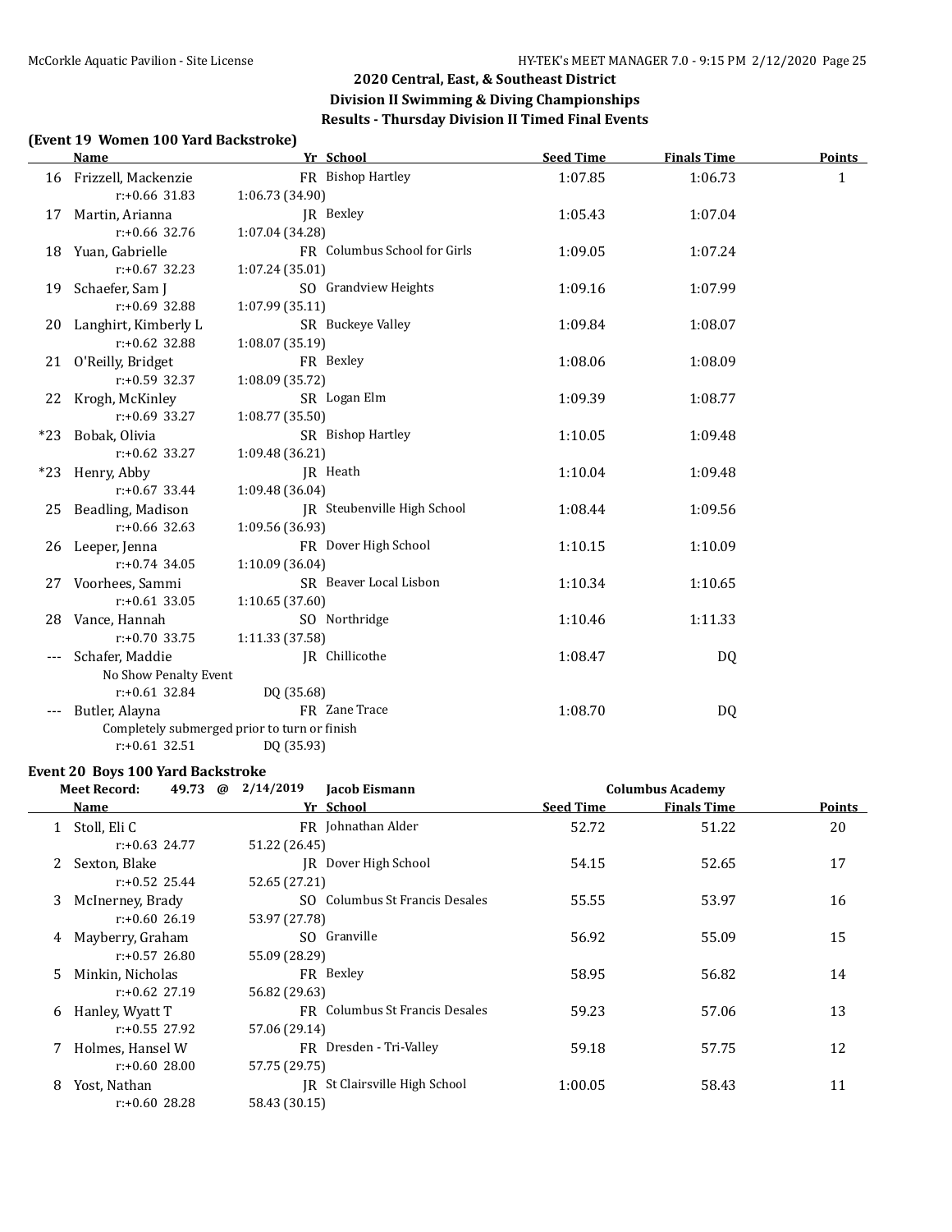## 2020 Central, East, & Southeast District
## Division II Swimming & Diving Championships
## Results - Thursday Division II Timed Final Events

### (Event 19 Women 100 Yard Backstroke)

| | Name | Yr | School | Seed Time | Finals Time | Points |
|---|---|---|---|---|---|---|
| 16 | Frizzell, Mackenzie | FR | Bishop Hartley | 1:07.85 | 1:06.73 | 1 |
| | r:+0.66 31.83 | | 1:06.73 (34.90) | | | |
| 17 | Martin, Arianna | JR | Bexley | 1:05.43 | 1:07.04 | |
| | r:+0.66 32.76 | | 1:07.04 (34.28) | | | |
| 18 | Yuan, Gabrielle | FR | Columbus School for Girls | 1:09.05 | 1:07.24 | |
| | r:+0.67 32.23 | | 1:07.24 (35.01) | | | |
| 19 | Schaefer, Sam J | SO | Grandview Heights | 1:09.16 | 1:07.99 | |
| | r:+0.69 32.88 | | 1:07.99 (35.11) | | | |
| 20 | Langhirt, Kimberly L | SR | Buckeye Valley | 1:09.84 | 1:08.07 | |
| | r:+0.62 32.88 | | 1:08.07 (35.19) | | | |
| 21 | O'Reilly, Bridget | FR | Bexley | 1:08.06 | 1:08.09 | |
| | r:+0.59 32.37 | | 1:08.09 (35.72) | | | |
| 22 | Krogh, McKinley | SR | Logan Elm | 1:09.39 | 1:08.77 | |
| | r:+0.69 33.27 | | 1:08.77 (35.50) | | | |
| *23 | Bobak, Olivia | SR | Bishop Hartley | 1:10.05 | 1:09.48 | |
| | r:+0.62 33.27 | | 1:09.48 (36.21) | | | |
| *23 | Henry, Abby | JR | Heath | 1:10.04 | 1:09.48 | |
| | r:+0.67 33.44 | | 1:09.48 (36.04) | | | |
| 25 | Beadling, Madison | JR | Steubenville High School | 1:08.44 | 1:09.56 | |
| | r:+0.66 32.63 | | 1:09.56 (36.93) | | | |
| 26 | Leeper, Jenna | FR | Dover High School | 1:10.15 | 1:10.09 | |
| | r:+0.74 34.05 | | 1:10.09 (36.04) | | | |
| 27 | Voorhees, Sammi | SR | Beaver Local Lisbon | 1:10.34 | 1:10.65 | |
| | r:+0.61 33.05 | | 1:10.65 (37.60) | | | |
| 28 | Vance, Hannah | SO | Northridge | 1:10.46 | 1:11.33 | |
| | r:+0.70 33.75 | | 1:11.33 (37.58) | | | |
| --- | Schafer, Maddie | JR | Chillicothe | 1:08.47 | DQ | |
| | No Show Penalty Event | | | | | |
| | r:+0.61 32.84 | | DQ (35.68) | | | |
| --- | Butler, Alayna | FR | Zane Trace | 1:08.70 | DQ | |
| | Completely submerged prior to turn or finish | | | | | |
| | r:+0.61 32.51 | | DQ (35.93) | | | |

### Event 20 Boys 100 Yard Backstroke

Meet Record: 49.73 @ 2/14/2019 Jacob Eismann Columbus Academy

| | Name | Yr | School | Seed Time | Finals Time | Points |
|---|---|---|---|---|---|---|
| 1 | Stoll, Eli C | FR | Johnathan Alder | 52.72 | 51.22 | 20 |
| | r:+0.63 24.77 | | 51.22 (26.45) | | | |
| 2 | Sexton, Blake | JR | Dover High School | 54.15 | 52.65 | 17 |
| | r:+0.52 25.44 | | 52.65 (27.21) | | | |
| 3 | McInerney, Brady | SO | Columbus St Francis Desales | 55.55 | 53.97 | 16 |
| | r:+0.60 26.19 | | 53.97 (27.78) | | | |
| 4 | Mayberry, Graham | SO | Granville | 56.92 | 55.09 | 15 |
| | r:+0.57 26.80 | | 55.09 (28.29) | | | |
| 5 | Minkin, Nicholas | FR | Bexley | 58.95 | 56.82 | 14 |
| | r:+0.62 27.19 | | 56.82 (29.63) | | | |
| 6 | Hanley, Wyatt T | FR | Columbus St Francis Desales | 59.23 | 57.06 | 13 |
| | r:+0.55 27.92 | | 57.06 (29.14) | | | |
| 7 | Holmes, Hansel W | FR | Dresden - Tri-Valley | 59.18 | 57.75 | 12 |
| | r:+0.60 28.00 | | 57.75 (29.75) | | | |
| 8 | Yost, Nathan | JR | St Clairsville High School | 1:00.05 | 58.43 | 11 |
| | r:+0.60 28.28 | | 58.43 (30.15) | | | |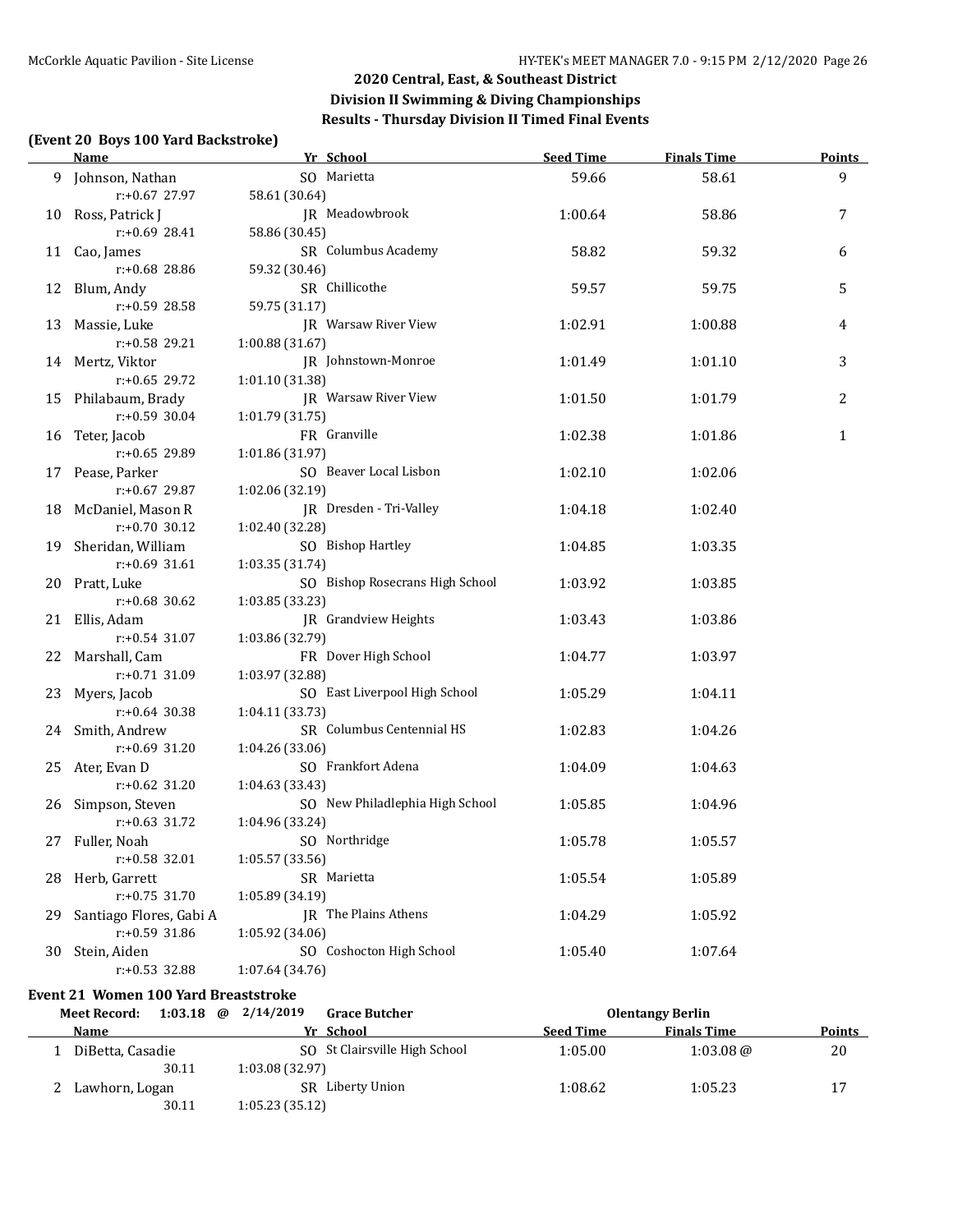## 2020 Central, East, & Southeast District
## Division II Swimming & Diving Championships
## Results - Thursday Division II Timed Final Events

### (Event 20 Boys 100 Yard Backstroke)

| | Name | Yr | School | Seed Time | Finals Time | Points |
|---|---|---|---|---|---|---|
| 9 | Johnson, Nathan | SO | Marietta | 59.66 | 58.61 | 9 |
| | r:+0.67 27.97 | | 58.61 (30.64) | | | |
| 10 | Ross, Patrick J | JR | Meadowbrook | 1:00.64 | 58.86 | 7 |
| | r:+0.69 28.41 | | 58.86 (30.45) | | | |
| 11 | Cao, James | SR | Columbus Academy | 58.82 | 59.32 | 6 |
| | r:+0.68 28.86 | | 59.32 (30.46) | | | |
| 12 | Blum, Andy | SR | Chillicothe | 59.57 | 59.75 | 5 |
| | r:+0.59 28.58 | | 59.75 (31.17) | | | |
| 13 | Massie, Luke | JR | Warsaw River View | 1:02.91 | 1:00.88 | 4 |
| | r:+0.58 29.21 | | 1:00.88 (31.67) | | | |
| 14 | Mertz, Viktor | JR | Johnstown-Monroe | 1:01.49 | 1:01.10 | 3 |
| | r:+0.65 29.72 | | 1:01.10 (31.38) | | | |
| 15 | Philabaum, Brady | JR | Warsaw River View | 1:01.50 | 1:01.79 | 2 |
| | r:+0.59 30.04 | | 1:01.79 (31.75) | | | |
| 16 | Teter, Jacob | FR | Granville | 1:02.38 | 1:01.86 | 1 |
| | r:+0.65 29.89 | | 1:01.86 (31.97) | | | |
| 17 | Pease, Parker | SO | Beaver Local Lisbon | 1:02.10 | 1:02.06 | |
| | r:+0.67 29.87 | | 1:02.06 (32.19) | | | |
| 18 | McDaniel, Mason R | JR | Dresden - Tri-Valley | 1:04.18 | 1:02.40 | |
| | r:+0.70 30.12 | | 1:02.40 (32.28) | | | |
| 19 | Sheridan, William | SO | Bishop Hartley | 1:04.85 | 1:03.35 | |
| | r:+0.69 31.61 | | 1:03.35 (31.74) | | | |
| 20 | Pratt, Luke | SO | Bishop Rosecrans High School | 1:03.92 | 1:03.85 | |
| | r:+0.68 30.62 | | 1:03.85 (33.23) | | | |
| 21 | Ellis, Adam | JR | Grandview Heights | 1:03.43 | 1:03.86 | |
| | r:+0.54 31.07 | | 1:03.86 (32.79) | | | |
| 22 | Marshall, Cam | FR | Dover High School | 1:04.77 | 1:03.97 | |
| | r:+0.71 31.09 | | 1:03.97 (32.88) | | | |
| 23 | Myers, Jacob | SO | East Liverpool High School | 1:05.29 | 1:04.11 | |
| | r:+0.64 30.38 | | 1:04.11 (33.73) | | | |
| 24 | Smith, Andrew | SR | Columbus Centennial HS | 1:02.83 | 1:04.26 | |
| | r:+0.69 31.20 | | 1:04.26 (33.06) | | | |
| 25 | Ater, Evan D | SO | Frankfort Adena | 1:04.09 | 1:04.63 | |
| | r:+0.62 31.20 | | 1:04.63 (33.43) | | | |
| 26 | Simpson, Steven | SO | New Philadlephia High School | 1:05.85 | 1:04.96 | |
| | r:+0.63 31.72 | | 1:04.96 (33.24) | | | |
| 27 | Fuller, Noah | SO | Northridge | 1:05.78 | 1:05.57 | |
| | r:+0.58 32.01 | | 1:05.57 (33.56) | | | |
| 28 | Herb, Garrett | SR | Marietta | 1:05.54 | 1:05.89 | |
| | r:+0.75 31.70 | | 1:05.89 (34.19) | | | |
| 29 | Santiago Flores, Gabi A | JR | The Plains Athens | 1:04.29 | 1:05.92 | |
| | r:+0.59 31.86 | | 1:05.92 (34.06) | | | |
| 30 | Stein, Aiden | SO | Coshocton High School | 1:05.40 | 1:07.64 | |
| | r:+0.53 32.88 | | 1:07.64 (34.76) | | | |

### Event 21 Women 100 Yard Breaststroke

**Meet Record:** 1:03.18 @ 2/14/2019 Grace Butcher — Olentangy Berlin

| | Name | Yr | School | Seed Time | Finals Time | Points |
|---|---|---|---|---|---|---|
| 1 | DiBetta, Casadie | SO | St Clairsville High School | 1:05.00 | 1:03.08 @ | 20 |
| | 30.11 | | 1:03.08 (32.97) | | | |
| 2 | Lawhorn, Logan | SR | Liberty Union | 1:08.62 | 1:05.23 | 17 |
| | 30.11 | | 1:05.23 (35.12) | | | |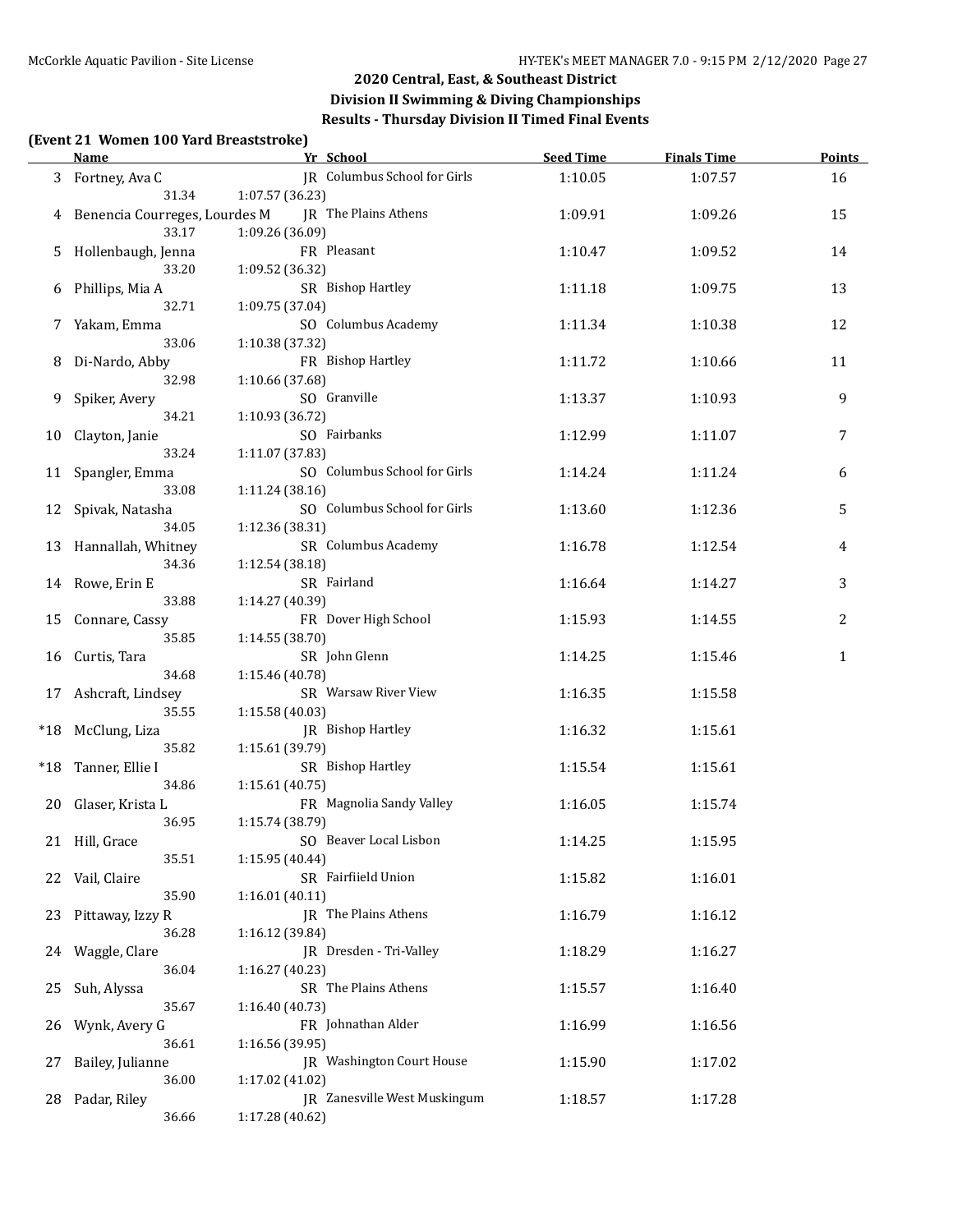## 2020 Central, East, & Southeast District
## Division II Swimming & Diving Championships
## Results - Thursday Division II Timed Final Events

**(Event 21 Women 100 Yard Breaststroke)**

| | Name | Yr | School | Seed Time | Finals Time | Points |
|---|---|---|---|---|---|---|
| 3 | Fortney, Ava C | JR | Columbus School for Girls | 1:10.05 | 1:07.57 | 16 |
| | 31.34 | 1:07.57 (36.23) | | | | |
| 4 | Benencia Courreges, Lourdes M | JR | The Plains Athens | 1:09.91 | 1:09.26 | 15 |
| | 33.17 | 1:09.26 (36.09) | | | | |
| 5 | Hollenbaugh, Jenna | FR | Pleasant | 1:10.47 | 1:09.52 | 14 |
| | 33.20 | 1:09.52 (36.32) | | | | |
| 6 | Phillips, Mia A | SR | Bishop Hartley | 1:11.18 | 1:09.75 | 13 |
| | 32.71 | 1:09.75 (37.04) | | | | |
| 7 | Yakam, Emma | SO | Columbus Academy | 1:11.34 | 1:10.38 | 12 |
| | 33.06 | 1:10.38 (37.32) | | | | |
| 8 | Di-Nardo, Abby | FR | Bishop Hartley | 1:11.72 | 1:10.66 | 11 |
| | 32.98 | 1:10.66 (37.68) | | | | |
| 9 | Spiker, Avery | SO | Granville | 1:13.37 | 1:10.93 | 9 |
| | 34.21 | 1:10.93 (36.72) | | | | |
| 10 | Clayton, Janie | SO | Fairbanks | 1:12.99 | 1:11.07 | 7 |
| | 33.24 | 1:11.07 (37.83) | | | | |
| 11 | Spangler, Emma | SO | Columbus School for Girls | 1:14.24 | 1:11.24 | 6 |
| | 33.08 | 1:11.24 (38.16) | | | | |
| 12 | Spivak, Natasha | SO | Columbus School for Girls | 1:13.60 | 1:12.36 | 5 |
| | 34.05 | 1:12.36 (38.31) | | | | |
| 13 | Hannallah, Whitney | SR | Columbus Academy | 1:16.78 | 1:12.54 | 4 |
| | 34.36 | 1:12.54 (38.18) | | | | |
| 14 | Rowe, Erin E | SR | Fairland | 1:16.64 | 1:14.27 | 3 |
| | 33.88 | 1:14.27 (40.39) | | | | |
| 15 | Connare, Cassy | FR | Dover High School | 1:15.93 | 1:14.55 | 2 |
| | 35.85 | 1:14.55 (38.70) | | | | |
| 16 | Curtis, Tara | SR | John Glenn | 1:14.25 | 1:15.46 | 1 |
| | 34.68 | 1:15.46 (40.78) | | | | |
| 17 | Ashcraft, Lindsey | SR | Warsaw River View | 1:16.35 | 1:15.58 | |
| | 35.55 | 1:15.58 (40.03) | | | | |
| *18 | McClung, Liza | JR | Bishop Hartley | 1:16.32 | 1:15.61 | |
| | 35.82 | 1:15.61 (39.79) | | | | |
| *18 | Tanner, Ellie I | SR | Bishop Hartley | 1:15.54 | 1:15.61 | |
| | 34.86 | 1:15.61 (40.75) | | | | |
| 20 | Glaser, Krista L | FR | Magnolia Sandy Valley | 1:16.05 | 1:15.74 | |
| | 36.95 | 1:15.74 (38.79) | | | | |
| 21 | Hill, Grace | SO | Beaver Local Lisbon | 1:14.25 | 1:15.95 | |
| | 35.51 | 1:15.95 (40.44) | | | | |
| 22 | Vail, Claire | SR | Fairfiield Union | 1:15.82 | 1:16.01 | |
| | 35.90 | 1:16.01 (40.11) | | | | |
| 23 | Pittaway, Izzy R | JR | The Plains Athens | 1:16.79 | 1:16.12 | |
| | 36.28 | 1:16.12 (39.84) | | | | |
| 24 | Waggle, Clare | JR | Dresden - Tri-Valley | 1:18.29 | 1:16.27 | |
| | 36.04 | 1:16.27 (40.23) | | | | |
| 25 | Suh, Alyssa | SR | The Plains Athens | 1:15.57 | 1:16.40 | |
| | 35.67 | 1:16.40 (40.73) | | | | |
| 26 | Wynk, Avery G | FR | Johnathan Alder | 1:16.99 | 1:16.56 | |
| | 36.61 | 1:16.56 (39.95) | | | | |
| 27 | Bailey, Julianne | JR | Washington Court House | 1:15.90 | 1:17.02 | |
| | 36.00 | 1:17.02 (41.02) | | | | |
| 28 | Padar, Riley | JR | Zanesville West Muskingum | 1:18.57 | 1:17.28 | |
| | 36.66 | 1:17.28 (40.62) | | | | |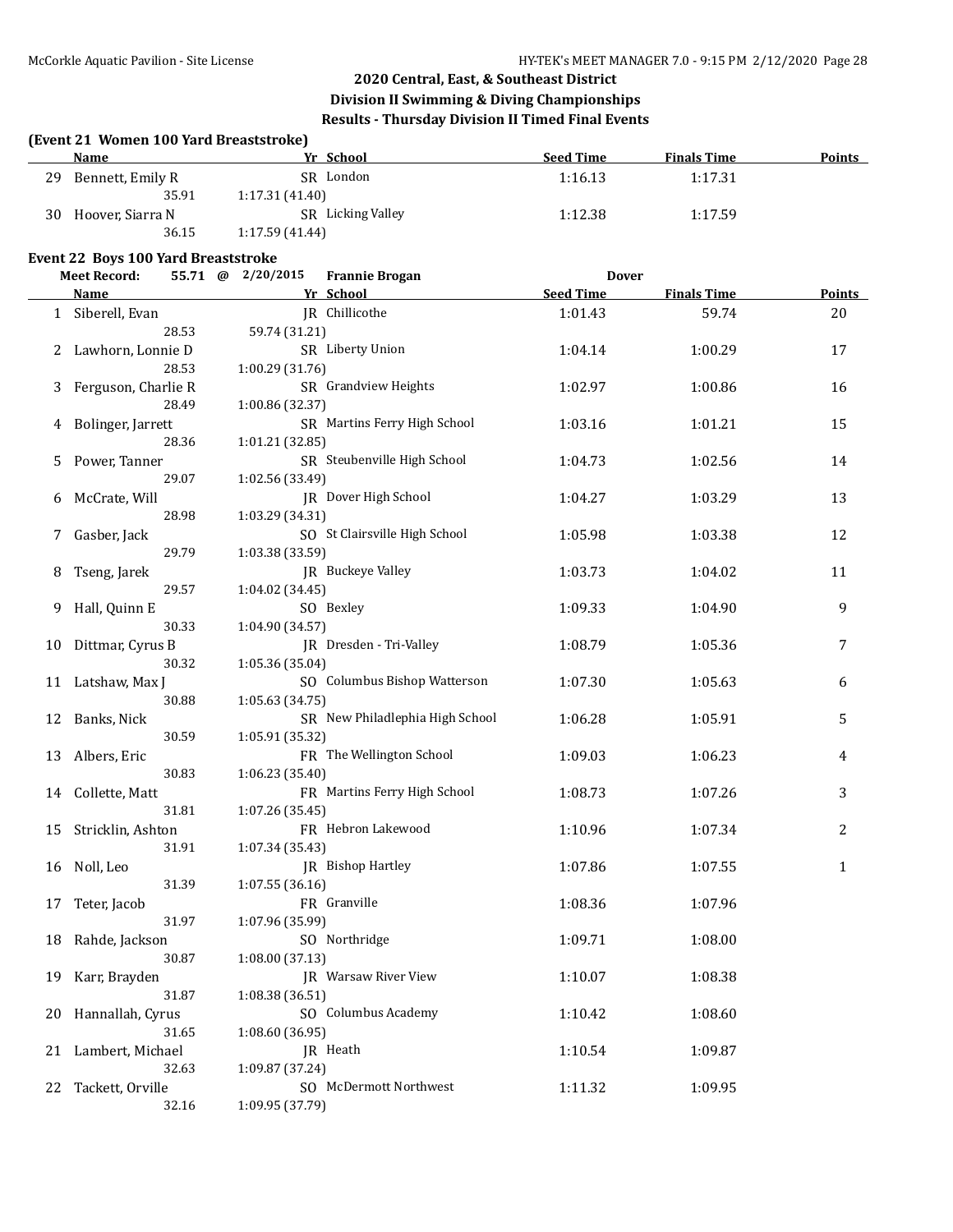## 2020 Central, East, & Southeast District
## Division II Swimming & Diving Championships
### Results - Thursday Division II Timed Final Events

**(Event 21 Women 100 Yard Breaststroke)**

| | Name | Yr | School | Seed Time | Finals Time | Points |
|---|---|---|---|---|---|---|
| 29 | Bennett, Emily R | SR | London | 1:16.13 | 1:17.31 | |
| | 35.91 | 1:17.31 (41.40) | | | | |
| 30 | Hoover, Siarra N | SR | Licking Valley | 1:12.38 | 1:17.59 | |
| | 36.15 | 1:17.59 (41.44) | | | | |

**Event 22 Boys 100 Yard Breaststroke**

Meet Record: 55.71 @ 2/20/2015 Frannie Brogan Dover

| | Name | Yr | School | Seed Time | Finals Time | Points |
|---|---|---|---|---|---|---|
| 1 | Siberell, Evan | JR | Chillicothe | 1:01.43 | 59.74 | 20 |
| | 28.53 | 59.74 (31.21) | | | | |
| 2 | Lawhorn, Lonnie D | SR | Liberty Union | 1:04.14 | 1:00.29 | 17 |
| | 28.53 | 1:00.29 (31.76) | | | | |
| 3 | Ferguson, Charlie R | SR | Grandview Heights | 1:02.97 | 1:00.86 | 16 |
| | 28.49 | 1:00.86 (32.37) | | | | |
| 4 | Bolinger, Jarrett | SR | Martins Ferry High School | 1:03.16 | 1:01.21 | 15 |
| | 28.36 | 1:01.21 (32.85) | | | | |
| 5 | Power, Tanner | SR | Steubenville High School | 1:04.73 | 1:02.56 | 14 |
| | 29.07 | 1:02.56 (33.49) | | | | |
| 6 | McCrate, Will | JR | Dover High School | 1:04.27 | 1:03.29 | 13 |
| | 28.98 | 1:03.29 (34.31) | | | | |
| 7 | Gasber, Jack | SO | St Clairsville High School | 1:05.98 | 1:03.38 | 12 |
| | 29.79 | 1:03.38 (33.59) | | | | |
| 8 | Tseng, Jarek | JR | Buckeye Valley | 1:03.73 | 1:04.02 | 11 |
| | 29.57 | 1:04.02 (34.45) | | | | |
| 9 | Hall, Quinn E | SO | Bexley | 1:09.33 | 1:04.90 | 9 |
| | 30.33 | 1:04.90 (34.57) | | | | |
| 10 | Dittmar, Cyrus B | JR | Dresden - Tri-Valley | 1:08.79 | 1:05.36 | 7 |
| | 30.32 | 1:05.36 (35.04) | | | | |
| 11 | Latshaw, Max J | SO | Columbus Bishop Watterson | 1:07.30 | 1:05.63 | 6 |
| | 30.88 | 1:05.63 (34.75) | | | | |
| 12 | Banks, Nick | SR | New Philadlephia High School | 1:06.28 | 1:05.91 | 5 |
| | 30.59 | 1:05.91 (35.32) | | | | |
| 13 | Albers, Eric | FR | The Wellington School | 1:09.03 | 1:06.23 | 4 |
| | 30.83 | 1:06.23 (35.40) | | | | |
| 14 | Collette, Matt | FR | Martins Ferry High School | 1:08.73 | 1:07.26 | 3 |
| | 31.81 | 1:07.26 (35.45) | | | | |
| 15 | Stricklin, Ashton | FR | Hebron Lakewood | 1:10.96 | 1:07.34 | 2 |
| | 31.91 | 1:07.34 (35.43) | | | | |
| 16 | Noll, Leo | JR | Bishop Hartley | 1:07.86 | 1:07.55 | 1 |
| | 31.39 | 1:07.55 (36.16) | | | | |
| 17 | Teter, Jacob | FR | Granville | 1:08.36 | 1:07.96 | |
| | 31.97 | 1:07.96 (35.99) | | | | |
| 18 | Rahde, Jackson | SO | Northridge | 1:09.71 | 1:08.00 | |
| | 30.87 | 1:08.00 (37.13) | | | | |
| 19 | Karr, Brayden | JR | Warsaw River View | 1:10.07 | 1:08.38 | |
| | 31.87 | 1:08.38 (36.51) | | | | |
| 20 | Hannallah, Cyrus | SO | Columbus Academy | 1:10.42 | 1:08.60 | |
| | 31.65 | 1:08.60 (36.95) | | | | |
| 21 | Lambert, Michael | JR | Heath | 1:10.54 | 1:09.87 | |
| | 32.63 | 1:09.87 (37.24) | | | | |
| 22 | Tackett, Orville | SO | McDermott Northwest | 1:11.32 | 1:09.95 | |
| | 32.16 | 1:09.95 (37.79) | | | | |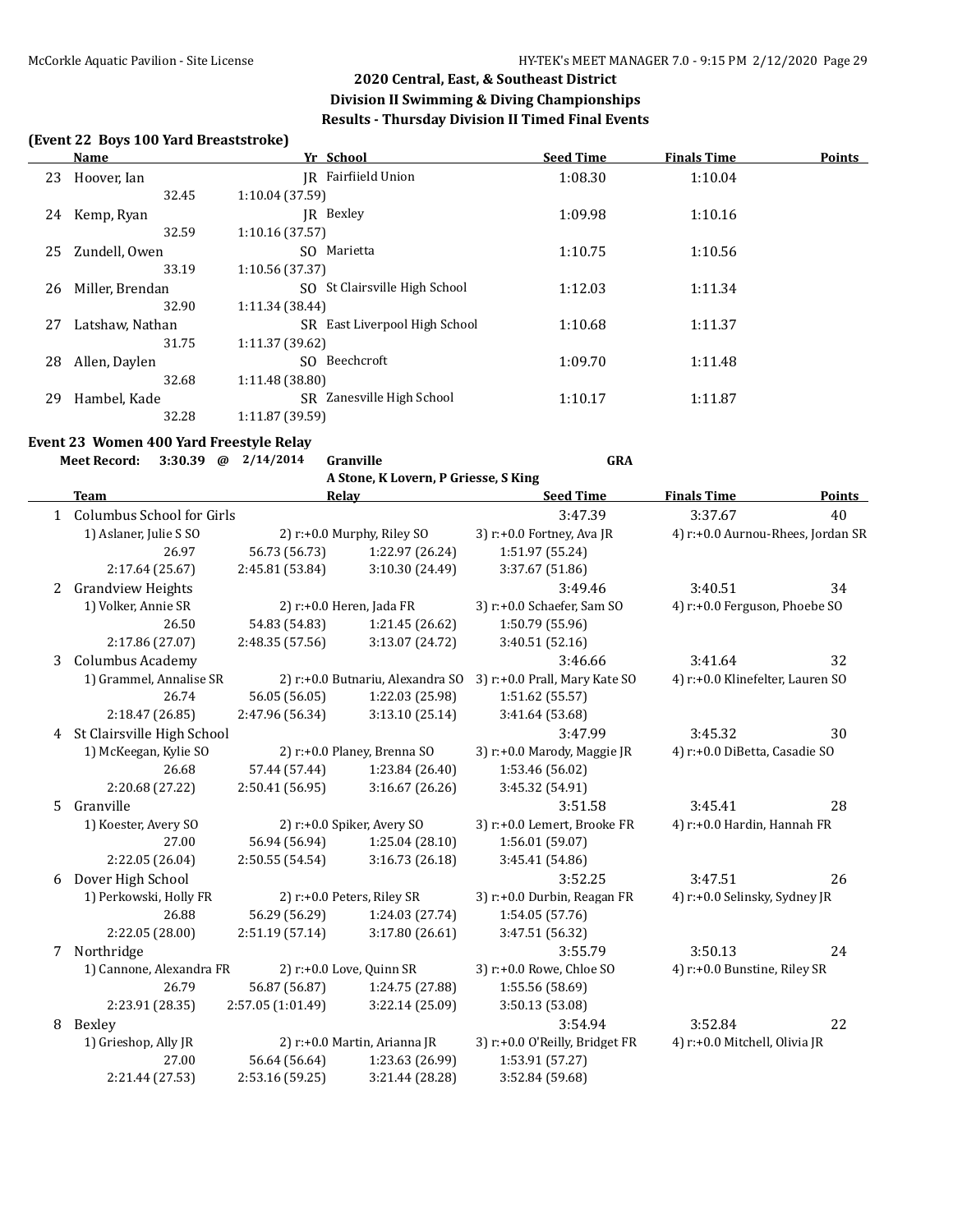## 2020 Central, East, & Southeast District
## Division II Swimming & Diving Championships
## Results - Thursday Division II Timed Final Events

### (Event 22 Boys 100 Yard Breaststroke)

| | Name | Yr | School | Seed Time | Finals Time | Points |
|---|---|---|---|---|---|---|
| 23 | Hoover, Ian | JR | Fairfiield Union | 1:08.30 | 1:10.04 | |
| | 32.45 | 1:10.04 (37.59) | | | | |
| 24 | Kemp, Ryan | JR | Bexley | 1:09.98 | 1:10.16 | |
| | 32.59 | 1:10.16 (37.57) | | | | |
| 25 | Zundell, Owen | SO | Marietta | 1:10.75 | 1:10.56 | |
| | 33.19 | 1:10.56 (37.37) | | | | |
| 26 | Miller, Brendan | SO | St Clairsville High School | 1:12.03 | 1:11.34 | |
| | 32.90 | 1:11.34 (38.44) | | | | |
| 27 | Latshaw, Nathan | SR | East Liverpool High School | 1:10.68 | 1:11.37 | |
| | 31.75 | 1:11.37 (39.62) | | | | |
| 28 | Allen, Daylen | SO | Beechcroft | 1:09.70 | 1:11.48 | |
| | 32.68 | 1:11.48 (38.80) | | | | |
| 29 | Hambel, Kade | SR | Zanesville High School | 1:10.17 | 1:11.87 | |
| | 32.28 | 1:11.87 (39.59) | | | | |

### Event 23 Women 400 Yard Freestyle Relay

**Meet Record: 3:30.39 @ 2/14/2014 Granville GRA**
A Stone, K Lovern, P Griesse, S King

| | Team | | Relay | Seed Time | Finals Time | Points |
|---|---|---|---|---|---|---|
| 1 | Columbus School for Girls | | | 3:47.39 | 3:37.67 | 40 |
| | 1) Aslaner, Julie S SO | | 2) r:+0.0 Murphy, Riley SO | 3) r:+0.0 Fortney, Ava JR | 4) r:+0.0 Aurnou-Rhees, Jordan SR | |
| | 26.97 | 56.73 (56.73) | 1:22.97 (26.24) | 1:51.97 (55.24) | | |
| | 2:17.64 (25.67) | 2:45.81 (53.84) | 3:10.30 (24.49) | 3:37.67 (51.86) | | |
| 2 | Grandview Heights | | | 3:49.46 | 3:40.51 | 34 |
| | 1) Volker, Annie SR | | 2) r:+0.0 Heren, Jada FR | 3) r:+0.0 Schaefer, Sam SO | 4) r:+0.0 Ferguson, Phoebe SO | |
| | 26.50 | 54.83 (54.83) | 1:21.45 (26.62) | 1:50.79 (55.96) | | |
| | 2:17.86 (27.07) | 2:48.35 (57.56) | 3:13.07 (24.72) | 3:40.51 (52.16) | | |
| 3 | Columbus Academy | | | 3:46.66 | 3:41.64 | 32 |
| | 1) Grammel, Annalise SR | | 2) r:+0.0 Butnariu, Alexandra SO | 3) r:+0.0 Prall, Mary Kate SO | 4) r:+0.0 Klinefelter, Lauren SO | |
| | 26.74 | 56.05 (56.05) | 1:22.03 (25.98) | 1:51.62 (55.57) | | |
| | 2:18.47 (26.85) | 2:47.96 (56.34) | 3:13.10 (25.14) | 3:41.64 (53.68) | | |
| 4 | St Clairsville High School | | | 3:47.99 | 3:45.32 | 30 |
| | 1) McKeegan, Kylie SO | | 2) r:+0.0 Planey, Brenna SO | 3) r:+0.0 Marody, Maggie JR | 4) r:+0.0 DiBetta, Casadie SO | |
| | 26.68 | 57.44 (57.44) | 1:23.84 (26.40) | 1:53.46 (56.02) | | |
| | 2:20.68 (27.22) | 2:50.41 (56.95) | 3:16.67 (26.26) | 3:45.32 (54.91) | | |
| 5 | Granville | | | 3:51.58 | 3:45.41 | 28 |
| | 1) Koester, Avery SO | | 2) r:+0.0 Spiker, Avery SO | 3) r:+0.0 Lemert, Brooke FR | 4) r:+0.0 Hardin, Hannah FR | |
| | 27.00 | 56.94 (56.94) | 1:25.04 (28.10) | 1:56.01 (59.07) | | |
| | 2:22.05 (26.04) | 2:50.55 (54.54) | 3:16.73 (26.18) | 3:45.41 (54.86) | | |
| 6 | Dover High School | | | 3:52.25 | 3:47.51 | 26 |
| | 1) Perkowski, Holly FR | | 2) r:+0.0 Peters, Riley SR | 3) r:+0.0 Durbin, Reagan FR | 4) r:+0.0 Selinsky, Sydney JR | |
| | 26.88 | 56.29 (56.29) | 1:24.03 (27.74) | 1:54.05 (57.76) | | |
| | 2:22.05 (28.00) | 2:51.19 (57.14) | 3:17.80 (26.61) | 3:47.51 (56.32) | | |
| 7 | Northridge | | | 3:55.79 | 3:50.13 | 24 |
| | 1) Cannone, Alexandra FR | | 2) r:+0.0 Love, Quinn SR | 3) r:+0.0 Rowe, Chloe SO | 4) r:+0.0 Bunstine, Riley SR | |
| | 26.79 | 56.87 (56.87) | 1:24.75 (27.88) | 1:55.56 (58.69) | | |
| | 2:23.91 (28.35) | 2:57.05 (1:01.49) | 3:22.14 (25.09) | 3:50.13 (53.08) | | |
| 8 | Bexley | | | 3:54.94 | 3:52.84 | 22 |
| | 1) Grieshop, Ally JR | | 2) r:+0.0 Martin, Arianna JR | 3) r:+0.0 O'Reilly, Bridget FR | 4) r:+0.0 Mitchell, Olivia JR | |
| | 27.00 | 56.64 (56.64) | 1:23.63 (26.99) | 1:53.91 (57.27) | | |
| | 2:21.44 (27.53) | 2:53.16 (59.25) | 3:21.44 (28.28) | 3:52.84 (59.68) | | |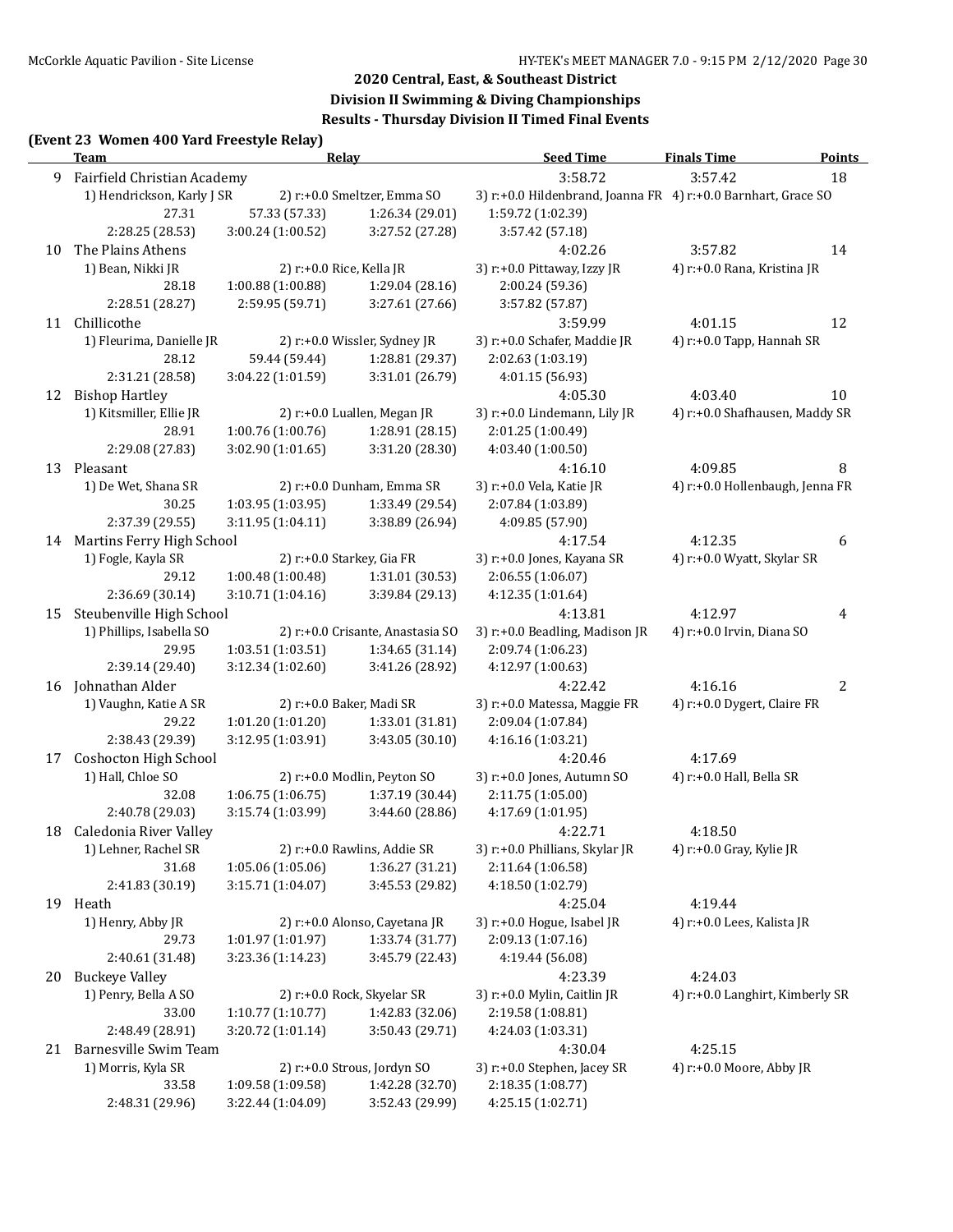## 2020 Central, East, & Southeast District

## Division II Swimming & Diving Championships

## Results - Thursday Division II Timed Final Events

### (Event 23 Women 400 Yard Freestyle Relay)

| | Team | Relay | | Seed Time | Finals Time | Points |
|---|---|---|---|---|---|---|
| 9 | Fairfield Christian Academy | | | 3:58.72 | 3:57.42 | 18 |
| | 1) Hendrickson, Karly J SR | 2) r:+0.0 Smeltzer, Emma SO | | 3) r:+0.0 Hildenbrand, Joanna FR | 4) r:+0.0 Barnhart, Grace SO | |
| | 27.31 | 57.33 (57.33) | 1:26.34 (29.01) | 1:59.72 (1:02.39) | | |
| | 2:28.25 (28.53) | 3:00.24 (1:00.52) | 3:27.52 (27.28) | 3:57.42 (57.18) | | |
| 10 | The Plains Athens | | | 4:02.26 | 3:57.82 | 14 |
| | 1) Bean, Nikki JR | 2) r:+0.0 Rice, Kella JR | | 3) r:+0.0 Pittaway, Izzy JR | 4) r:+0.0 Rana, Kristina JR | |
| | 28.18 | 1:00.88 (1:00.88) | 1:29.04 (28.16) | 2:00.24 (59.36) | | |
| | 2:28.51 (28.27) | 2:59.95 (59.71) | 3:27.61 (27.66) | 3:57.82 (57.87) | | |
| 11 | Chillicothe | | | 3:59.99 | 4:01.15 | 12 |
| | 1) Fleurima, Danielle JR | 2) r:+0.0 Wissler, Sydney JR | | 3) r:+0.0 Schafer, Maddie JR | 4) r:+0.0 Tapp, Hannah SR | |
| | 28.12 | 59.44 (59.44) | 1:28.81 (29.37) | 2:02.63 (1:03.19) | | |
| | 2:31.21 (28.58) | 3:04.22 (1:01.59) | 3:31.01 (26.79) | 4:01.15 (56.93) | | |
| 12 | Bishop Hartley | | | 4:05.30 | 4:03.40 | 10 |
| | 1) Kitsmiller, Ellie JR | 2) r:+0.0 Luallen, Megan JR | | 3) r:+0.0 Lindemann, Lily JR | 4) r:+0.0 Shafhausen, Maddy SR | |
| | 28.91 | 1:00.76 (1:00.76) | 1:28.91 (28.15) | 2:01.25 (1:00.49) | | |
| | 2:29.08 (27.83) | 3:02.90 (1:01.65) | 3:31.20 (28.30) | 4:03.40 (1:00.50) | | |
| 13 | Pleasant | | | 4:16.10 | 4:09.85 | 8 |
| | 1) De Wet, Shana SR | 2) r:+0.0 Dunham, Emma SR | | 3) r:+0.0 Vela, Katie JR | 4) r:+0.0 Hollenbaugh, Jenna FR | |
| | 30.25 | 1:03.95 (1:03.95) | 1:33.49 (29.54) | 2:07.84 (1:03.89) | | |
| | 2:37.39 (29.55) | 3:11.95 (1:04.11) | 3:38.89 (26.94) | 4:09.85 (57.90) | | |
| 14 | Martins Ferry High School | | | 4:17.54 | 4:12.35 | 6 |
| | 1) Fogle, Kayla SR | 2) r:+0.0 Starkey, Gia FR | | 3) r:+0.0 Jones, Kayana SR | 4) r:+0.0 Wyatt, Skylar SR | |
| | 29.12 | 1:00.48 (1:00.48) | 1:31.01 (30.53) | 2:06.55 (1:06.07) | | |
| | 2:36.69 (30.14) | 3:10.71 (1:04.16) | 3:39.84 (29.13) | 4:12.35 (1:01.64) | | |
| 15 | Steubenville High School | | | 4:13.81 | 4:12.97 | 4 |
| | 1) Phillips, Isabella SO | 2) r:+0.0 Crisante, Anastasia SO | | 3) r:+0.0 Beadling, Madison JR | 4) r:+0.0 Irvin, Diana SO | |
| | 29.95 | 1:03.51 (1:03.51) | 1:34.65 (31.14) | 2:09.74 (1:06.23) | | |
| | 2:39.14 (29.40) | 3:12.34 (1:02.60) | 3:41.26 (28.92) | 4:12.97 (1:00.63) | | |
| 16 | Johnathan Alder | | | 4:22.42 | 4:16.16 | 2 |
| | 1) Vaughn, Katie A SR | 2) r:+0.0 Baker, Madi SR | | 3) r:+0.0 Matessa, Maggie FR | 4) r:+0.0 Dygert, Claire FR | |
| | 29.22 | 1:01.20 (1:01.20) | 1:33.01 (31.81) | 2:09.04 (1:07.84) | | |
| | 2:38.43 (29.39) | 3:12.95 (1:03.91) | 3:43.05 (30.10) | 4:16.16 (1:03.21) | | |
| 17 | Coshocton High School | | | 4:20.46 | 4:17.69 | |
| | 1) Hall, Chloe SO | 2) r:+0.0 Modlin, Peyton SO | | 3) r:+0.0 Jones, Autumn SO | 4) r:+0.0 Hall, Bella SR | |
| | 32.08 | 1:06.75 (1:06.75) | 1:37.19 (30.44) | 2:11.75 (1:05.00) | | |
| | 2:40.78 (29.03) | 3:15.74 (1:03.99) | 3:44.60 (28.86) | 4:17.69 (1:01.95) | | |
| 18 | Caledonia River Valley | | | 4:22.71 | 4:18.50 | |
| | 1) Lehner, Rachel SR | 2) r:+0.0 Rawlins, Addie SR | | 3) r:+0.0 Phillians, Skylar JR | 4) r:+0.0 Gray, Kylie JR | |
| | 31.68 | 1:05.06 (1:05.06) | 1:36.27 (31.21) | 2:11.64 (1:06.58) | | |
| | 2:41.83 (30.19) | 3:15.71 (1:04.07) | 3:45.53 (29.82) | 4:18.50 (1:02.79) | | |
| 19 | Heath | | | 4:25.04 | 4:19.44 | |
| | 1) Henry, Abby JR | 2) r:+0.0 Alonso, Cayetana JR | | 3) r:+0.0 Hogue, Isabel JR | 4) r:+0.0 Lees, Kalista JR | |
| | 29.73 | 1:01.97 (1:01.97) | 1:33.74 (31.77) | 2:09.13 (1:07.16) | | |
| | 2:40.61 (31.48) | 3:23.36 (1:14.23) | 3:45.79 (22.43) | 4:19.44 (56.08) | | |
| 20 | Buckeye Valley | | | 4:23.39 | 4:24.03 | |
| | 1) Penry, Bella A SO | 2) r:+0.0 Rock, Skyelar SR | | 3) r:+0.0 Mylin, Caitlin JR | 4) r:+0.0 Langhirt, Kimberly SR | |
| | 33.00 | 1:10.77 (1:10.77) | 1:42.83 (32.06) | 2:19.58 (1:08.81) | | |
| | 2:48.49 (28.91) | 3:20.72 (1:01.14) | 3:50.43 (29.71) | 4:24.03 (1:03.31) | | |
| 21 | Barnesville Swim Team | | | 4:30.04 | 4:25.15 | |
| | 1) Morris, Kyla SR | 2) r:+0.0 Strous, Jordyn SO | | 3) r:+0.0 Stephen, Jacey SR | 4) r:+0.0 Moore, Abby JR | |
| | 33.58 | 1:09.58 (1:09.58) | 1:42.28 (32.70) | 2:18.35 (1:08.77) | | |
| | 2:48.31 (29.96) | 3:22.44 (1:04.09) | 3:52.43 (29.99) | 4:25.15 (1:02.71) | | |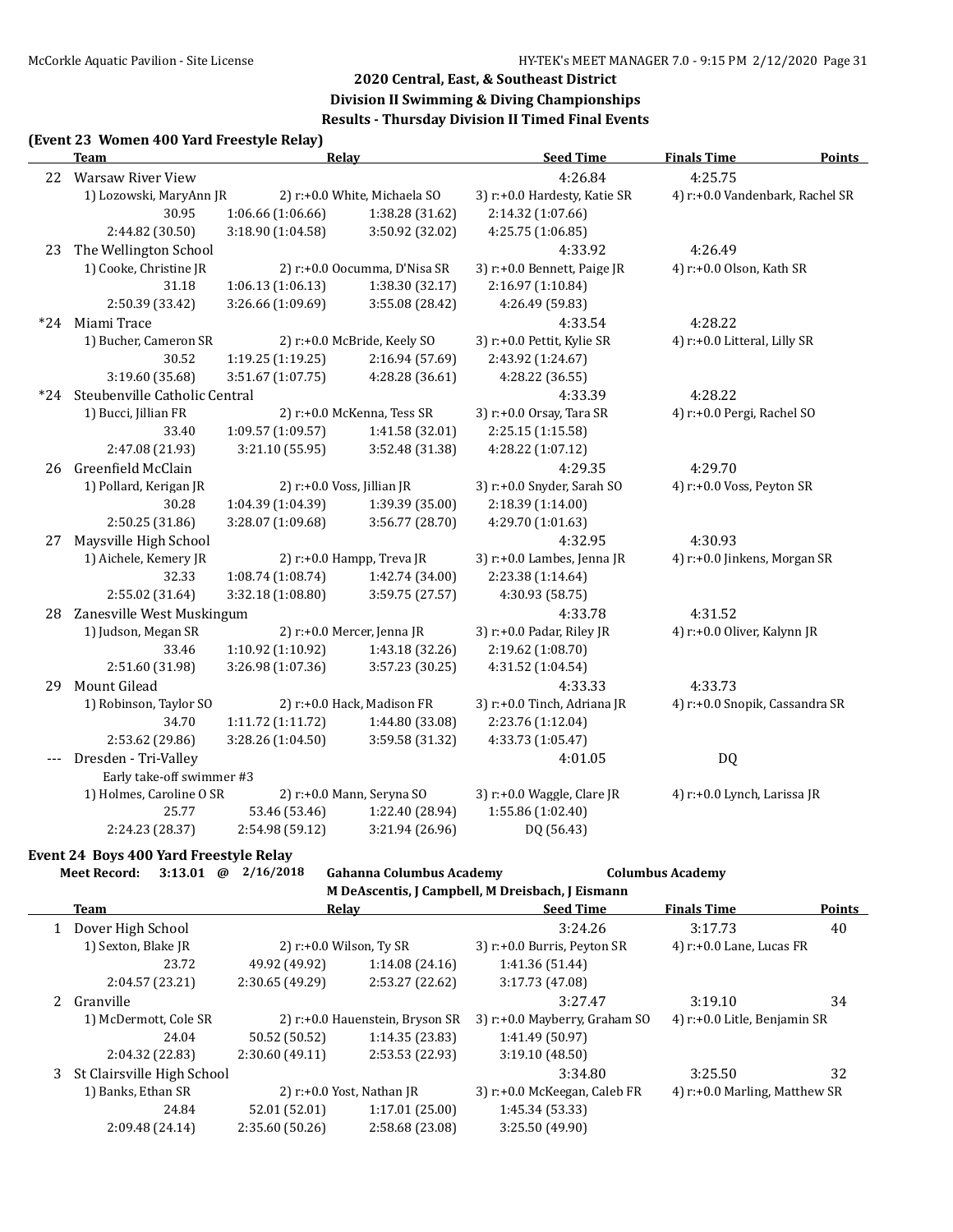## 2020 Central, East, & Southeast District
## Division II Swimming & Diving Championships
## Results - Thursday Division II Timed Final Events

### (Event 23 Women 400 Yard Freestyle Relay)

| | Team | Relay | | Seed Time | Finals Time | Points |
|---|---|---|---|---|---|---|
| 22 | Warsaw River View | | | 4:26.84 | 4:25.75 | |
| | 1) Lozowski, MaryAnn JR | 2) r:+0.0 White, Michaela SO | | 3) r:+0.0 Hardesty, Katie SR | 4) r:+0.0 Vandenbark, Rachel SR | |
| | 30.95 | 1:06.66 (1:06.66) | 1:38.28 (31.62) | 2:14.32 (1:07.66) | | |
| | 2:44.82 (30.50) | 3:18.90 (1:04.58) | 3:50.92 (32.02) | 4:25.75 (1:06.85) | | |
| 23 | The Wellington School | | | 4:33.92 | 4:26.49 | |
| | 1) Cooke, Christine JR | 2) r:+0.0 Oocumma, D'Nisa SR | | 3) r:+0.0 Bennett, Paige JR | 4) r:+0.0 Olson, Kath SR | |
| | 31.18 | 1:06.13 (1:06.13) | 1:38.30 (32.17) | 2:16.97 (1:10.84) | | |
| | 2:50.39 (33.42) | 3:26.66 (1:09.69) | 3:55.08 (28.42) | 4:26.49 (59.83) | | |
| *24 | Miami Trace | | | 4:33.54 | 4:28.22 | |
| | 1) Bucher, Cameron SR | 2) r:+0.0 McBride, Keely SO | | 3) r:+0.0 Pettit, Kylie SR | 4) r:+0.0 Litteral, Lilly SR | |
| | 30.52 | 1:19.25 (1:19.25) | 2:16.94 (57.69) | 2:43.92 (1:24.67) | | |
| | 3:19.60 (35.68) | 3:51.67 (1:07.75) | 4:28.28 (36.61) | 4:28.22 (36.55) | | |
| *24 | Steubenville Catholic Central | | | 4:33.39 | 4:28.22 | |
| | 1) Bucci, Jillian FR | 2) r:+0.0 McKenna, Tess SR | | 3) r:+0.0 Orsay, Tara SR | 4) r:+0.0 Pergi, Rachel SO | |
| | 33.40 | 1:09.57 (1:09.57) | 1:41.58 (32.01) | 2:25.15 (1:15.58) | | |
| | 2:47.08 (21.93) | 3:21.10 (55.95) | 3:52.48 (31.38) | 4:28.22 (1:07.12) | | |
| 26 | Greenfield McClain | | | 4:29.35 | 4:29.70 | |
| | 1) Pollard, Kerigan JR | 2) r:+0.0 Voss, Jillian JR | | 3) r:+0.0 Snyder, Sarah SO | 4) r:+0.0 Voss, Peyton SR | |
| | 30.28 | 1:04.39 (1:04.39) | 1:39.39 (35.00) | 2:18.39 (1:14.00) | | |
| | 2:50.25 (31.86) | 3:28.07 (1:09.68) | 3:56.77 (28.70) | 4:29.70 (1:01.63) | | |
| 27 | Maysville High School | | | 4:32.95 | 4:30.93 | |
| | 1) Aichele, Kemery JR | 2) r:+0.0 Hampp, Treva JR | | 3) r:+0.0 Lambes, Jenna JR | 4) r:+0.0 Jinkens, Morgan SR | |
| | 32.33 | 1:08.74 (1:08.74) | 1:42.74 (34.00) | 2:23.38 (1:14.64) | | |
| | 2:55.02 (31.64) | 3:32.18 (1:08.80) | 3:59.75 (27.57) | 4:30.93 (58.75) | | |
| 28 | Zanesville West Muskingum | | | 4:33.78 | 4:31.52 | |
| | 1) Judson, Megan SR | 2) r:+0.0 Mercer, Jenna JR | | 3) r:+0.0 Padar, Riley JR | 4) r:+0.0 Oliver, Kalynn JR | |
| | 33.46 | 1:10.92 (1:10.92) | 1:43.18 (32.26) | 2:19.62 (1:08.70) | | |
| | 2:51.60 (31.98) | 3:26.98 (1:07.36) | 3:57.23 (30.25) | 4:31.52 (1:04.54) | | |
| 29 | Mount Gilead | | | 4:33.33 | 4:33.73 | |
| | 1) Robinson, Taylor SO | 2) r:+0.0 Hack, Madison FR | | 3) r:+0.0 Tinch, Adriana JR | 4) r:+0.0 Snopik, Cassandra SR | |
| | 34.70 | 1:11.72 (1:11.72) | 1:44.80 (33.08) | 2:23.76 (1:12.04) | | |
| | 2:53.62 (29.86) | 3:28.26 (1:04.50) | 3:59.58 (31.32) | 4:33.73 (1:05.47) | | |
| --- | Dresden - Tri-Valley | | | 4:01.05 | DQ | |
| | Early take-off swimmer #3 | | | | | |
| | 1) Holmes, Caroline O SR | 2) r:+0.0 Mann, Seryna SO | | 3) r:+0.0 Waggle, Clare JR | 4) r:+0.0 Lynch, Larissa JR | |
| | 25.77 | 53.46 (53.46) | 1:22.40 (28.94) | 1:55.86 (1:02.40) | | |
| | 2:24.23 (28.37) | 2:54.98 (59.12) | 3:21.94 (26.96) | DQ (56.43) | | |

### Event 24 Boys 400 Yard Freestyle Relay

**Meet Record: 3:13.01 @ 2/16/2018 Gahanna Columbus Academy — Columbus Academy**
M DeAscentis, J Campbell, M Dreisbach, J Eismann

| | Team | Relay | | Seed Time | Finals Time | Points |
|---|---|---|---|---|---|---|
| 1 | Dover High School | | | 3:24.26 | 3:17.73 | 40 |
| | 1) Sexton, Blake JR | 2) r:+0.0 Wilson, Ty SR | | 3) r:+0.0 Burris, Peyton SR | 4) r:+0.0 Lane, Lucas FR | |
| | 23.72 | 49.92 (49.92) | 1:14.08 (24.16) | 1:41.36 (51.44) | | |
| | 2:04.57 (23.21) | 2:30.65 (49.29) | 2:53.27 (22.62) | 3:17.73 (47.08) | | |
| 2 | Granville | | | 3:27.47 | 3:19.10 | 34 |
| | 1) McDermott, Cole SR | 2) r:+0.0 Hauenstein, Bryson SR | | 3) r:+0.0 Mayberry, Graham SO | 4) r:+0.0 Litle, Benjamin SR | |
| | 24.04 | 50.52 (50.52) | 1:14.35 (23.83) | 1:41.49 (50.97) | | |
| | 2:04.32 (22.83) | 2:30.60 (49.11) | 2:53.53 (22.93) | 3:19.10 (48.50) | | |
| 3 | St Clairsville High School | | | 3:34.80 | 3:25.50 | 32 |
| | 1) Banks, Ethan SR | 2) r:+0.0 Yost, Nathan JR | | 3) r:+0.0 McKeegan, Caleb FR | 4) r:+0.0 Marling, Matthew SR | |
| | 24.84 | 52.01 (52.01) | 1:17.01 (25.00) | 1:45.34 (53.33) | | |
| | 2:09.48 (24.14) | 2:35.60 (50.26) | 2:58.68 (23.08) | 3:25.50 (49.90) | | |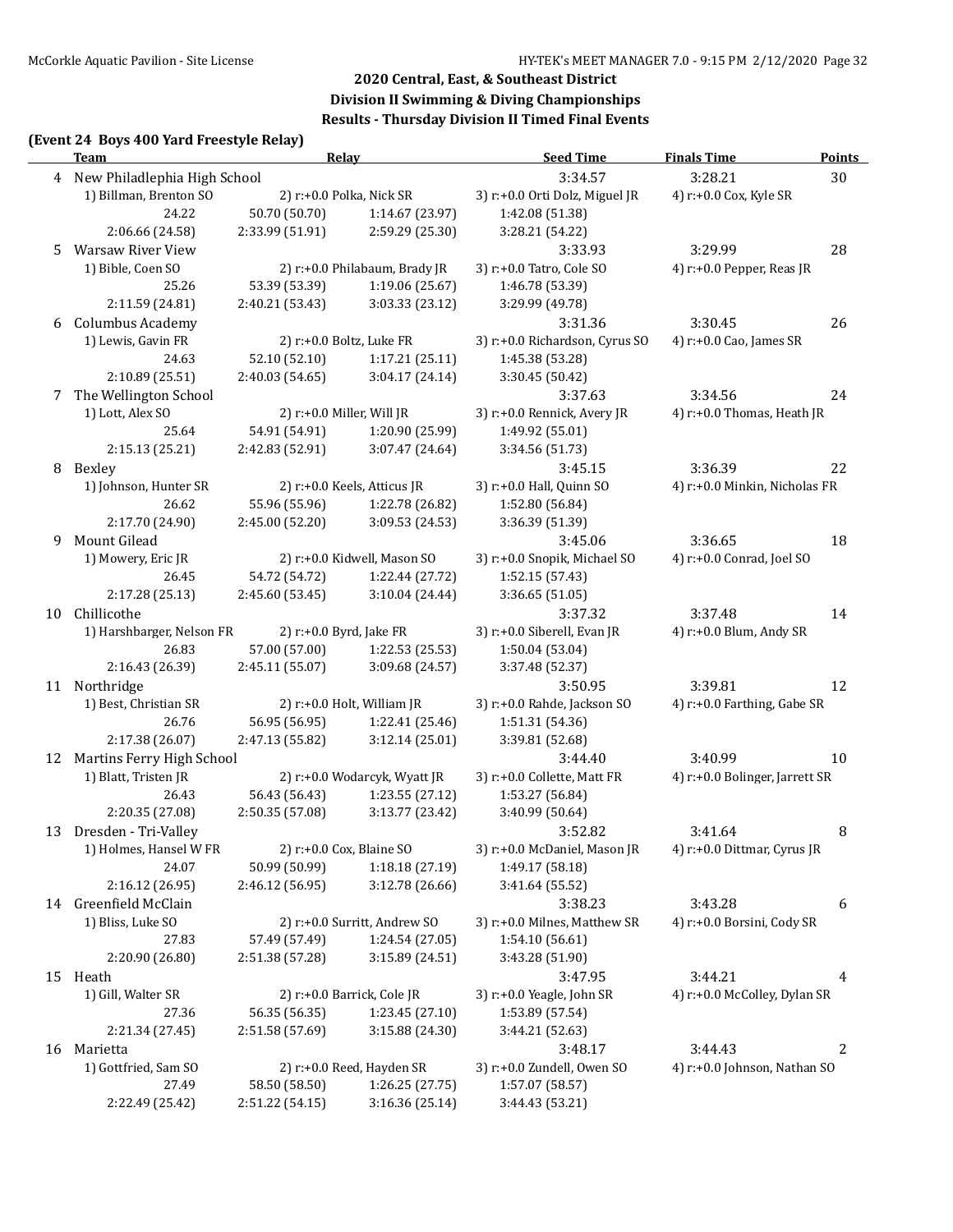## 2020 Central, East, & Southeast District
## Division II Swimming & Diving Championships
## Results - Thursday Division II Timed Final Events

**(Event 24 Boys 400 Yard Freestyle Relay)**

| | Team | Relay | | Seed Time | Finals Time | Points |
|---|---|---|---|---|---|---|
| 4 | New Philadlephia High School | | | 3:34.57 | 3:28.21 | 30 |
| | 1) Billman, Brenton SO | 2) r:+0.0 Polka, Nick SR | | 3) r:+0.0 Orti Dolz, Miguel JR | 4) r:+0.0 Cox, Kyle SR | |
| | 24.22 | 50.70 (50.70) | 1:14.67 (23.97) | 1:42.08 (51.38) | | |
| | 2:06.66 (24.58) | 2:33.99 (51.91) | 2:59.29 (25.30) | 3:28.21 (54.22) | | |
| 5 | Warsaw River View | | | 3:33.93 | 3:29.99 | 28 |
| | 1) Bible, Coen SO | 2) r:+0.0 Philabaum, Brady JR | | 3) r:+0.0 Tatro, Cole SO | 4) r:+0.0 Pepper, Reas JR | |
| | 25.26 | 53.39 (53.39) | 1:19.06 (25.67) | 1:46.78 (53.39) | | |
| | 2:11.59 (24.81) | 2:40.21 (53.43) | 3:03.33 (23.12) | 3:29.99 (49.78) | | |
| 6 | Columbus Academy | | | 3:31.36 | 3:30.45 | 26 |
| | 1) Lewis, Gavin FR | 2) r:+0.0 Boltz, Luke FR | | 3) r:+0.0 Richardson, Cyrus SO | 4) r:+0.0 Cao, James SR | |
| | 24.63 | 52.10 (52.10) | 1:17.21 (25.11) | 1:45.38 (53.28) | | |
| | 2:10.89 (25.51) | 2:40.03 (54.65) | 3:04.17 (24.14) | 3:30.45 (50.42) | | |
| 7 | The Wellington School | | | 3:37.63 | 3:34.56 | 24 |
| | 1) Lott, Alex SO | 2) r:+0.0 Miller, Will JR | | 3) r:+0.0 Rennick, Avery JR | 4) r:+0.0 Thomas, Heath JR | |
| | 25.64 | 54.91 (54.91) | 1:20.90 (25.99) | 1:49.92 (55.01) | | |
| | 2:15.13 (25.21) | 2:42.83 (52.91) | 3:07.47 (24.64) | 3:34.56 (51.73) | | |
| 8 | Bexley | | | 3:45.15 | 3:36.39 | 22 |
| | 1) Johnson, Hunter SR | 2) r:+0.0 Keels, Atticus JR | | 3) r:+0.0 Hall, Quinn SO | 4) r:+0.0 Minkin, Nicholas FR | |
| | 26.62 | 55.96 (55.96) | 1:22.78 (26.82) | 1:52.80 (56.84) | | |
| | 2:17.70 (24.90) | 2:45.00 (52.20) | 3:09.53 (24.53) | 3:36.39 (51.39) | | |
| 9 | Mount Gilead | | | 3:45.06 | 3:36.65 | 18 |
| | 1) Mowery, Eric JR | 2) r:+0.0 Kidwell, Mason SO | | 3) r:+0.0 Snopik, Michael SO | 4) r:+0.0 Conrad, Joel SO | |
| | 26.45 | 54.72 (54.72) | 1:22.44 (27.72) | 1:52.15 (57.43) | | |
| | 2:17.28 (25.13) | 2:45.60 (53.45) | 3:10.04 (24.44) | 3:36.65 (51.05) | | |
| 10 | Chillicothe | | | 3:37.32 | 3:37.48 | 14 |
| | 1) Harshbarger, Nelson FR | 2) r:+0.0 Byrd, Jake FR | | 3) r:+0.0 Siberell, Evan JR | 4) r:+0.0 Blum, Andy SR | |
| | 26.83 | 57.00 (57.00) | 1:22.53 (25.53) | 1:50.04 (53.04) | | |
| | 2:16.43 (26.39) | 2:45.11 (55.07) | 3:09.68 (24.57) | 3:37.48 (52.37) | | |
| 11 | Northridge | | | 3:50.95 | 3:39.81 | 12 |
| | 1) Best, Christian SR | 2) r:+0.0 Holt, William JR | | 3) r:+0.0 Rahde, Jackson SO | 4) r:+0.0 Farthing, Gabe SR | |
| | 26.76 | 56.95 (56.95) | 1:22.41 (25.46) | 1:51.31 (54.36) | | |
| | 2:17.38 (26.07) | 2:47.13 (55.82) | 3:12.14 (25.01) | 3:39.81 (52.68) | | |
| 12 | Martins Ferry High School | | | 3:44.40 | 3:40.99 | 10 |
| | 1) Blatt, Tristen JR | 2) r:+0.0 Wodarcyk, Wyatt JR | | 3) r:+0.0 Collette, Matt FR | 4) r:+0.0 Bolinger, Jarrett SR | |
| | 26.43 | 56.43 (56.43) | 1:23.55 (27.12) | 1:53.27 (56.84) | | |
| | 2:20.35 (27.08) | 2:50.35 (57.08) | 3:13.77 (23.42) | 3:40.99 (50.64) | | |
| 13 | Dresden - Tri-Valley | | | 3:52.82 | 3:41.64 | 8 |
| | 1) Holmes, Hansel W FR | 2) r:+0.0 Cox, Blaine SO | | 3) r:+0.0 McDaniel, Mason JR | 4) r:+0.0 Dittmar, Cyrus JR | |
| | 24.07 | 50.99 (50.99) | 1:18.18 (27.19) | 1:49.17 (58.18) | | |
| | 2:16.12 (26.95) | 2:46.12 (56.95) | 3:12.78 (26.66) | 3:41.64 (55.52) | | |
| 14 | Greenfield McClain | | | 3:38.23 | 3:43.28 | 6 |
| | 1) Bliss, Luke SO | 2) r:+0.0 Surritt, Andrew SO | | 3) r:+0.0 Milnes, Matthew SR | 4) r:+0.0 Borsini, Cody SR | |
| | 27.83 | 57.49 (57.49) | 1:24.54 (27.05) | 1:54.10 (56.61) | | |
| | 2:20.90 (26.80) | 2:51.38 (57.28) | 3:15.89 (24.51) | 3:43.28 (51.90) | | |
| 15 | Heath | | | 3:47.95 | 3:44.21 | 4 |
| | 1) Gill, Walter SR | 2) r:+0.0 Barrick, Cole JR | | 3) r:+0.0 Yeagle, John SR | 4) r:+0.0 McColley, Dylan SR | |
| | 27.36 | 56.35 (56.35) | 1:23.45 (27.10) | 1:53.89 (57.54) | | |
| | 2:21.34 (27.45) | 2:51.58 (57.69) | 3:15.88 (24.30) | 3:44.21 (52.63) | | |
| 16 | Marietta | | | 3:48.17 | 3:44.43 | 2 |
| | 1) Gottfried, Sam SO | 2) r:+0.0 Reed, Hayden SR | | 3) r:+0.0 Zundell, Owen SO | 4) r:+0.0 Johnson, Nathan SO | |
| | 27.49 | 58.50 (58.50) | 1:26.25 (27.75) | 1:57.07 (58.57) | | |
| | 2:22.49 (25.42) | 2:51.22 (54.15) | 3:16.36 (25.14) | 3:44.43 (53.21) | | |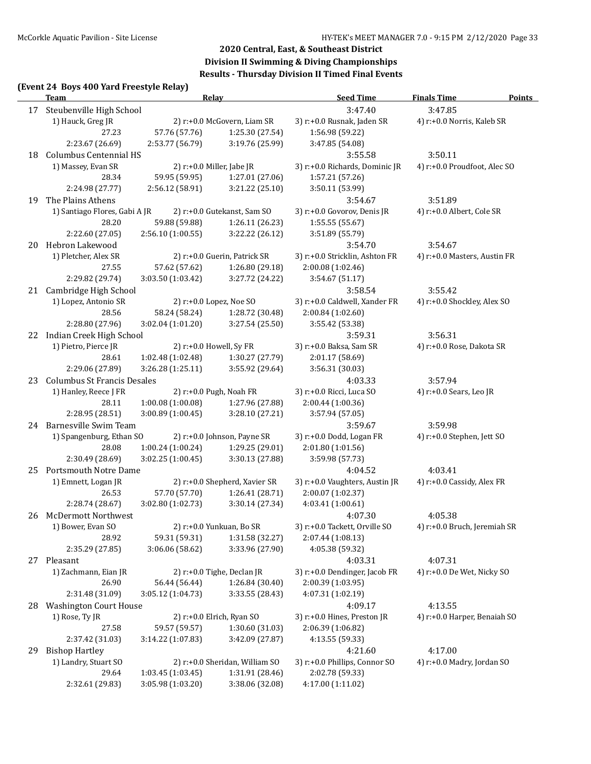## 2020 Central, East, & Southeast District
## Division II Swimming & Diving Championships
## Results - Thursday Division II Timed Final Events

### (Event 24 Boys 400 Yard Freestyle Relay)

| | Team | Relay | | Seed Time | Finals Time | Points |
|---|---|---|---|---|---|---|
| 17 | Steubenville High School | | | 3:47.40 | 3:47.85 | |
| | 1) Hauck, Greg JR | 2) r:+0.0 McGovern, Liam SR | | 3) r:+0.0 Rusnak, Jaden SR | 4) r:+0.0 Norris, Kaleb SR | |
| | 27.23 | 57.76 (57.76) | 1:25.30 (27.54) | 1:56.98 (59.22) | | |
| | 2:23.67 (26.69) | 2:53.77 (56.79) | 3:19.76 (25.99) | 3:47.85 (54.08) | | |
| 18 | Columbus Centennial HS | | | 3:55.58 | 3:50.11 | |
| | 1) Massey, Evan SR | 2) r:+0.0 Miller, Jabe JR | | 3) r:+0.0 Richards, Dominic JR | 4) r:+0.0 Proudfoot, Alec SO | |
| | 28.34 | 59.95 (59.95) | 1:27.01 (27.06) | 1:57.21 (57.26) | | |
| | 2:24.98 (27.77) | 2:56.12 (58.91) | 3:21.22 (25.10) | 3:50.11 (53.99) | | |
| 19 | The Plains Athens | | | 3:54.67 | 3:51.89 | |
| | 1) Santiago Flores, Gabi A JR | 2) r:+0.0 Gutekanst, Sam SO | | 3) r:+0.0 Govorov, Denis JR | 4) r:+0.0 Albert, Cole SR | |
| | 28.20 | 59.88 (59.88) | 1:26.11 (26.23) | 1:55.55 (55.67) | | |
| | 2:22.60 (27.05) | 2:56.10 (1:00.55) | 3:22.22 (26.12) | 3:51.89 (55.79) | | |
| 20 | Hebron Lakewood | | | 3:54.70 | 3:54.67 | |
| | 1) Pletcher, Alex SR | 2) r:+0.0 Guerin, Patrick SR | | 3) r:+0.0 Stricklin, Ashton FR | 4) r:+0.0 Masters, Austin FR | |
| | 27.55 | 57.62 (57.62) | 1:26.80 (29.18) | 2:00.08 (1:02.46) | | |
| | 2:29.82 (29.74) | 3:03.50 (1:03.42) | 3:27.72 (24.22) | 3:54.67 (51.17) | | |
| 21 | Cambridge High School | | | 3:58.54 | 3:55.42 | |
| | 1) Lopez, Antonio SR | 2) r:+0.0 Lopez, Noe SO | | 3) r:+0.0 Caldwell, Xander FR | 4) r:+0.0 Shockley, Alex SO | |
| | 28.56 | 58.24 (58.24) | 1:28.72 (30.48) | 2:00.84 (1:02.60) | | |
| | 2:28.80 (27.96) | 3:02.04 (1:01.20) | 3:27.54 (25.50) | 3:55.42 (53.38) | | |
| 22 | Indian Creek High School | | | 3:59.31 | 3:56.31 | |
| | 1) Pietro, Pierce JR | 2) r:+0.0 Howell, Sy FR | | 3) r:+0.0 Baksa, Sam SR | 4) r:+0.0 Rose, Dakota SR | |
| | 28.61 | 1:02.48 (1:02.48) | 1:30.27 (27.79) | 2:01.17 (58.69) | | |
| | 2:29.06 (27.89) | 3:26.28 (1:25.11) | 3:55.92 (29.64) | 3:56.31 (30.03) | | |
| 23 | Columbus St Francis Desales | | | 4:03.33 | 3:57.94 | |
| | 1) Hanley, Reece J FR | 2) r:+0.0 Pugh, Noah FR | | 3) r:+0.0 Ricci, Luca SO | 4) r:+0.0 Sears, Leo JR | |
| | 28.11 | 1:00.08 (1:00.08) | 1:27.96 (27.88) | 2:00.44 (1:00.36) | | |
| | 2:28.95 (28.51) | 3:00.89 (1:00.45) | 3:28.10 (27.21) | 3:57.94 (57.05) | | |
| 24 | Barnesville Swim Team | | | 3:59.67 | 3:59.98 | |
| | 1) Spangenburg, Ethan SO | 2) r:+0.0 Johnson, Payne SR | | 3) r:+0.0 Dodd, Logan FR | 4) r:+0.0 Stephen, Jett SO | |
| | 28.08 | 1:00.24 (1:00.24) | 1:29.25 (29.01) | 2:01.80 (1:01.56) | | |
| | 2:30.49 (28.69) | 3:02.25 (1:00.45) | 3:30.13 (27.88) | 3:59.98 (57.73) | | |
| 25 | Portsmouth Notre Dame | | | 4:04.52 | 4:03.41 | |
| | 1) Emnett, Logan JR | 2) r:+0.0 Shepherd, Xavier SR | | 3) r:+0.0 Vaughters, Austin JR | 4) r:+0.0 Cassidy, Alex FR | |
| | 26.53 | 57.70 (57.70) | 1:26.41 (28.71) | 2:00.07 (1:02.37) | | |
| | 2:28.74 (28.67) | 3:02.80 (1:02.73) | 3:30.14 (27.34) | 4:03.41 (1:00.61) | | |
| 26 | McDermott Northwest | | | 4:07.30 | 4:05.38 | |
| | 1) Bower, Evan SO | 2) r:+0.0 Yunkuan, Bo SR | | 3) r:+0.0 Tackett, Orville SO | 4) r:+0.0 Bruch, Jeremiah SR | |
| | 28.92 | 59.31 (59.31) | 1:31.58 (32.27) | 2:07.44 (1:08.13) | | |
| | 2:35.29 (27.85) | 3:06.06 (58.62) | 3:33.96 (27.90) | 4:05.38 (59.32) | | |
| 27 | Pleasant | | | 4:03.31 | 4:07.31 | |
| | 1) Zachmann, Eian JR | 2) r:+0.0 Tighe, Declan JR | | 3) r:+0.0 Dendinger, Jacob FR | 4) r:+0.0 De Wet, Nicky SO | |
| | 26.90 | 56.44 (56.44) | 1:26.84 (30.40) | 2:00.39 (1:03.95) | | |
| | 2:31.48 (31.09) | 3:05.12 (1:04.73) | 3:33.55 (28.43) | 4:07.31 (1:02.19) | | |
| 28 | Washington Court House | | | 4:09.17 | 4:13.55 | |
| | 1) Rose, Ty JR | 2) r:+0.0 Elrich, Ryan SO | | 3) r:+0.0 Hines, Preston JR | 4) r:+0.0 Harper, Benaiah SO | |
| | 27.58 | 59.57 (59.57) | 1:30.60 (31.03) | 2:06.39 (1:06.82) | | |
| | 2:37.42 (31.03) | 3:14.22 (1:07.83) | 3:42.09 (27.87) | 4:13.55 (59.33) | | |
| 29 | Bishop Hartley | | | 4:21.60 | 4:17.00 | |
| | 1) Landry, Stuart SO | 2) r:+0.0 Sheridan, William SO | | 3) r:+0.0 Phillips, Connor SO | 4) r:+0.0 Madry, Jordan SO | |
| | 29.64 | 1:03.45 (1:03.45) | 1:31.91 (28.46) | 2:02.78 (59.33) | | |
| | 2:32.61 (29.83) | 3:05.98 (1:03.20) | 3:38.06 (32.08) | 4:17.00 (1:11.02) | | |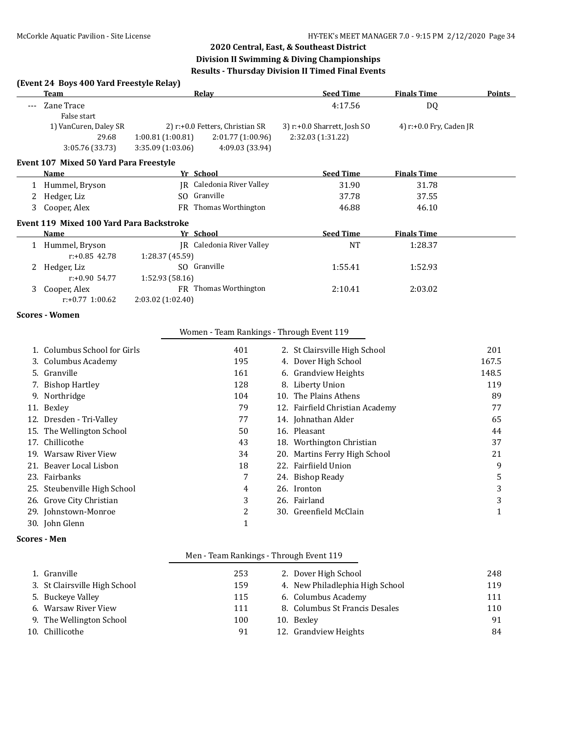## 2020 Central, East, & Southeast District
## Division II Swimming & Diving Championships
### Results - Thursday Division II Timed Final Events

**(Event 24 Boys 400 Yard Freestyle Relay)**

| | Team | Relay | Seed Time | Finals Time | Points |
|---|---|---|---|---|---|
| --- | Zane Trace | | 4:17.56 | DQ | |

False start

1) VanCuren, Daley SR — 2) r:+0.0 Fetters, Christian SR — 3) r:+0.0 Sharrett, Josh SO — 4) r:+0.0 Fry, Caden JR

29.68 — 1:00.81 (1:00.81) — 2:01.77 (1:00.96) — 2:32.03 (1:31.22)

3:05.76 (33.73) — 3:35.09 (1:03.06) — 4:09.03 (33.94)

### Event 107 Mixed 50 Yard Para Freestyle

| | Name | Yr | School | Seed Time | Finals Time |
|---|---|---|---|---|---|
| 1 | Hummel, Bryson | JR | Caledonia River Valley | 31.90 | 31.78 |
| 2 | Hedger, Liz | SO | Granville | 37.78 | 37.55 |
| 3 | Cooper, Alex | FR | Thomas Worthington | 46.88 | 46.10 |

### Event 119 Mixed 100 Yard Para Backstroke

| | Name | Yr | School | Seed Time | Finals Time |
|---|---|---|---|---|---|
| 1 | Hummel, Bryson | JR | Caledonia River Valley | NT | 1:28.37 |
| | r:+0.85 42.78 | | 1:28.37 (45.59) | | |
| 2 | Hedger, Liz | SO | Granville | 1:55.41 | 1:52.93 |
| | r:+0.90 54.77 | | 1:52.93 (58.16) | | |
| 3 | Cooper, Alex | FR | Thomas Worthington | 2:10.41 | 2:03.02 |
| | r:+0.77 1:00.62 | | 2:03.02 (1:02.40) | | |

### Scores - Women

Women - Team Rankings - Through Event 119

| | Team | Points |
|---|---|---|
| 1. | Columbus School for Girls | 401 |
| 2. | St Clairsville High School | 201 |
| 3. | Columbus Academy | 195 |
| 4. | Dover High School | 167.5 |
| 5. | Granville | 161 |
| 6. | Grandview Heights | 148.5 |
| 7. | Bishop Hartley | 128 |
| 8. | Liberty Union | 119 |
| 9. | Northridge | 104 |
| 10. | The Plains Athens | 89 |
| 11. | Bexley | 79 |
| 12. | Fairfield Christian Academy | 77 |
| 12. | Dresden - Tri-Valley | 77 |
| 14. | Johnathan Alder | 65 |
| 15. | The Wellington School | 50 |
| 16. | Pleasant | 44 |
| 17. | Chillicothe | 43 |
| 18. | Worthington Christian | 37 |
| 19. | Warsaw River View | 34 |
| 20. | Martins Ferry High School | 21 |
| 21. | Beaver Local Lisbon | 18 |
| 22. | Fairfiield Union | 9 |
| 23. | Fairbanks | 7 |
| 24. | Bishop Ready | 5 |
| 25. | Steubenville High School | 4 |
| 26. | Ironton | 3 |
| 26. | Grove City Christian | 3 |
| 26. | Fairland | 3 |
| 29. | Johnstown-Monroe | 2 |
| 30. | Greenfield McClain | 1 |
| 30. | John Glenn | 1 |

### Scores - Men

Men - Team Rankings - Through Event 119

| | Team | Points |
|---|---|---|
| 1. | Granville | 253 |
| 2. | Dover High School | 248 |
| 3. | St Clairsville High School | 159 |
| 4. | New Philadlephia High School | 119 |
| 5. | Buckeye Valley | 115 |
| 6. | Columbus Academy | 111 |
| 6. | Warsaw River View | 111 |
| 8. | Columbus St Francis Desales | 110 |
| 9. | The Wellington School | 100 |
| 10. | Bexley | 91 |
| 10. | Chillicothe | 91 |
| 12. | Grandview Heights | 84 |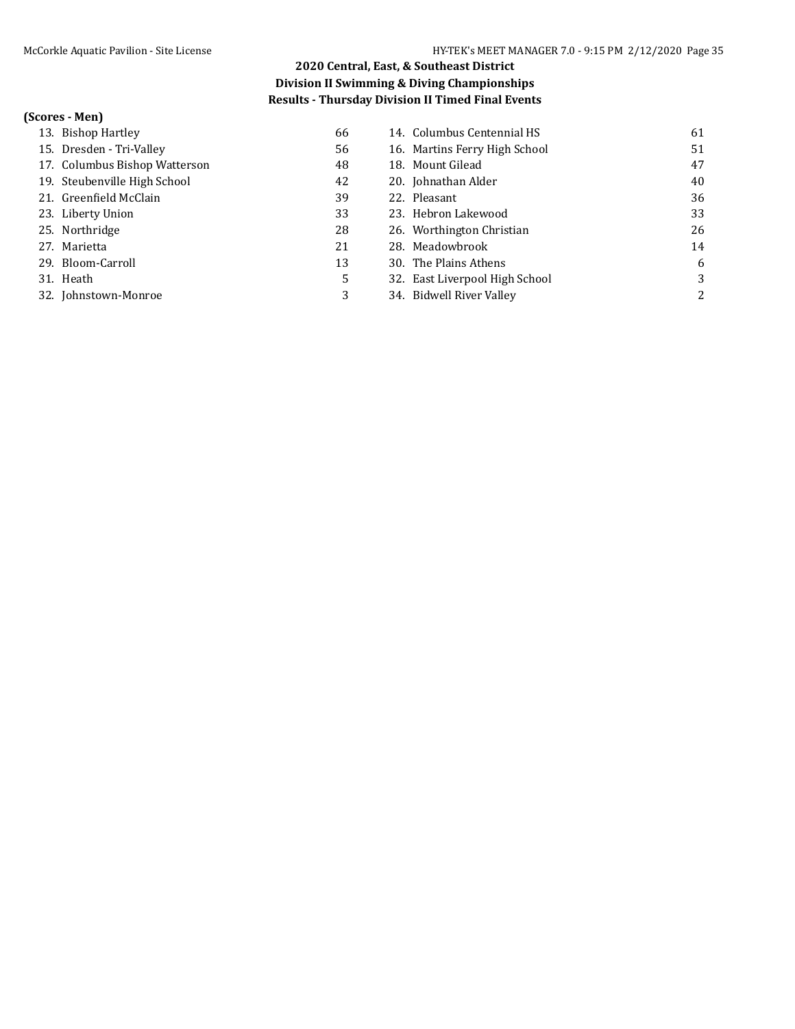## 2020 Central, East, & Southeast District
## Division II Swimming & Diving Championships
## Results - Thursday Division II Timed Final Events

**(Scores - Men)**

| | | | | | |
|---|---|---|---|---|---|
| 13. | Bishop Hartley | 66 | 14. | Columbus Centennial HS | 61 |
| 15. | Dresden - Tri-Valley | 56 | 16. | Martins Ferry High School | 51 |
| 17. | Columbus Bishop Watterson | 48 | 18. | Mount Gilead | 47 |
| 19. | Steubenville High School | 42 | 20. | Johnathan Alder | 40 |
| 21. | Greenfield McClain | 39 | 22. | Pleasant | 36 |
| 23. | Liberty Union | 33 | 23. | Hebron Lakewood | 33 |
| 25. | Northridge | 28 | 26. | Worthington Christian | 26 |
| 27. | Marietta | 21 | 28. | Meadowbrook | 14 |
| 29. | Bloom-Carroll | 13 | 30. | The Plains Athens | 6 |
| 31. | Heath | 5 | 32. | East Liverpool High School | 3 |
| 32. | Johnstown-Monroe | 3 | 34. | Bidwell River Valley | 2 |